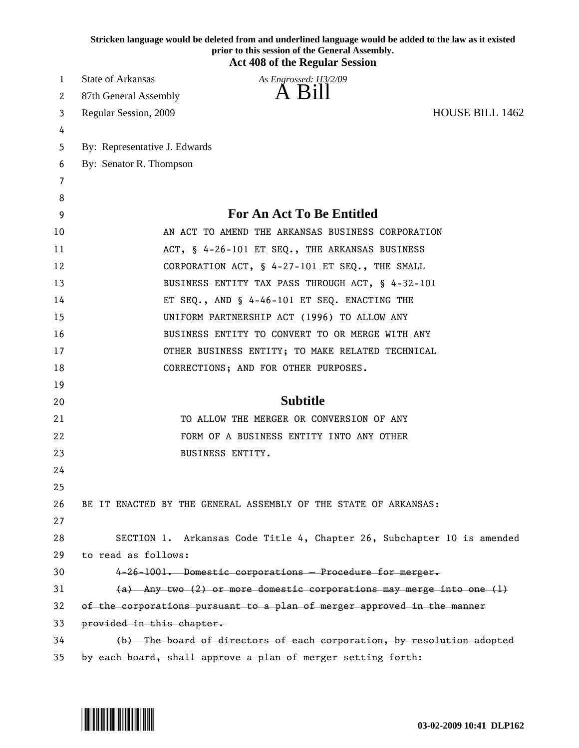**Stricken language would be deleted from and underlined language would be added to the law as it existed prior to this session of the General Assembly.**

**Act 408 of the Regular Session**

State of Arkansas *As Engrossed: H3/2/09*

87th General Assembly

# A Bill

Regular Session, 2009 HOUSE BILL 1462

By: Representative J. Edwards

By: Senator R. Thompson

## For An Act To Be Entitled

AN ACT TO AMEND THE ARKANSAS BUSINESS CORPORATION ACT, § 4-26-101 ET SEQ., THE ARKANSAS BUSINESS CORPORATION ACT, § 4-27-101 ET SEQ., THE SMALL BUSINESS ENTITY TAX PASS THROUGH ACT, § 4-32-101 ET SEQ., AND § 4-46-101 ET SEQ. ENACTING THE UNIFORM PARTNERSHIP ACT (1996) TO ALLOW ANY BUSINESS ENTITY TO CONVERT TO OR MERGE WITH ANY OTHER BUSINESS ENTITY; TO MAKE RELATED TECHNICAL CORRECTIONS; AND FOR OTHER PURPOSES.

## Subtitle

TO ALLOW THE MERGER OR CONVERSION OF ANY FORM OF A BUSINESS ENTITY INTO ANY OTHER BUSINESS ENTITY.

BE IT ENACTED BY THE GENERAL ASSEMBLY OF THE STATE OF ARKANSAS:

SECTION 1. Arkansas Code Title 4, Chapter 26, Subchapter 10 is amended to read as follows:

~~4-26-1001. Domestic corporations — Procedure for merger.~~

~~(a) Any two (2) or more domestic corporations may merge into one (1) of the corporations pursuant to a plan of merger approved in the manner provided in this chapter.~~

~~(b) The board of directors of each corporation, by resolution adopted by each board, shall approve a plan of merger setting forth:~~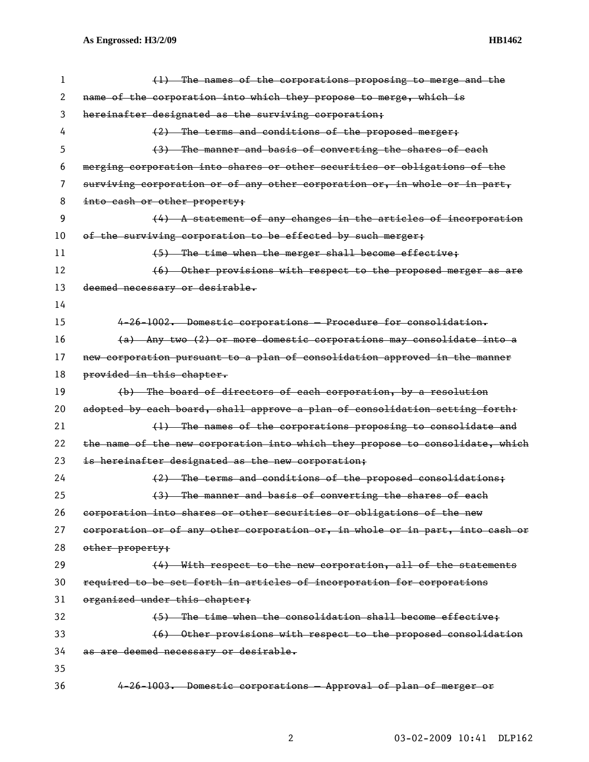~~(1) The names of the corporations proposing to merge and the name of the corporation into which they propose to merge, which is hereinafter designated as the surviving corporation;~~

~~(2) The terms and conditions of the proposed merger;~~

~~(3) The manner and basis of converting the shares of each merging corporation into shares or other securities or obligations of the surviving corporation or of any other corporation or, in whole or in part, into cash or other property;~~

~~(4) A statement of any changes in the articles of incorporation of the surviving corporation to be effected by such merger;~~

~~(5) The time when the merger shall become effective;~~

~~(6) Other provisions with respect to the proposed merger as are deemed necessary or desirable.~~

~~4-26-1002. Domestic corporations — Procedure for consolidation.~~

~~(a) Any two (2) or more domestic corporations may consolidate into a new corporation pursuant to a plan of consolidation approved in the manner provided in this chapter.~~

~~(b) The board of directors of each corporation, by a resolution adopted by each board, shall approve a plan of consolidation setting forth:~~

~~(1) The names of the corporations proposing to consolidate and the name of the new corporation into which they propose to consolidate, which is hereinafter designated as the new corporation;~~

~~(2) The terms and conditions of the proposed consolidations;~~

~~(3) The manner and basis of converting the shares of each corporation into shares or other securities or obligations of the new corporation or of any other corporation or, in whole or in part, into cash or other property;~~

~~(4) With respect to the new corporation, all of the statements required to be set forth in articles of incorporation for corporations organized under this chapter;~~

~~(5) The time when the consolidation shall become effective;~~

~~(6) Other provisions with respect to the proposed consolidation as are deemed necessary or desirable.~~

~~4-26-1003. Domestic corporations — Approval of plan of merger or~~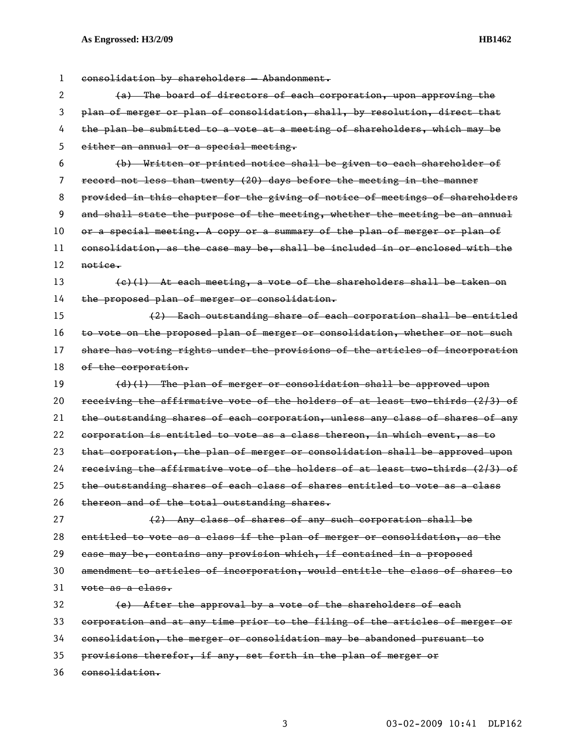~~consolidation by shareholders — Abandonment.~~

~~(a) The board of directors of each corporation, upon approving the plan of merger or plan of consolidation, shall, by resolution, direct that the plan be submitted to a vote at a meeting of shareholders, which may be either an annual or a special meeting.~~

~~(b) Written or printed notice shall be given to each shareholder of record not less than twenty (20) days before the meeting in the manner provided in this chapter for the giving of notice of meetings of shareholders and shall state the purpose of the meeting, whether the meeting be an annual or a special meeting. A copy or a summary of the plan of merger or plan of consolidation, as the case may be, shall be included in or enclosed with the notice.~~

~~(c)(1) At each meeting, a vote of the shareholders shall be taken on the proposed plan of merger or consolidation.~~

~~(2) Each outstanding share of each corporation shall be entitled to vote on the proposed plan of merger or consolidation, whether or not such share has voting rights under the provisions of the articles of incorporation of the corporation.~~

~~(d)(1) The plan of merger or consolidation shall be approved upon receiving the affirmative vote of the holders of at least two-thirds (2/3) of the outstanding shares of each corporation, unless any class of shares of any corporation is entitled to vote as a class thereon, in which event, as to that corporation, the plan of merger or consolidation shall be approved upon receiving the affirmative vote of the holders of at least two-thirds (2/3) of the outstanding shares of each class of shares entitled to vote as a class thereon and of the total outstanding shares.~~

~~(2) Any class of shares of any such corporation shall be entitled to vote as a class if the plan of merger or consolidation, as the case may be, contains any provision which, if contained in a proposed amendment to articles of incorporation, would entitle the class of shares to vote as a class.~~

~~(e) After the approval by a vote of the shareholders of each corporation and at any time prior to the filing of the articles of merger or consolidation, the merger or consolidation may be abandoned pursuant to provisions therefor, if any, set forth in the plan of merger or consolidation.~~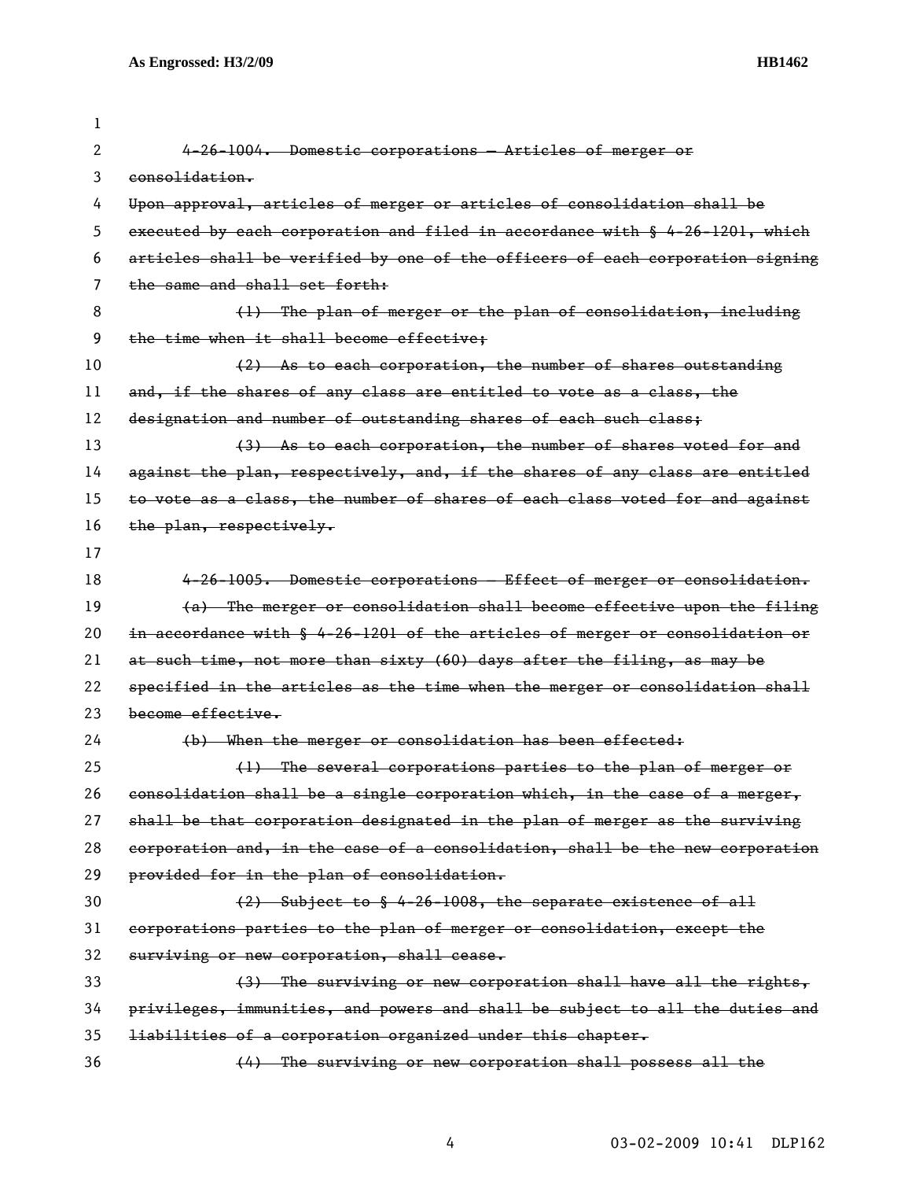~~4-26-1004. Domestic corporations — Articles of merger or consolidation.~~

~~Upon approval, articles of merger or articles of consolidation shall be executed by each corporation and filed in accordance with § 4-26-1201, which articles shall be verified by one of the officers of each corporation signing the same and shall set forth:~~

~~(1) The plan of merger or the plan of consolidation, including the time when it shall become effective;~~

~~(2) As to each corporation, the number of shares outstanding and, if the shares of any class are entitled to vote as a class, the designation and number of outstanding shares of each such class;~~

~~(3) As to each corporation, the number of shares voted for and against the plan, respectively, and, if the shares of any class are entitled to vote as a class, the number of shares of each class voted for and against the plan, respectively.~~

~~4-26-1005. Domestic corporations — Effect of merger or consolidation.~~

~~(a) The merger or consolidation shall become effective upon the filing in accordance with § 4-26-1201 of the articles of merger or consolidation or at such time, not more than sixty (60) days after the filing, as may be specified in the articles as the time when the merger or consolidation shall become effective.~~

~~(b) When the merger or consolidation has been effected:~~

~~(1) The several corporations parties to the plan of merger or consolidation shall be a single corporation which, in the case of a merger, shall be that corporation designated in the plan of merger as the surviving corporation and, in the case of a consolidation, shall be the new corporation provided for in the plan of consolidation.~~

~~(2) Subject to § 4-26-1008, the separate existence of all corporations parties to the plan of merger or consolidation, except the surviving or new corporation, shall cease.~~

~~(3) The surviving or new corporation shall have all the rights, privileges, immunities, and powers and shall be subject to all the duties and liabilities of a corporation organized under this chapter.~~

~~(4) The surviving or new corporation shall possess all the~~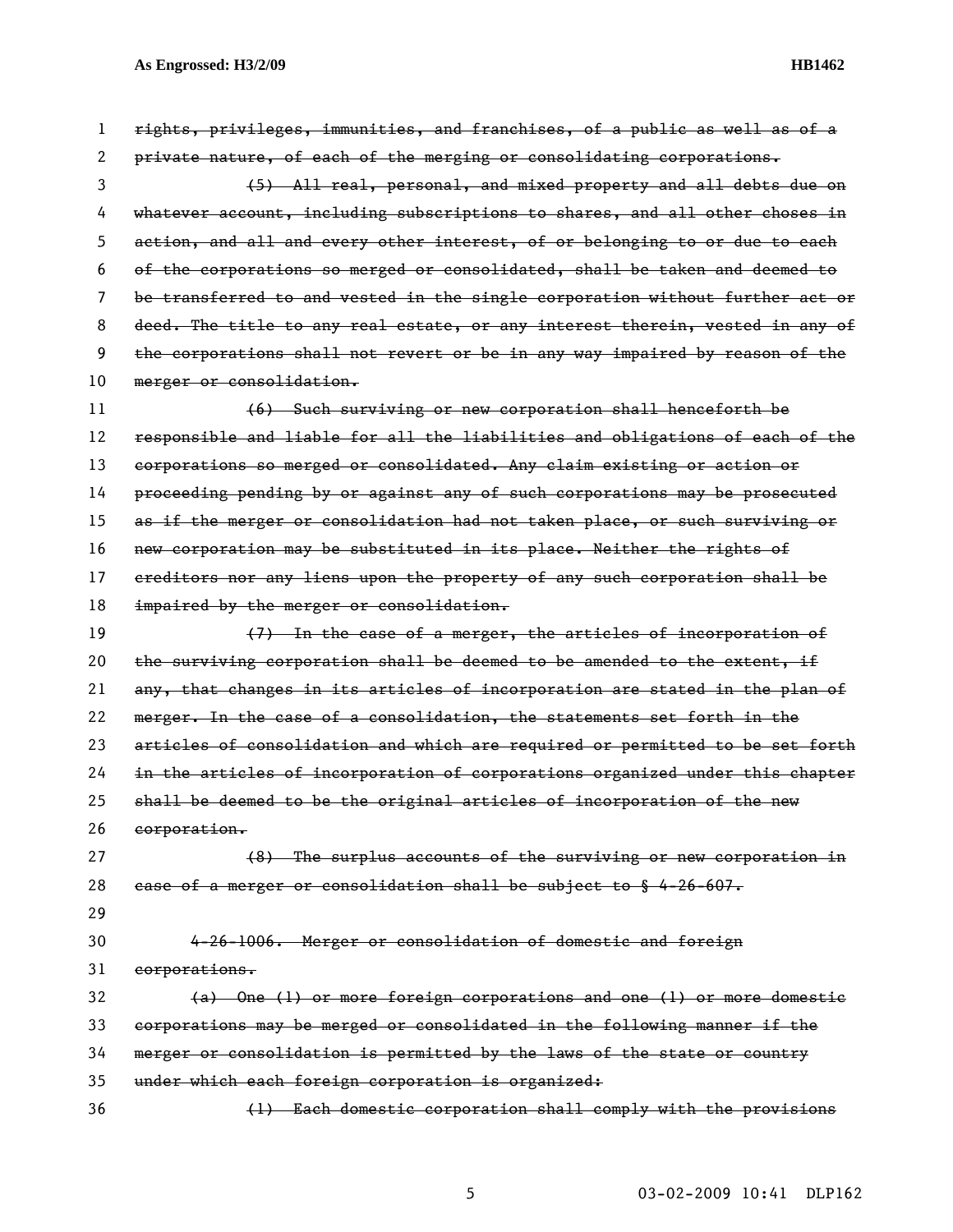~~rights, privileges, immunities, and franchises, of a public as well as of a private nature, of each of the merging or consolidating corporations.~~

~~(5) All real, personal, and mixed property and all debts due on whatever account, including subscriptions to shares, and all other choses in action, and all and every other interest, of or belonging to or due to each of the corporations so merged or consolidated, shall be taken and deemed to be transferred to and vested in the single corporation without further act or deed. The title to any real estate, or any interest therein, vested in any of the corporations shall not revert or be in any way impaired by reason of the merger or consolidation.~~

~~(6) Such surviving or new corporation shall henceforth be responsible and liable for all the liabilities and obligations of each of the corporations so merged or consolidated. Any claim existing or action or proceeding pending by or against any of such corporations may be prosecuted as if the merger or consolidation had not taken place, or such surviving or new corporation may be substituted in its place. Neither the rights of creditors nor any liens upon the property of any such corporation shall be impaired by the merger or consolidation.~~

~~(7) In the case of a merger, the articles of incorporation of the surviving corporation shall be deemed to be amended to the extent, if any, that changes in its articles of incorporation are stated in the plan of merger. In the case of a consolidation, the statements set forth in the articles of consolidation and which are required or permitted to be set forth in the articles of incorporation of corporations organized under this chapter shall be deemed to be the original articles of incorporation of the new corporation.~~

~~(8) The surplus accounts of the surviving or new corporation in case of a merger or consolidation shall be subject to § 4-26-607.~~

~~4-26-1006. Merger or consolidation of domestic and foreign corporations.~~

~~(a) One (1) or more foreign corporations and one (1) or more domestic corporations may be merged or consolidated in the following manner if the merger or consolidation is permitted by the laws of the state or country under which each foreign corporation is organized:~~

~~(1) Each domestic corporation shall comply with the provisions~~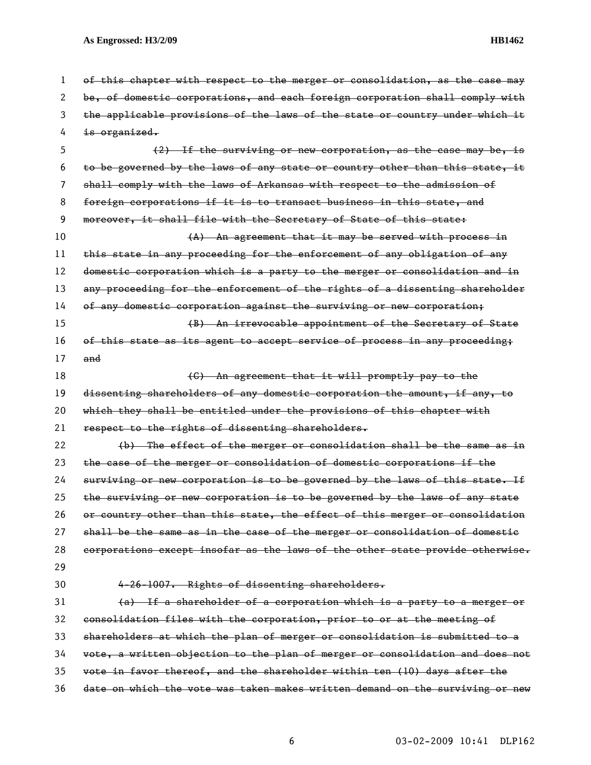~~of this chapter with respect to the merger or consolidation, as the case may be, of domestic corporations, and each foreign corporation shall comply with the applicable provisions of the laws of the state or country under which it is organized.~~

~~(2) If the surviving or new corporation, as the case may be, is to be governed by the laws of any state or country other than this state, it shall comply with the laws of Arkansas with respect to the admission of foreign corporations if it is to transact business in this state, and moreover, it shall file with the Secretary of State of this state:~~

~~(A) An agreement that it may be served with process in this state in any proceeding for the enforcement of any obligation of any domestic corporation which is a party to the merger or consolidation and in any proceeding for the enforcement of the rights of a dissenting shareholder of any domestic corporation against the surviving or new corporation;~~

~~(B) An irrevocable appointment of the Secretary of State of this state as its agent to accept service of process in any proceeding; and~~

~~(C) An agreement that it will promptly pay to the dissenting shareholders of any domestic corporation the amount, if any, to which they shall be entitled under the provisions of this chapter with respect to the rights of dissenting shareholders.~~

~~(b) The effect of the merger or consolidation shall be the same as in the case of the merger or consolidation of domestic corporations if the surviving or new corporation is to be governed by the laws of this state. If the surviving or new corporation is to be governed by the laws of any state or country other than this state, the effect of this merger or consolidation shall be the same as in the case of the merger or consolidation of domestic corporations except insofar as the laws of the other state provide otherwise.~~

~~4-26-1007. Rights of dissenting shareholders.~~

~~(a) If a shareholder of a corporation which is a party to a merger or consolidation files with the corporation, prior to or at the meeting of shareholders at which the plan of merger or consolidation is submitted to a vote, a written objection to the plan of merger or consolidation and does not vote in favor thereof, and the shareholder within ten (10) days after the date on which the vote was taken makes written demand on the surviving or new~~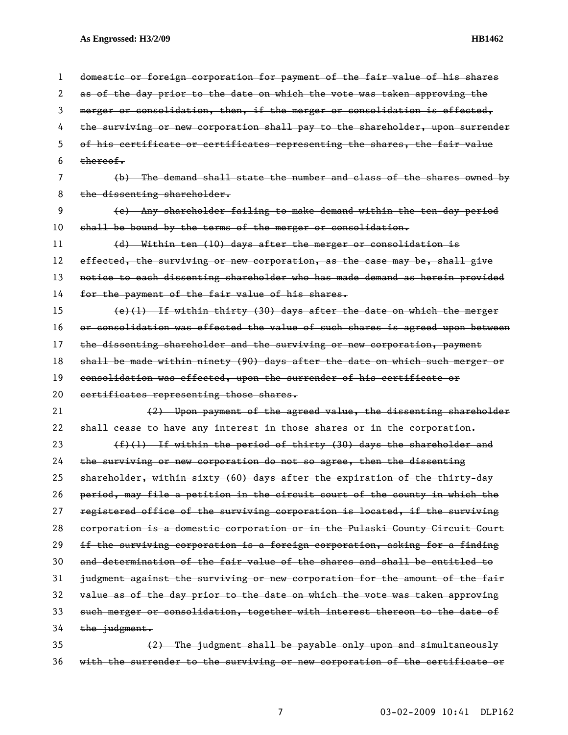~~domestic or foreign corporation for payment of the fair value of his shares as of the day prior to the date on which the vote was taken approving the merger or consolidation, then, if the merger or consolidation is effected, the surviving or new corporation shall pay to the shareholder, upon surrender of his certificate or certificates representing the shares, the fair value thereof.~~

~~(b) The demand shall state the number and class of the shares owned by the dissenting shareholder.~~

~~(c) Any shareholder failing to make demand within the ten-day period shall be bound by the terms of the merger or consolidation.~~

~~(d) Within ten (10) days after the merger or consolidation is effected, the surviving or new corporation, as the case may be, shall give notice to each dissenting shareholder who has made demand as herein provided for the payment of the fair value of his shares.~~

~~(e)(1) If within thirty (30) days after the date on which the merger or consolidation was effected the value of such shares is agreed upon between the dissenting shareholder and the surviving or new corporation, payment shall be made within ninety (90) days after the date on which such merger or consolidation was effected, upon the surrender of his certificate or certificates representing those shares.~~

~~(2) Upon payment of the agreed value, the dissenting shareholder shall cease to have any interest in those shares or in the corporation.~~

~~(f)(1) If within the period of thirty (30) days the shareholder and the surviving or new corporation do not so agree, then the dissenting shareholder, within sixty (60) days after the expiration of the thirty-day period, may file a petition in the circuit court of the county in which the registered office of the surviving corporation is located, if the surviving corporation is a domestic corporation or in the Pulaski County Circuit Court if the surviving corporation is a foreign corporation, asking for a finding and determination of the fair value of the shares and shall be entitled to judgment against the surviving or new corporation for the amount of the fair value as of the day prior to the date on which the vote was taken approving such merger or consolidation, together with interest thereon to the date of the judgment.~~

~~(2) The judgment shall be payable only upon and simultaneously with the surrender to the surviving or new corporation of the certificate or~~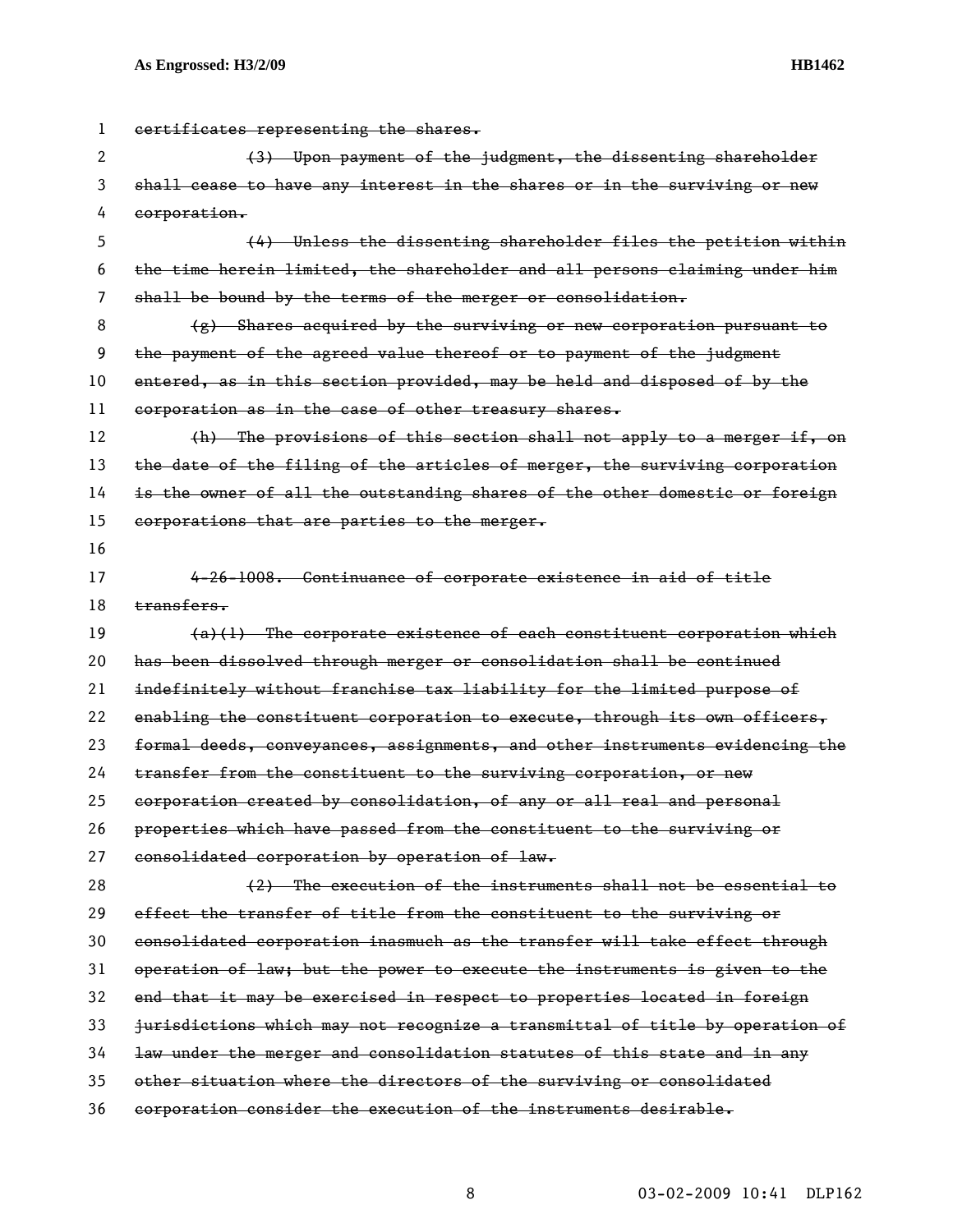~~certificates representing the shares.~~

~~(3) Upon payment of the judgment, the dissenting shareholder shall cease to have any interest in the shares or in the surviving or new corporation.~~

~~(4) Unless the dissenting shareholder files the petition within the time herein limited, the shareholder and all persons claiming under him shall be bound by the terms of the merger or consolidation.~~

~~(g) Shares acquired by the surviving or new corporation pursuant to the payment of the agreed value thereof or to payment of the judgment entered, as in this section provided, may be held and disposed of by the corporation as in the case of other treasury shares.~~

~~(h) The provisions of this section shall not apply to a merger if, on the date of the filing of the articles of merger, the surviving corporation is the owner of all the outstanding shares of the other domestic or foreign corporations that are parties to the merger.~~

~~4-26-1008. Continuance of corporate existence in aid of title transfers.~~

~~(a)(1) The corporate existence of each constituent corporation which has been dissolved through merger or consolidation shall be continued indefinitely without franchise tax liability for the limited purpose of enabling the constituent corporation to execute, through its own officers, formal deeds, conveyances, assignments, and other instruments evidencing the transfer from the constituent to the surviving corporation, or new corporation created by consolidation, of any or all real and personal properties which have passed from the constituent to the surviving or consolidated corporation by operation of law.~~

~~(2) The execution of the instruments shall not be essential to effect the transfer of title from the constituent to the surviving or consolidated corporation inasmuch as the transfer will take effect through operation of law; but the power to execute the instruments is given to the end that it may be exercised in respect to properties located in foreign jurisdictions which may not recognize a transmittal of title by operation of law under the merger and consolidation statutes of this state and in any other situation where the directors of the surviving or consolidated corporation consider the execution of the instruments desirable.~~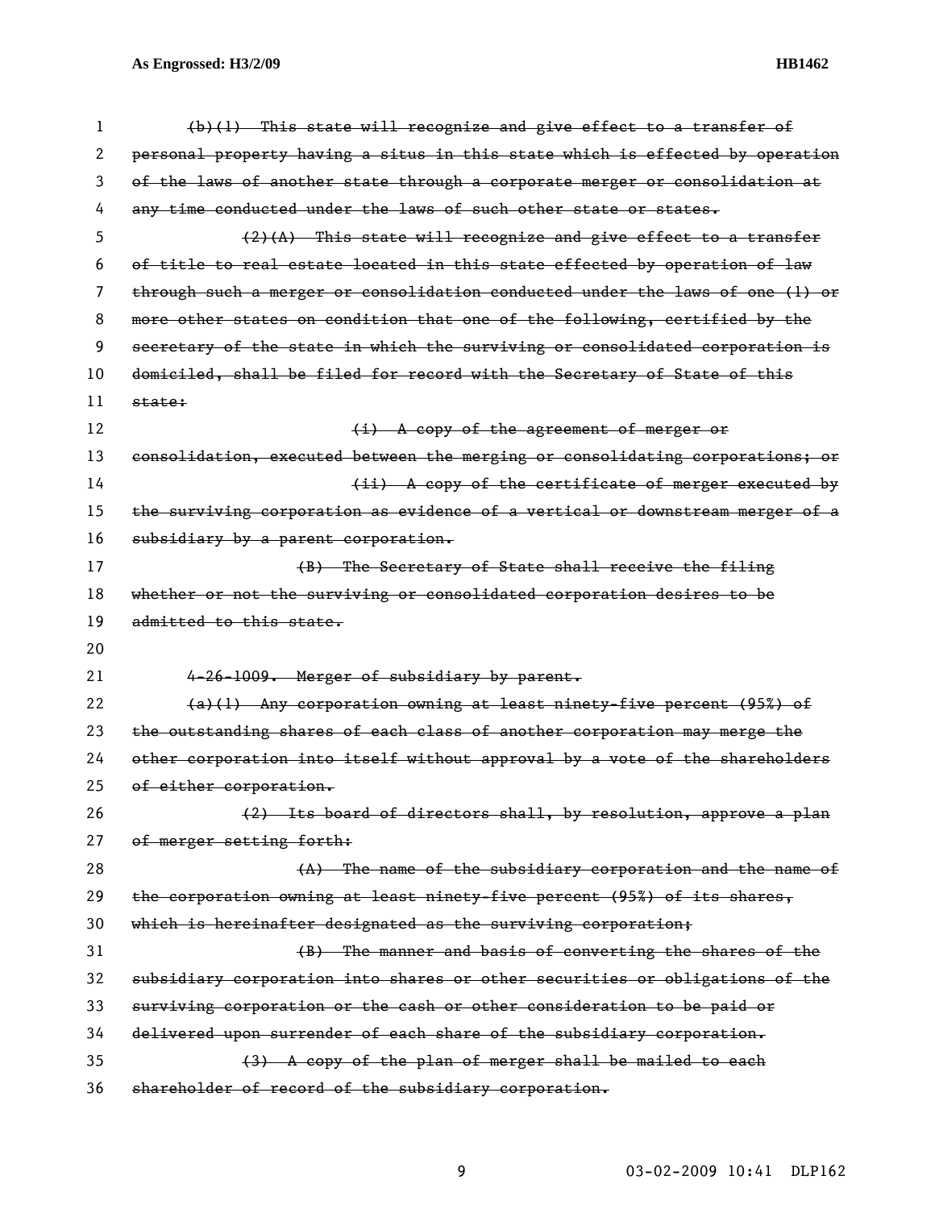~~(b)(1) This state will recognize and give effect to a transfer of personal property having a situs in this state which is effected by operation of the laws of another state through a corporate merger or consolidation at any time conducted under the laws of such other state or states.~~

~~(2)(A) This state will recognize and give effect to a transfer of title to real estate located in this state effected by operation of law through such a merger or consolidation conducted under the laws of one (1) or more other states on condition that one of the following, certified by the secretary of the state in which the surviving or consolidated corporation is domiciled, shall be filed for record with the Secretary of State of this state:~~

~~(i) A copy of the agreement of merger or consolidation, executed between the merging or consolidating corporations; or~~

~~(ii) A copy of the certificate of merger executed by the surviving corporation as evidence of a vertical or downstream merger of a subsidiary by a parent corporation.~~

~~(B) The Secretary of State shall receive the filing whether or not the surviving or consolidated corporation desires to be admitted to this state.~~

~~4-26-1009. Merger of subsidiary by parent.~~

~~(a)(1) Any corporation owning at least ninety-five percent (95%) of the outstanding shares of each class of another corporation may merge the other corporation into itself without approval by a vote of the shareholders of either corporation.~~

~~(2) Its board of directors shall, by resolution, approve a plan of merger setting forth:~~

~~(A) The name of the subsidiary corporation and the name of the corporation owning at least ninety-five percent (95%) of its shares, which is hereinafter designated as the surviving corporation;~~

~~(B) The manner and basis of converting the shares of the subsidiary corporation into shares or other securities or obligations of the surviving corporation or the cash or other consideration to be paid or delivered upon surrender of each share of the subsidiary corporation.~~

~~(3) A copy of the plan of merger shall be mailed to each shareholder of record of the subsidiary corporation.~~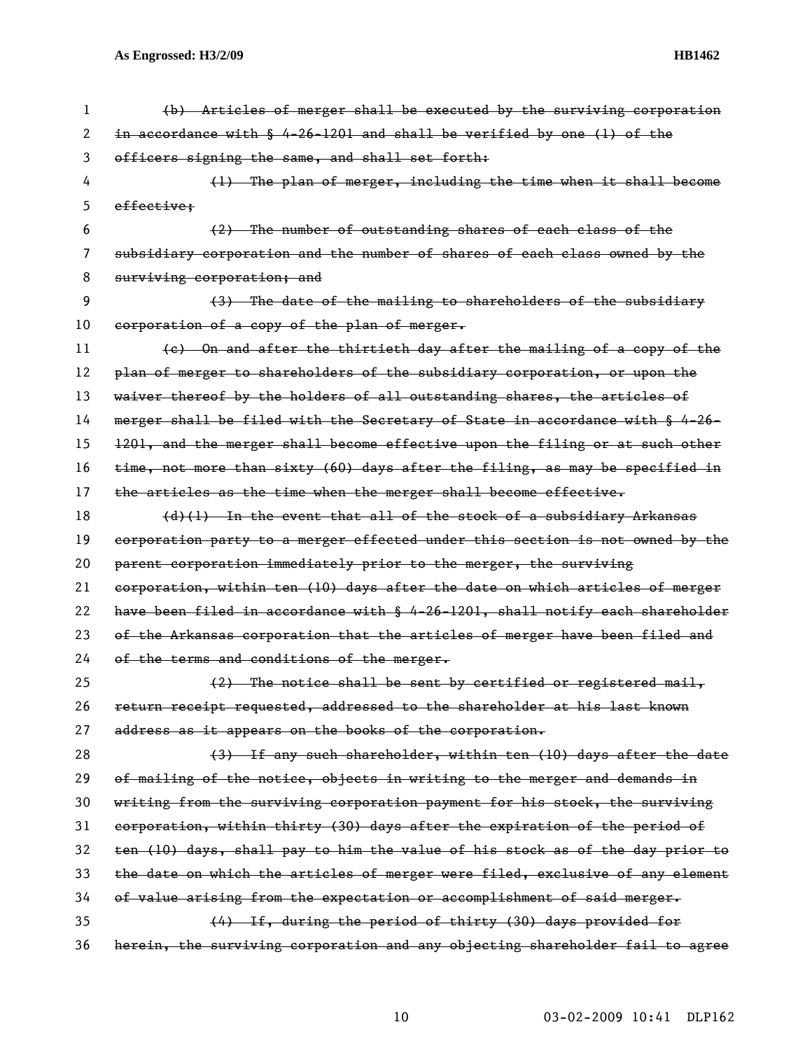~~(b) Articles of merger shall be executed by the surviving corporation in accordance with § 4-26-1201 and shall be verified by one (1) of the officers signing the same, and shall set forth:~~

~~(1) The plan of merger, including the time when it shall become effective;~~

~~(2) The number of outstanding shares of each class of the subsidiary corporation and the number of shares of each class owned by the surviving corporation; and~~

~~(3) The date of the mailing to shareholders of the subsidiary corporation of a copy of the plan of merger.~~

~~(c) On and after the thirtieth day after the mailing of a copy of the plan of merger to shareholders of the subsidiary corporation, or upon the waiver thereof by the holders of all outstanding shares, the articles of merger shall be filed with the Secretary of State in accordance with § 4-26-1201, and the merger shall become effective upon the filing or at such other time, not more than sixty (60) days after the filing, as may be specified in the articles as the time when the merger shall become effective.~~

~~(d)(1) In the event that all of the stock of a subsidiary Arkansas corporation party to a merger effected under this section is not owned by the parent corporation immediately prior to the merger, the surviving corporation, within ten (10) days after the date on which articles of merger have been filed in accordance with § 4-26-1201, shall notify each shareholder of the Arkansas corporation that the articles of merger have been filed and of the terms and conditions of the merger.~~

~~(2) The notice shall be sent by certified or registered mail, return receipt requested, addressed to the shareholder at his last known address as it appears on the books of the corporation.~~

~~(3) If any such shareholder, within ten (10) days after the date of mailing of the notice, objects in writing to the merger and demands in writing from the surviving corporation payment for his stock, the surviving corporation, within thirty (30) days after the expiration of the period of ten (10) days, shall pay to him the value of his stock as of the day prior to the date on which the articles of merger were filed, exclusive of any element of value arising from the expectation or accomplishment of said merger.~~

~~(4) If, during the period of thirty (30) days provided for herein, the surviving corporation and any objecting shareholder fail to agree~~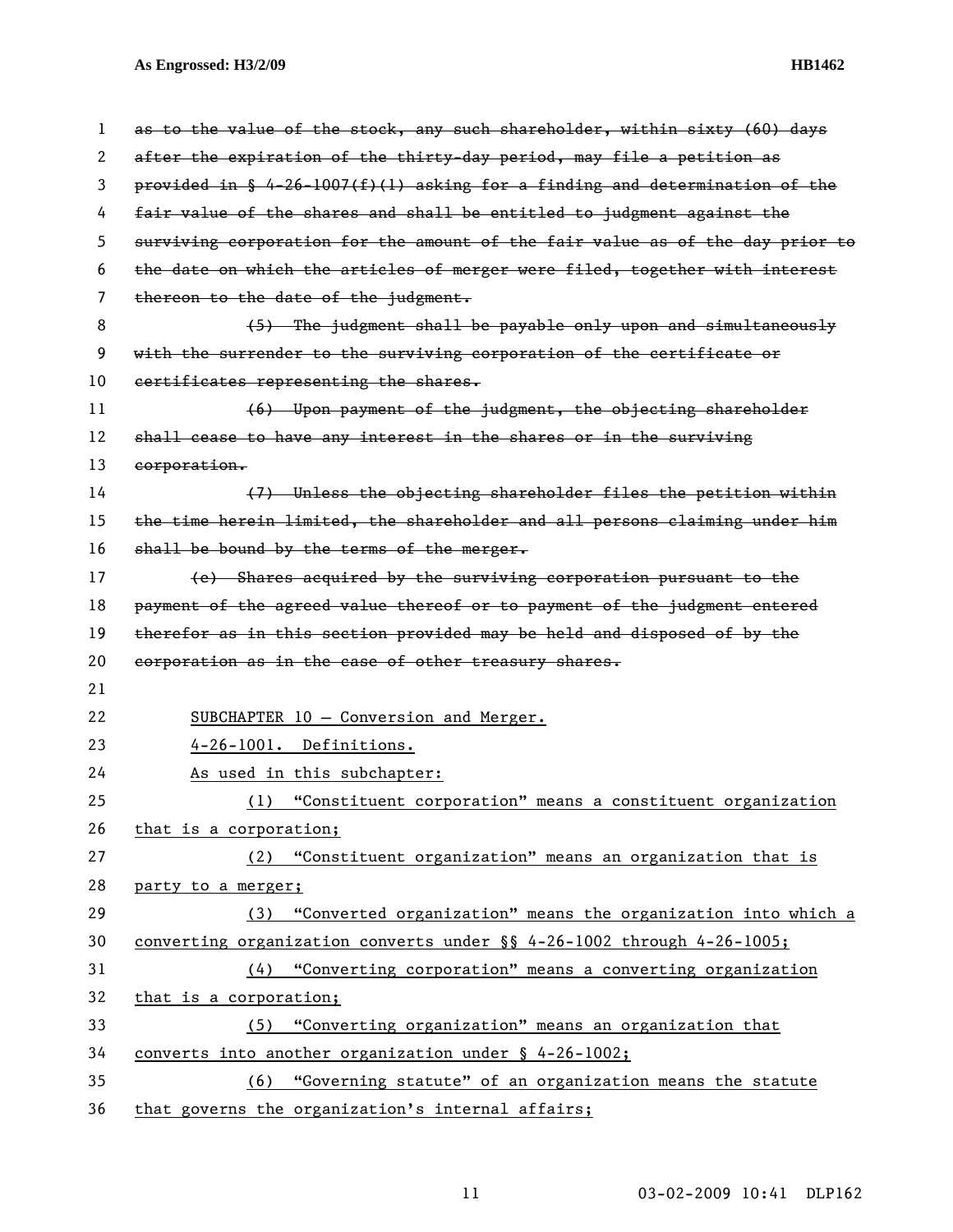~~as to the value of the stock, any such shareholder, within sixty (60) days after the expiration of the thirty-day period, may file a petition as provided in § 4-26-1007(f)(1) asking for a finding and determination of the fair value of the shares and shall be entitled to judgment against the surviving corporation for the amount of the fair value as of the day prior to the date on which the articles of merger were filed, together with interest thereon to the date of the judgment.~~

~~(5) The judgment shall be payable only upon and simultaneously with the surrender to the surviving corporation of the certificate or certificates representing the shares.~~

~~(6) Upon payment of the judgment, the objecting shareholder shall cease to have any interest in the shares or in the surviving corporation.~~

~~(7) Unless the objecting shareholder files the petition within the time herein limited, the shareholder and all persons claiming under him shall be bound by the terms of the merger.~~

~~(e) Shares acquired by the surviving corporation pursuant to the payment of the agreed value thereof or to payment of the judgment entered therefor as in this section provided may be held and disposed of by the corporation as in the case of other treasury shares.~~

<u>SUBCHAPTER 10 – Conversion and Merger.</u>

<u>4-26-1001. Definitions.</u>

<u>As used in this subchapter:</u>

<u>(1) "Constituent corporation" means a constituent organization that is a corporation;</u>

<u>(2) "Constituent organization" means an organization that is party to a merger;</u>

<u>(3) "Converted organization" means the organization into which a converting organization converts under §§ 4-26-1002 through 4-26-1005;</u>

<u>(4) "Converting corporation" means a converting organization that is a corporation;</u>

<u>(5) "Converting organization" means an organization that converts into another organization under § 4-26-1002;</u>

<u>(6) "Governing statute" of an organization means the statute that governs the organization's internal affairs;</u>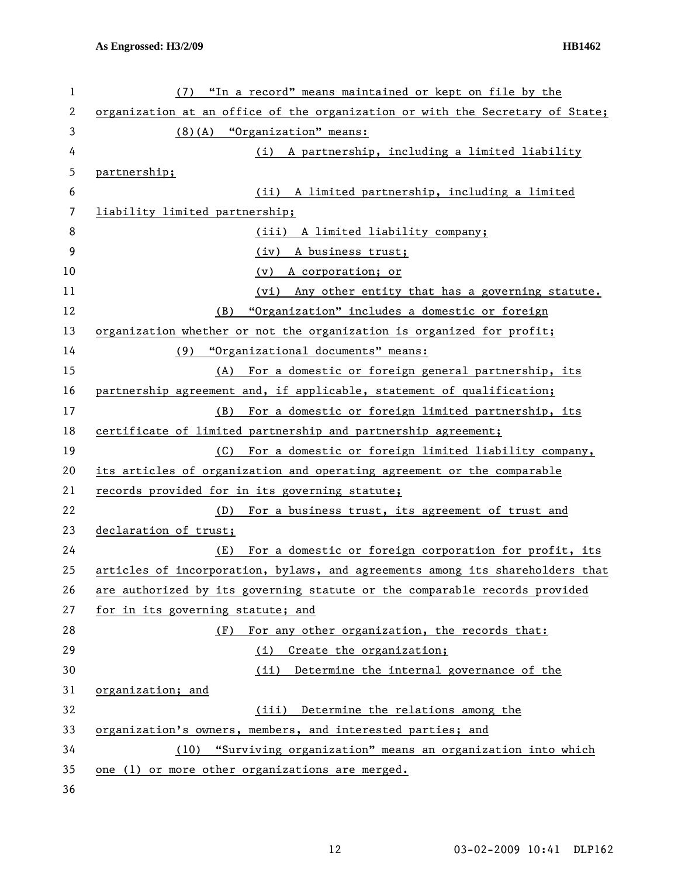(7) "In a record" means maintained or kept on file by the organization at an office of the organization or with the Secretary of State;

(8)(A) "Organization" means:

(i) A partnership, including a limited liability partnership;

(ii) A limited partnership, including a limited liability limited partnership;

(iii) A limited liability company;

(iv) A business trust;

(v) A corporation; or

(vi) Any other entity that has a governing statute.

(B) "Organization" includes a domestic or foreign organization whether or not the organization is organized for profit;

(9) "Organizational documents" means:

(A) For a domestic or foreign general partnership, its partnership agreement and, if applicable, statement of qualification;

(B) For a domestic or foreign limited partnership, its certificate of limited partnership and partnership agreement;

(C) For a domestic or foreign limited liability company, its articles of organization and operating agreement or the comparable records provided for in its governing statute;

(D) For a business trust, its agreement of trust and declaration of trust;

(E) For a domestic or foreign corporation for profit, its articles of incorporation, bylaws, and agreements among its shareholders that are authorized by its governing statute or the comparable records provided for in its governing statute; and

(F) For any other organization, the records that:

(i) Create the organization;

(ii) Determine the internal governance of the organization; and

(iii) Determine the relations among the organization's owners, members, and interested parties; and

(10) "Surviving organization" means an organization into which one (1) or more other organizations are merged.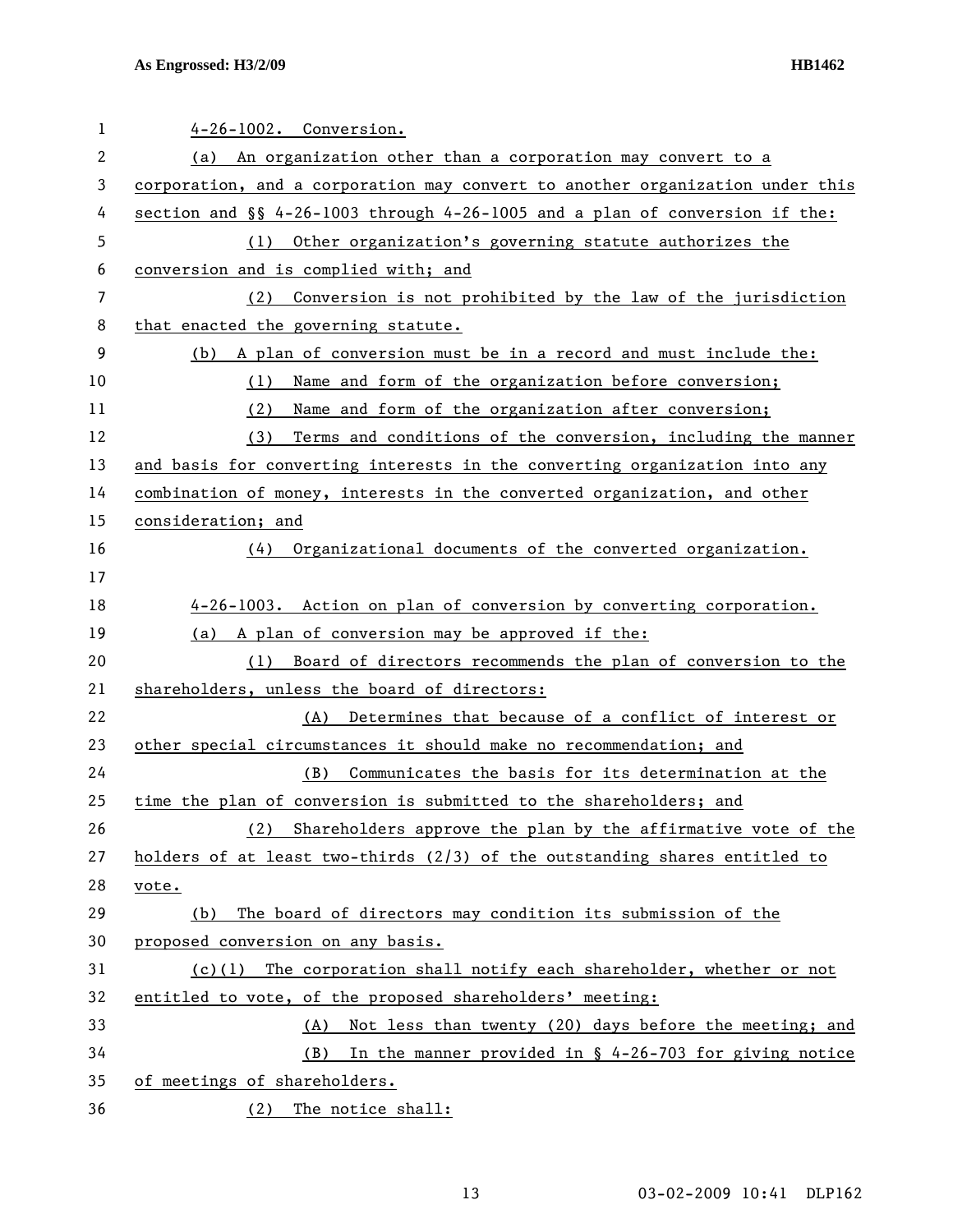4-26-1002. Conversion.

(a) An organization other than a corporation may convert to a corporation, and a corporation may convert to another organization under this section and §§ 4-26-1003 through 4-26-1005 and a plan of conversion if the:

(1) Other organization's governing statute authorizes the conversion and is complied with; and

(2) Conversion is not prohibited by the law of the jurisdiction that enacted the governing statute.

(b) A plan of conversion must be in a record and must include the:

(1) Name and form of the organization before conversion;

(2) Name and form of the organization after conversion;

(3) Terms and conditions of the conversion, including the manner and basis for converting interests in the converting organization into any combination of money, interests in the converted organization, and other consideration; and

(4) Organizational documents of the converted organization.

4-26-1003. Action on plan of conversion by converting corporation.

(a) A plan of conversion may be approved if the:

(1) Board of directors recommends the plan of conversion to the shareholders, unless the board of directors:

(A) Determines that because of a conflict of interest or other special circumstances it should make no recommendation; and

(B) Communicates the basis for its determination at the time the plan of conversion is submitted to the shareholders; and

(2) Shareholders approve the plan by the affirmative vote of the holders of at least two-thirds (2/3) of the outstanding shares entitled to vote.

(b) The board of directors may condition its submission of the proposed conversion on any basis.

(c)(1) The corporation shall notify each shareholder, whether or not entitled to vote, of the proposed shareholders' meeting:

(A) Not less than twenty (20) days before the meeting; and

(B) In the manner provided in § 4-26-703 for giving notice of meetings of shareholders.

(2) The notice shall: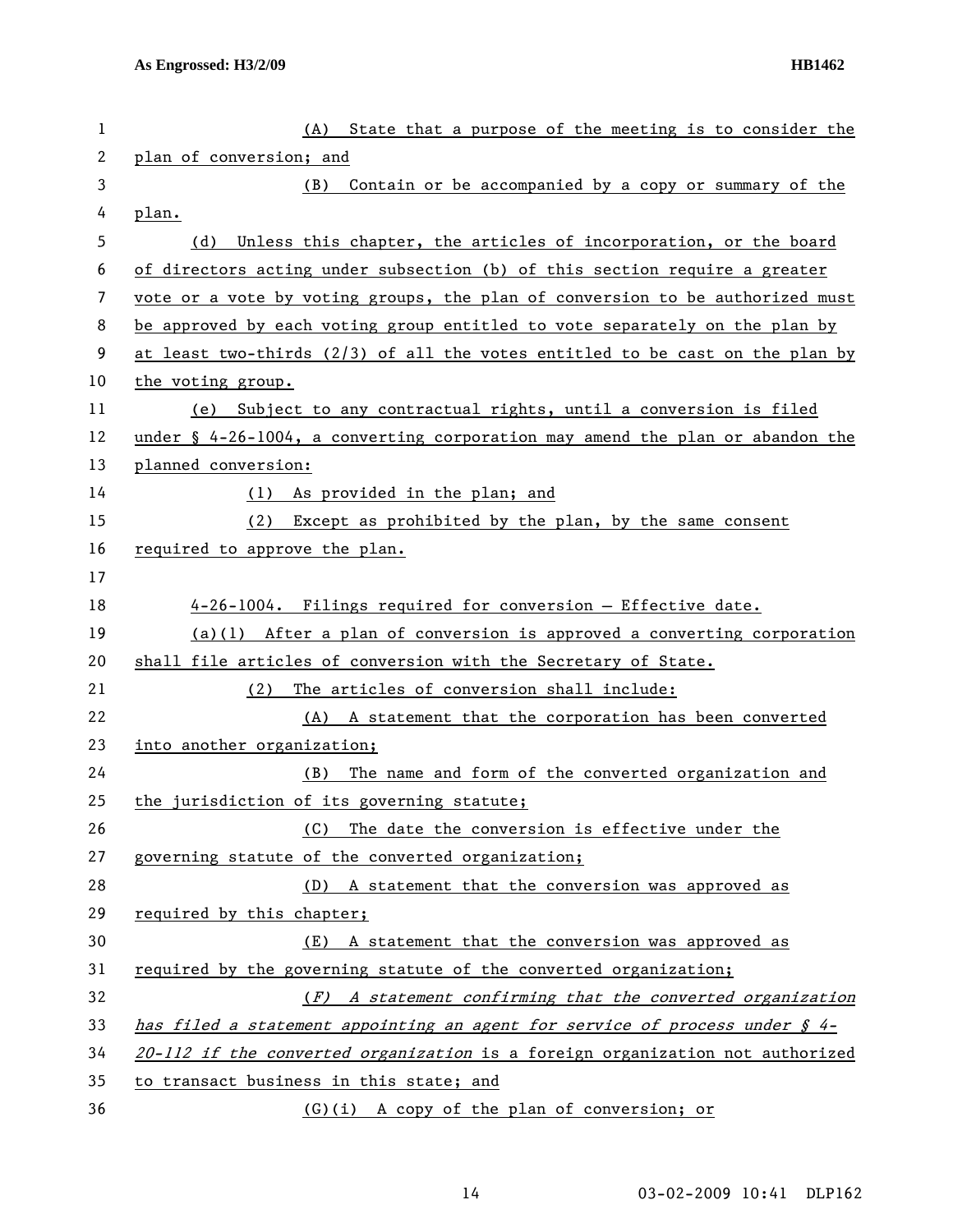(A) State that a purpose of the meeting is to consider the plan of conversion; and

(B) Contain or be accompanied by a copy or summary of the plan.

(d) Unless this chapter, the articles of incorporation, or the board of directors acting under subsection (b) of this section require a greater vote or a vote by voting groups, the plan of conversion to be authorized must be approved by each voting group entitled to vote separately on the plan by at least two-thirds (2/3) of all the votes entitled to be cast on the plan by the voting group.

(e) Subject to any contractual rights, until a conversion is filed under § 4-26-1004, a converting corporation may amend the plan or abandon the planned conversion:

(1) As provided in the plan; and

(2) Except as prohibited by the plan, by the same consent required to approve the plan.

4-26-1004. Filings required for conversion — Effective date.

(a)(1) After a plan of conversion is approved a converting corporation shall file articles of conversion with the Secretary of State.

(2) The articles of conversion shall include:

(A) A statement that the corporation has been converted into another organization;

(B) The name and form of the converted organization and the jurisdiction of its governing statute;

(C) The date the conversion is effective under the governing statute of the converted organization;

(D) A statement that the conversion was approved as required by this chapter;

(E) A statement that the conversion was approved as required by the governing statute of the converted organization;

*(F) A statement confirming that the converted organization has filed a statement appointing an agent for service of process under § 4-20-112 if the converted organization* is a foreign organization not authorized to transact business in this state; and

(G)(i) A copy of the plan of conversion; or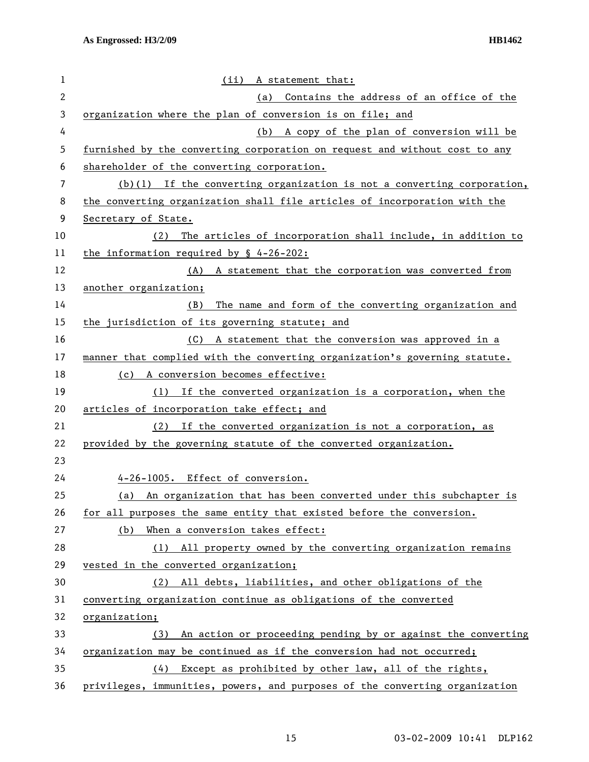(ii) A statement that:

(a) Contains the address of an office of the organization where the plan of conversion is on file; and

(b) A copy of the plan of conversion will be furnished by the converting corporation on request and without cost to any shareholder of the converting corporation.

(b)(1) If the converting organization is not a converting corporation, the converting organization shall file articles of incorporation with the Secretary of State.

(2) The articles of incorporation shall include, in addition to the information required by § 4-26-202:

(A) A statement that the corporation was converted from another organization;

(B) The name and form of the converting organization and the jurisdiction of its governing statute; and

(C) A statement that the conversion was approved in a manner that complied with the converting organization's governing statute.

(c) A conversion becomes effective:

(1) If the converted organization is a corporation, when the articles of incorporation take effect; and

(2) If the converted organization is not a corporation, as provided by the governing statute of the converted organization.

4-26-1005. Effect of conversion.

(a) An organization that has been converted under this subchapter is for all purposes the same entity that existed before the conversion.

(b) When a conversion takes effect:

(1) All property owned by the converting organization remains vested in the converted organization;

(2) All debts, liabilities, and other obligations of the converting organization continue as obligations of the converted organization;

(3) An action or proceeding pending by or against the converting organization may be continued as if the conversion had not occurred;

(4) Except as prohibited by other law, all of the rights, privileges, immunities, powers, and purposes of the converting organization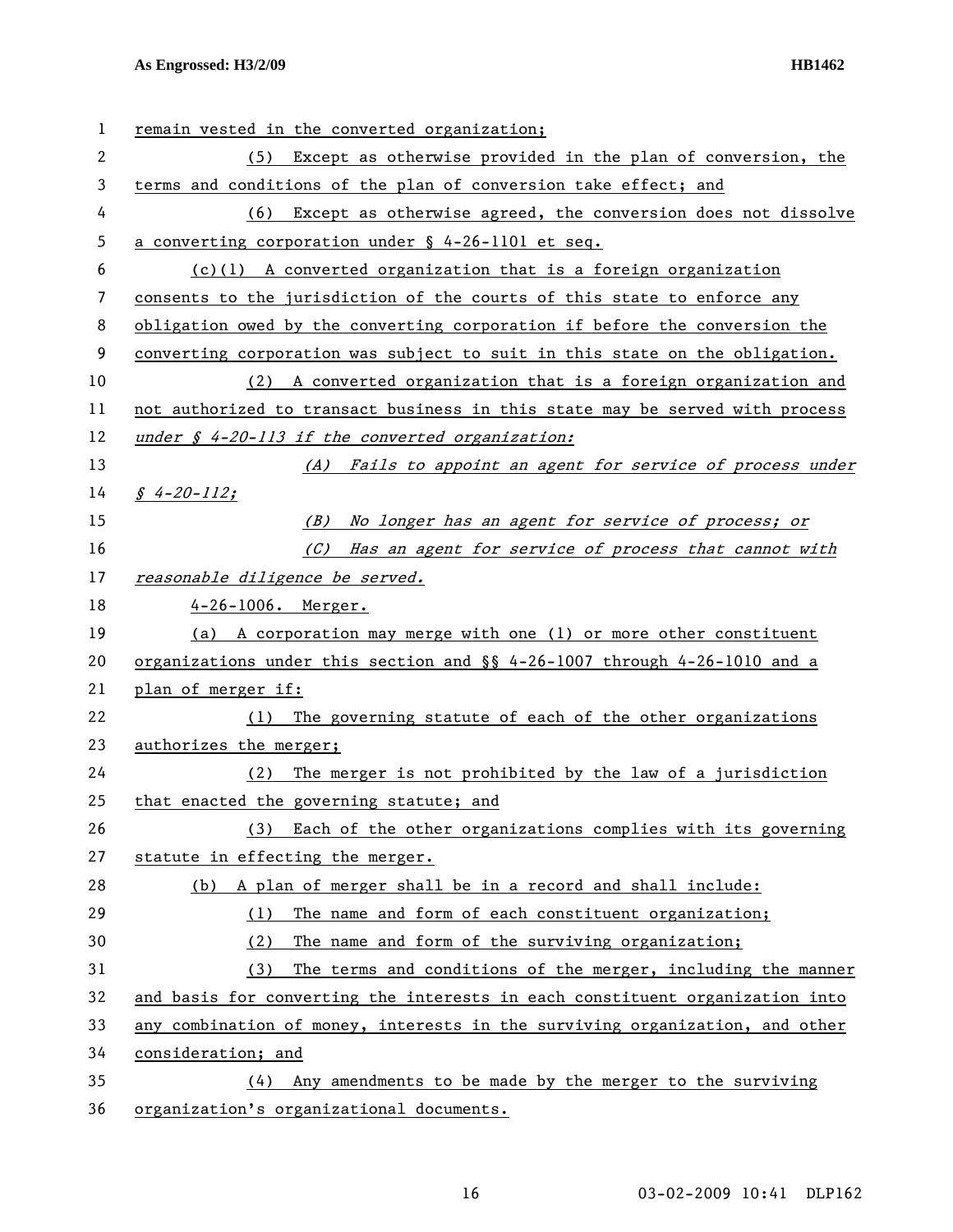remain vested in the converted organization;

(5) Except as otherwise provided in the plan of conversion, the terms and conditions of the plan of conversion take effect; and

(6) Except as otherwise agreed, the conversion does not dissolve a converting corporation under § 4-26-1101 et seq.

(c)(1) A converted organization that is a foreign organization consents to the jurisdiction of the courts of this state to enforce any obligation owed by the converting corporation if before the conversion the converting corporation was subject to suit in this state on the obligation.

(2) A converted organization that is a foreign organization and not authorized to transact business in this state may be served with process *under § 4-20-113 if the converted organization:*

*(A) Fails to appoint an agent for service of process under § 4-20-112;*

*(B) No longer has an agent for service of process; or*

*(C) Has an agent for service of process that cannot with reasonable diligence be served.*

4-26-1006. Merger.

(a) A corporation may merge with one (1) or more other constituent organizations under this section and §§ 4-26-1007 through 4-26-1010 and a plan of merger if:

(1) The governing statute of each of the other organizations authorizes the merger;

(2) The merger is not prohibited by the law of a jurisdiction that enacted the governing statute; and

(3) Each of the other organizations complies with its governing statute in effecting the merger.

(b) A plan of merger shall be in a record and shall include:

(1) The name and form of each constituent organization;

(2) The name and form of the surviving organization;

(3) The terms and conditions of the merger, including the manner and basis for converting the interests in each constituent organization into any combination of money, interests in the surviving organization, and other consideration; and

(4) Any amendments to be made by the merger to the surviving organization's organizational documents.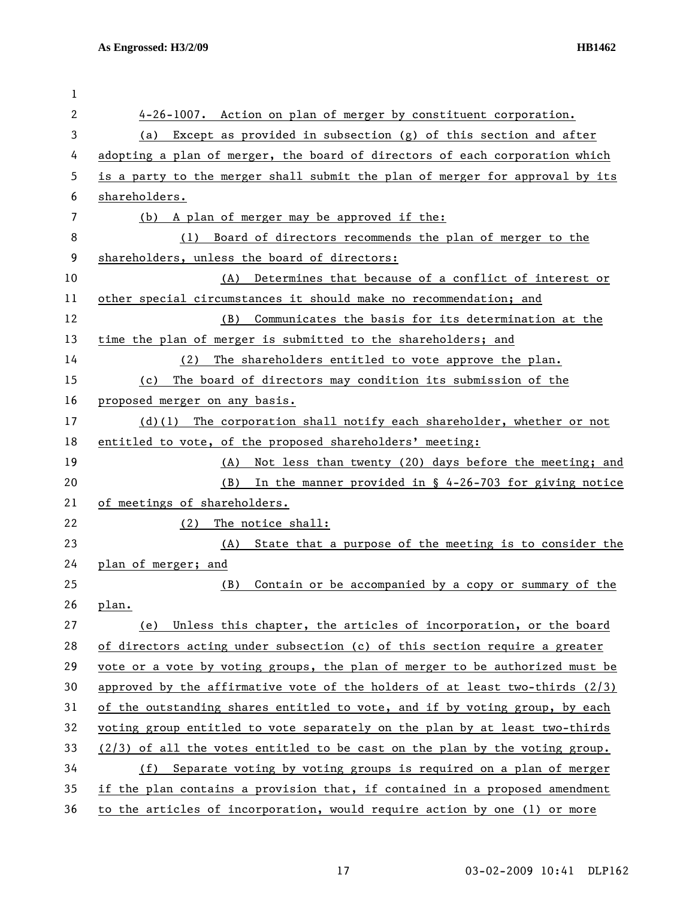4-26-1007. Action on plan of merger by constituent corporation.

(a) Except as provided in subsection (g) of this section and after adopting a plan of merger, the board of directors of each corporation which is a party to the merger shall submit the plan of merger for approval by its shareholders.

(b) A plan of merger may be approved if the:

(1) Board of directors recommends the plan of merger to the shareholders, unless the board of directors:

(A) Determines that because of a conflict of interest or other special circumstances it should make no recommendation; and

(B) Communicates the basis for its determination at the time the plan of merger is submitted to the shareholders; and

(2) The shareholders entitled to vote approve the plan.

(c) The board of directors may condition its submission of the proposed merger on any basis.

(d)(1) The corporation shall notify each shareholder, whether or not entitled to vote, of the proposed shareholders' meeting:

(A) Not less than twenty (20) days before the meeting; and

(B) In the manner provided in § 4-26-703 for giving notice of meetings of shareholders.

(2) The notice shall:

(A) State that a purpose of the meeting is to consider the plan of merger; and

(B) Contain or be accompanied by a copy or summary of the plan.

(e) Unless this chapter, the articles of incorporation, or the board of directors acting under subsection (c) of this section require a greater vote or a vote by voting groups, the plan of merger to be authorized must be approved by the affirmative vote of the holders of at least two-thirds (2/3) of the outstanding shares entitled to vote, and if by voting group, by each voting group entitled to vote separately on the plan by at least two-thirds (2/3) of all the votes entitled to be cast on the plan by the voting group.

(f) Separate voting by voting groups is required on a plan of merger if the plan contains a provision that, if contained in a proposed amendment to the articles of incorporation, would require action by one (1) or more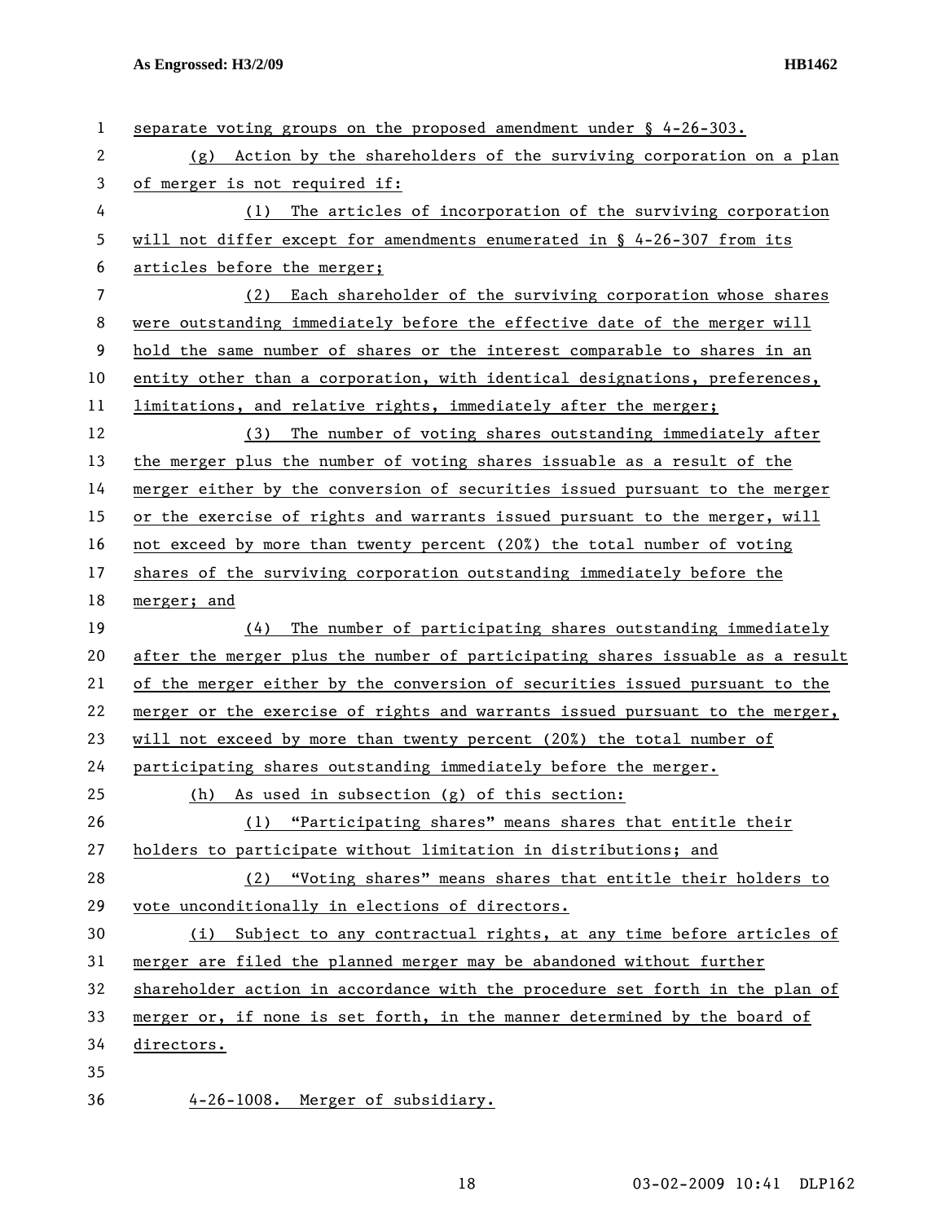separate voting groups on the proposed amendment under § 4-26-303.

(g) Action by the shareholders of the surviving corporation on a plan of merger is not required if:

(1) The articles of incorporation of the surviving corporation will not differ except for amendments enumerated in § 4-26-307 from its articles before the merger;

(2) Each shareholder of the surviving corporation whose shares were outstanding immediately before the effective date of the merger will hold the same number of shares or the interest comparable to shares in an entity other than a corporation, with identical designations, preferences, limitations, and relative rights, immediately after the merger;

(3) The number of voting shares outstanding immediately after the merger plus the number of voting shares issuable as a result of the merger either by the conversion of securities issued pursuant to the merger or the exercise of rights and warrants issued pursuant to the merger, will not exceed by more than twenty percent (20%) the total number of voting shares of the surviving corporation outstanding immediately before the merger; and

(4) The number of participating shares outstanding immediately after the merger plus the number of participating shares issuable as a result of the merger either by the conversion of securities issued pursuant to the merger or the exercise of rights and warrants issued pursuant to the merger, will not exceed by more than twenty percent (20%) the total number of participating shares outstanding immediately before the merger.

(h) As used in subsection (g) of this section:

(1) "Participating shares" means shares that entitle their holders to participate without limitation in distributions; and

(2) "Voting shares" means shares that entitle their holders to vote unconditionally in elections of directors.

(i) Subject to any contractual rights, at any time before articles of merger are filed the planned merger may be abandoned without further shareholder action in accordance with the procedure set forth in the plan of merger or, if none is set forth, in the manner determined by the board of directors.

4-26-1008. Merger of subsidiary.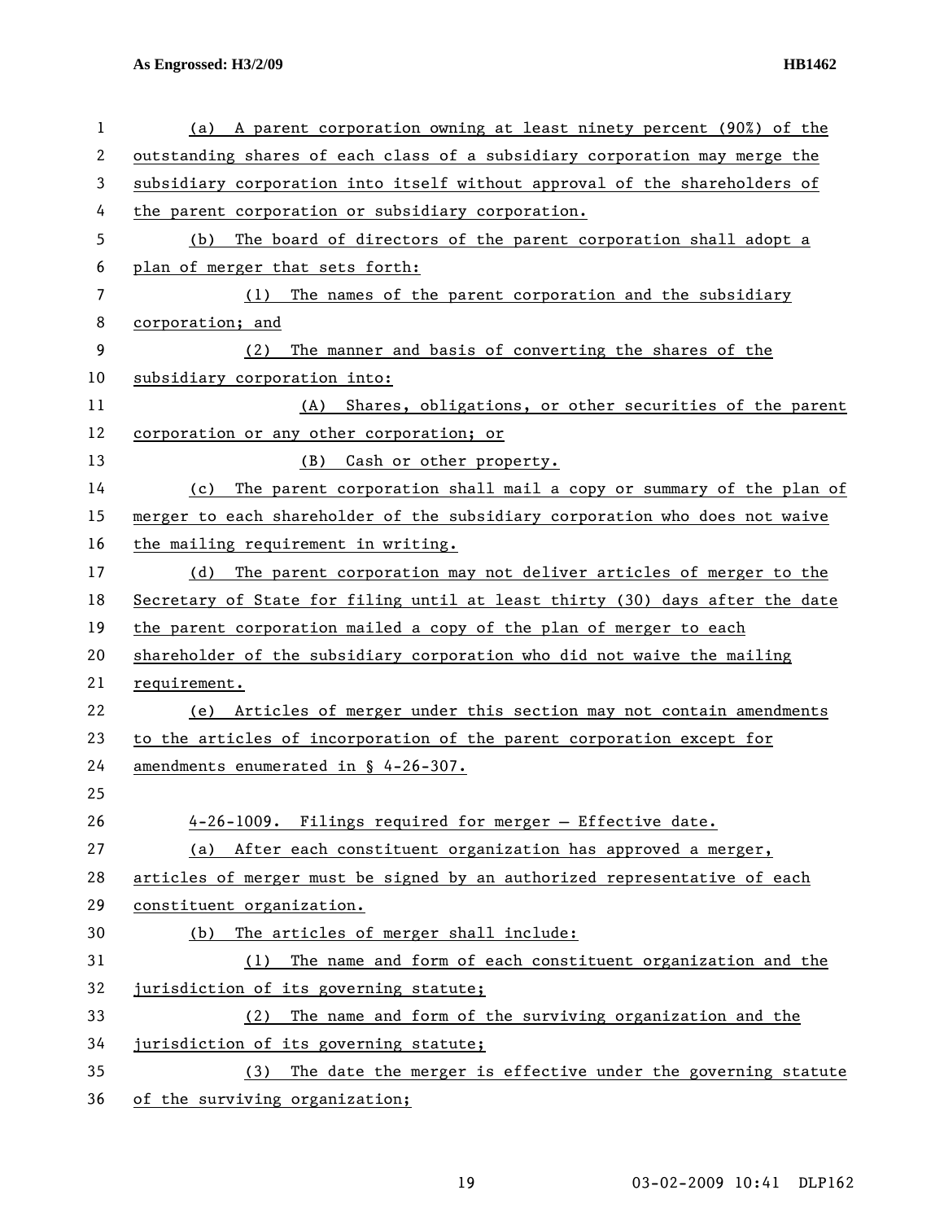(a) A parent corporation owning at least ninety percent (90%) of the outstanding shares of each class of a subsidiary corporation may merge the subsidiary corporation into itself without approval of the shareholders of the parent corporation or subsidiary corporation.

(b) The board of directors of the parent corporation shall adopt a plan of merger that sets forth:

(1) The names of the parent corporation and the subsidiary corporation; and

(2) The manner and basis of converting the shares of the subsidiary corporation into:

(A) Shares, obligations, or other securities of the parent corporation or any other corporation; or

(B) Cash or other property.

(c) The parent corporation shall mail a copy or summary of the plan of merger to each shareholder of the subsidiary corporation who does not waive the mailing requirement in writing.

(d) The parent corporation may not deliver articles of merger to the Secretary of State for filing until at least thirty (30) days after the date the parent corporation mailed a copy of the plan of merger to each shareholder of the subsidiary corporation who did not waive the mailing requirement.

(e) Articles of merger under this section may not contain amendments to the articles of incorporation of the parent corporation except for amendments enumerated in § 4-26-307.

4-26-1009. Filings required for merger — Effective date.

(a) After each constituent organization has approved a merger, articles of merger must be signed by an authorized representative of each constituent organization.

(b) The articles of merger shall include:

(1) The name and form of each constituent organization and the jurisdiction of its governing statute;

(2) The name and form of the surviving organization and the jurisdiction of its governing statute;

(3) The date the merger is effective under the governing statute of the surviving organization;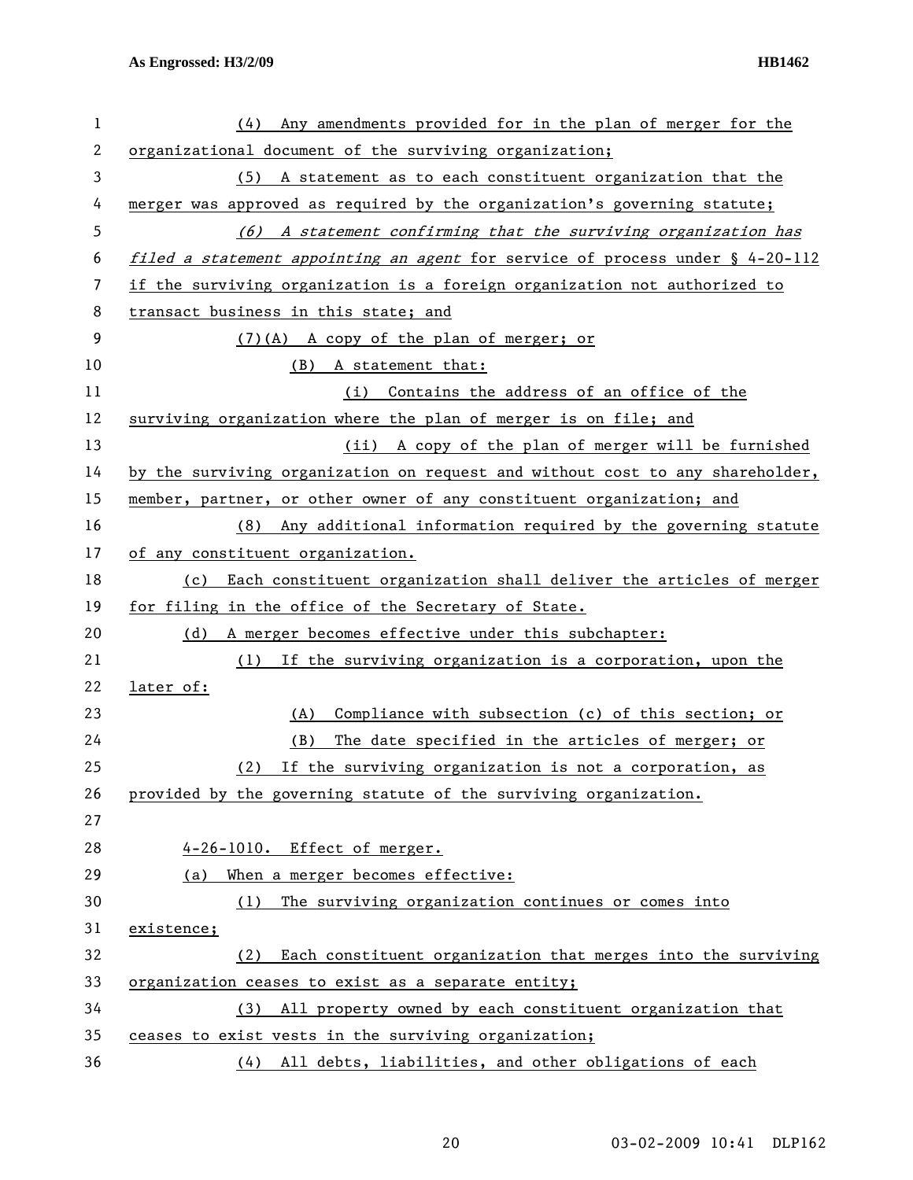(4) Any amendments provided for in the plan of merger for the organizational document of the surviving organization;

(5) A statement as to each constituent organization that the merger was approved as required by the organization's governing statute;

*(6) A statement confirming that the surviving organization has filed a statement appointing an agent* for service of process under § 4-20-112 if the surviving organization is a foreign organization not authorized to transact business in this state; and

(7)(A) A copy of the plan of merger; or

(B) A statement that:

(i) Contains the address of an office of the surviving organization where the plan of merger is on file; and

(ii) A copy of the plan of merger will be furnished by the surviving organization on request and without cost to any shareholder, member, partner, or other owner of any constituent organization; and

(8) Any additional information required by the governing statute of any constituent organization.

(c) Each constituent organization shall deliver the articles of merger for filing in the office of the Secretary of State.

(d) A merger becomes effective under this subchapter:

(1) If the surviving organization is a corporation, upon the later of:

(A) Compliance with subsection (c) of this section; or

(B) The date specified in the articles of merger; or

(2) If the surviving organization is not a corporation, as provided by the governing statute of the surviving organization.

4-26-1010. Effect of merger.

(a) When a merger becomes effective:

(1) The surviving organization continues or comes into existence;

(2) Each constituent organization that merges into the surviving organization ceases to exist as a separate entity;

(3) All property owned by each constituent organization that ceases to exist vests in the surviving organization;

(4) All debts, liabilities, and other obligations of each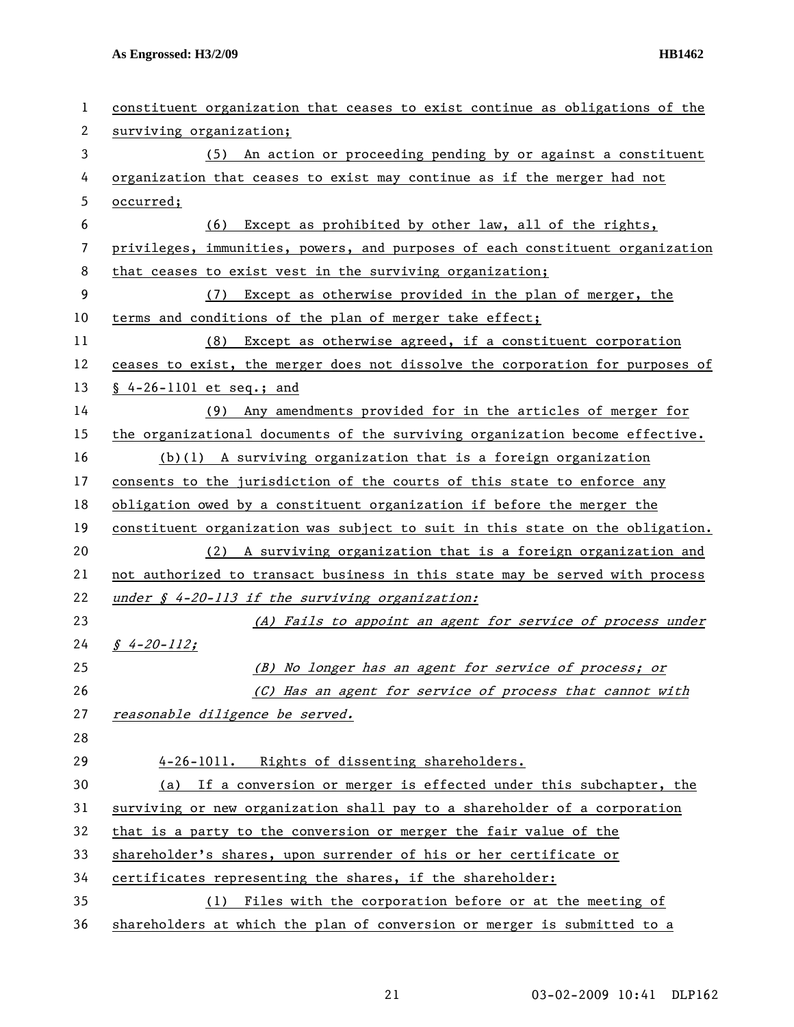constituent organization that ceases to exist continue as obligations of the surviving organization;

(5) An action or proceeding pending by or against a constituent organization that ceases to exist may continue as if the merger had not occurred;

(6) Except as prohibited by other law, all of the rights, privileges, immunities, powers, and purposes of each constituent organization that ceases to exist vest in the surviving organization;

(7) Except as otherwise provided in the plan of merger, the terms and conditions of the plan of merger take effect;

(8) Except as otherwise agreed, if a constituent corporation ceases to exist, the merger does not dissolve the corporation for purposes of § 4-26-1101 et seq.; and

(9) Any amendments provided for in the articles of merger for the organizational documents of the surviving organization become effective.

(b)(1) A surviving organization that is a foreign organization consents to the jurisdiction of the courts of this state to enforce any obligation owed by a constituent organization if before the merger the constituent organization was subject to suit in this state on the obligation.

(2) A surviving organization that is a foreign organization and not authorized to transact business in this state may be served with process *under § 4-20-113 if the surviving organization:*

*(A) Fails to appoint an agent for service of process under § 4-20-112;*

*(B) No longer has an agent for service of process; or*

*(C) Has an agent for service of process that cannot with reasonable diligence be served.*

4-26-1011. Rights of dissenting shareholders.

(a) If a conversion or merger is effected under this subchapter, the surviving or new organization shall pay to a shareholder of a corporation that is a party to the conversion or merger the fair value of the shareholder's shares, upon surrender of his or her certificate or certificates representing the shares, if the shareholder:

(1) Files with the corporation before or at the meeting of shareholders at which the plan of conversion or merger is submitted to a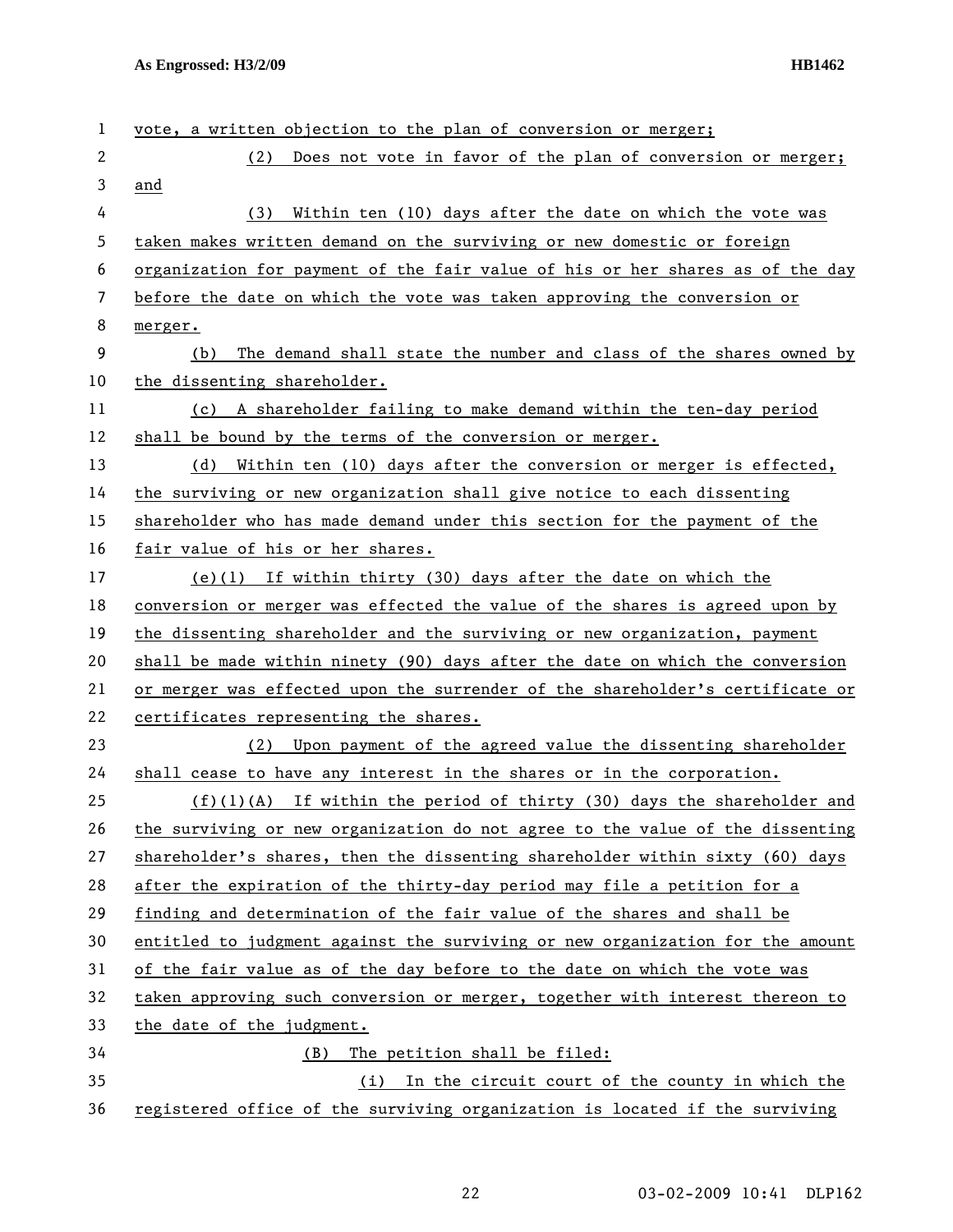vote, a written objection to the plan of conversion or merger;

(2) Does not vote in favor of the plan of conversion or merger; and

(3) Within ten (10) days after the date on which the vote was taken makes written demand on the surviving or new domestic or foreign organization for payment of the fair value of his or her shares as of the day before the date on which the vote was taken approving the conversion or merger.

(b) The demand shall state the number and class of the shares owned by the dissenting shareholder.

(c) A shareholder failing to make demand within the ten-day period shall be bound by the terms of the conversion or merger.

(d) Within ten (10) days after the conversion or merger is effected, the surviving or new organization shall give notice to each dissenting shareholder who has made demand under this section for the payment of the fair value of his or her shares.

(e)(1) If within thirty (30) days after the date on which the conversion or merger was effected the value of the shares is agreed upon by the dissenting shareholder and the surviving or new organization, payment shall be made within ninety (90) days after the date on which the conversion or merger was effected upon the surrender of the shareholder's certificate or certificates representing the shares.

(2) Upon payment of the agreed value the dissenting shareholder shall cease to have any interest in the shares or in the corporation.

(f)(1)(A) If within the period of thirty (30) days the shareholder and the surviving or new organization do not agree to the value of the dissenting shareholder's shares, then the dissenting shareholder within sixty (60) days after the expiration of the thirty-day period may file a petition for a finding and determination of the fair value of the shares and shall be entitled to judgment against the surviving or new organization for the amount of the fair value as of the day before to the date on which the vote was taken approving such conversion or merger, together with interest thereon to the date of the judgment.

(B) The petition shall be filed:

(i) In the circuit court of the county in which the registered office of the surviving organization is located if the surviving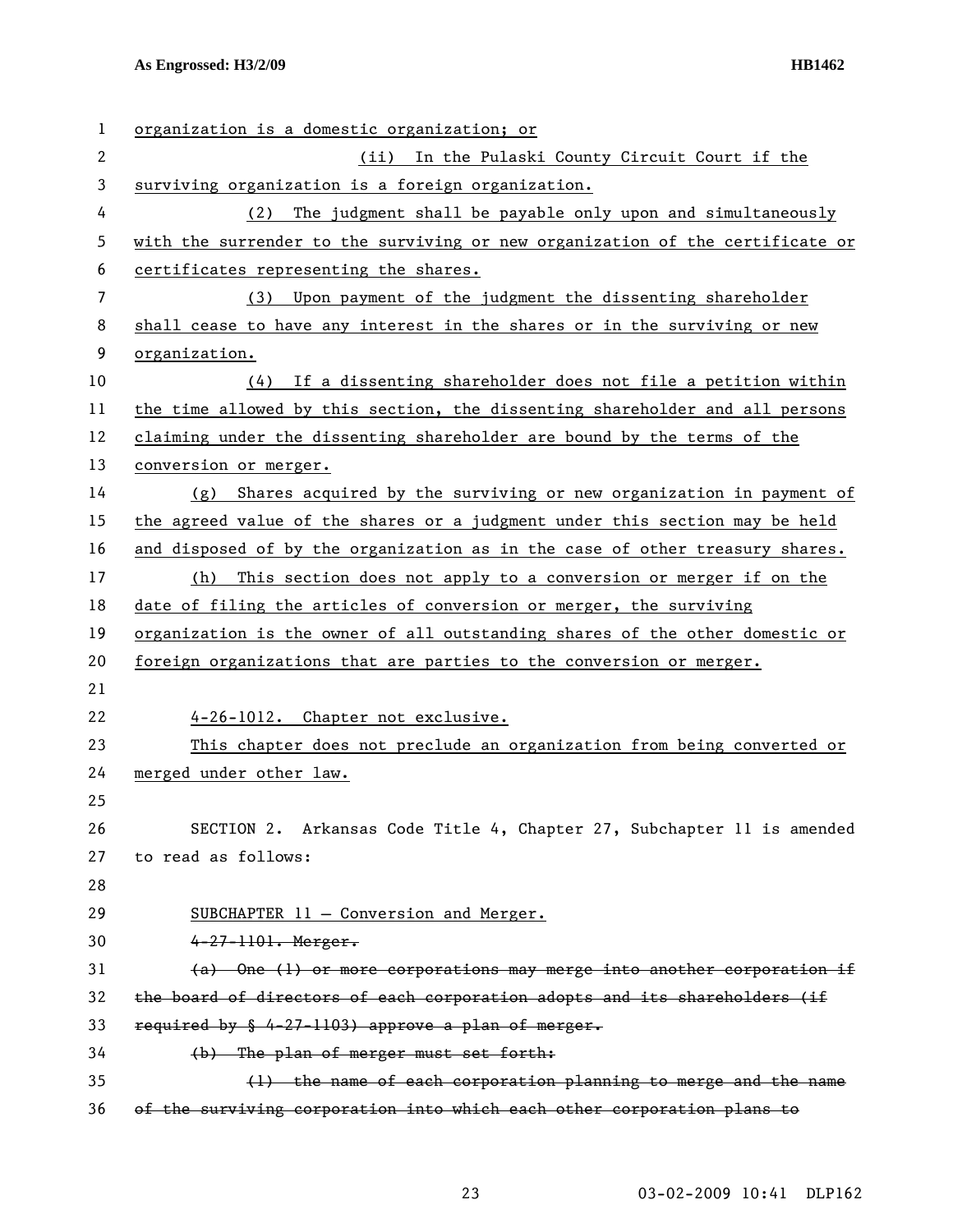organization is a domestic organization; or

(ii) In the Pulaski County Circuit Court if the surviving organization is a foreign organization.

(2) The judgment shall be payable only upon and simultaneously with the surrender to the surviving or new organization of the certificate or certificates representing the shares.

(3) Upon payment of the judgment the dissenting shareholder shall cease to have any interest in the shares or in the surviving or new organization.

(4) If a dissenting shareholder does not file a petition within the time allowed by this section, the dissenting shareholder and all persons claiming under the dissenting shareholder are bound by the terms of the conversion or merger.

(g) Shares acquired by the surviving or new organization in payment of the agreed value of the shares or a judgment under this section may be held and disposed of by the organization as in the case of other treasury shares.

(h) This section does not apply to a conversion or merger if on the date of filing the articles of conversion or merger, the surviving organization is the owner of all outstanding shares of the other domestic or foreign organizations that are parties to the conversion or merger.

4-26-1012. Chapter not exclusive.

This chapter does not preclude an organization from being converted or merged under other law.

SECTION 2. Arkansas Code Title 4, Chapter 27, Subchapter 11 is amended to read as follows:

SUBCHAPTER 11 — Conversion and Merger.

~~4-27-1101. Merger.~~

~~(a) One (1) or more corporations may merge into another corporation if the board of directors of each corporation adopts and its shareholders (if required by § 4-27-1103) approve a plan of merger.~~

~~(b) The plan of merger must set forth:~~

~~(1) the name of each corporation planning to merge and the name of the surviving corporation into which each other corporation plans to~~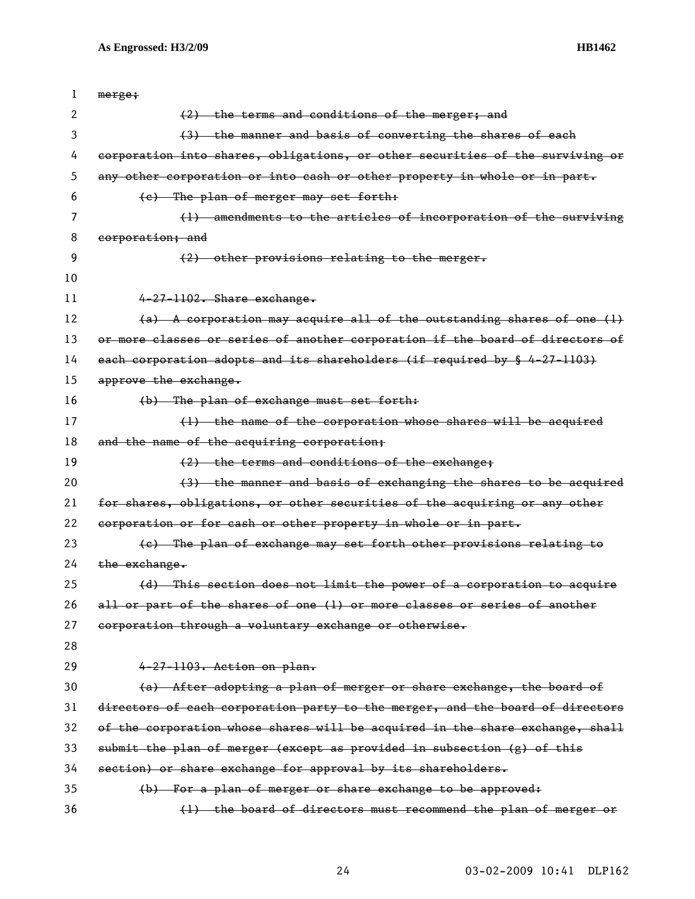~~merge;~~

~~(2) the terms and conditions of the merger; and~~

~~(3) the manner and basis of converting the shares of each corporation into shares, obligations, or other securities of the surviving or any other corporation or into cash or other property in whole or in part.~~

~~(c) The plan of merger may set forth:~~

~~(1) amendments to the articles of incorporation of the surviving corporation; and~~

~~(2) other provisions relating to the merger.~~

~~4-27-1102. Share exchange.~~

~~(a) A corporation may acquire all of the outstanding shares of one (1) or more classes or series of another corporation if the board of directors of each corporation adopts and its shareholders (if required by § 4-27-1103) approve the exchange.~~

~~(b) The plan of exchange must set forth:~~

~~(1) the name of the corporation whose shares will be acquired and the name of the acquiring corporation;~~

~~(2) the terms and conditions of the exchange;~~

~~(3) the manner and basis of exchanging the shares to be acquired for shares, obligations, or other securities of the acquiring or any other corporation or for cash or other property in whole or in part.~~

~~(c) The plan of exchange may set forth other provisions relating to the exchange.~~

~~(d) This section does not limit the power of a corporation to acquire all or part of the shares of one (1) or more classes or series of another corporation through a voluntary exchange or otherwise.~~

~~4-27-1103. Action on plan.~~

~~(a) After adopting a plan of merger or share exchange, the board of directors of each corporation party to the merger, and the board of directors of the corporation whose shares will be acquired in the share exchange, shall submit the plan of merger (except as provided in subsection (g) of this section) or share exchange for approval by its shareholders.~~

~~(b) For a plan of merger or share exchange to be approved:~~

~~(1) the board of directors must recommend the plan of merger or~~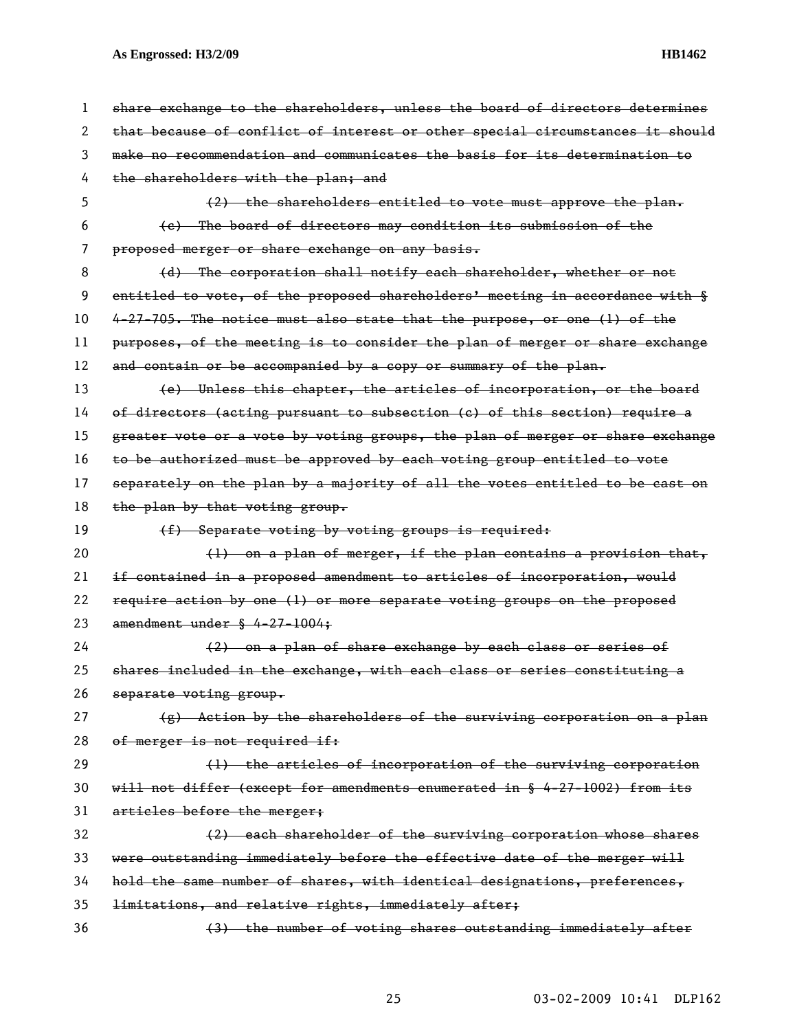~~share exchange to the shareholders, unless the board of directors determines that because of conflict of interest or other special circumstances it should make no recommendation and communicates the basis for its determination to the shareholders with the plan; and~~

~~(2) the shareholders entitled to vote must approve the plan.~~

~~(c) The board of directors may condition its submission of the proposed merger or share exchange on any basis.~~

~~(d) The corporation shall notify each shareholder, whether or not entitled to vote, of the proposed shareholders' meeting in accordance with § 4-27-705. The notice must also state that the purpose, or one (1) of the purposes, of the meeting is to consider the plan of merger or share exchange and contain or be accompanied by a copy or summary of the plan.~~

~~(e) Unless this chapter, the articles of incorporation, or the board of directors (acting pursuant to subsection (c) of this section) require a greater vote or a vote by voting groups, the plan of merger or share exchange to be authorized must be approved by each voting group entitled to vote separately on the plan by a majority of all the votes entitled to be cast on the plan by that voting group.~~

~~(f) Separate voting by voting groups is required:~~

~~(1) on a plan of merger, if the plan contains a provision that, if contained in a proposed amendment to articles of incorporation, would require action by one (1) or more separate voting groups on the proposed amendment under § 4-27-1004;~~

~~(2) on a plan of share exchange by each class or series of shares included in the exchange, with each class or series constituting a separate voting group.~~

~~(g) Action by the shareholders of the surviving corporation on a plan of merger is not required if:~~

~~(1) the articles of incorporation of the surviving corporation will not differ (except for amendments enumerated in § 4-27-1002) from its articles before the merger;~~

~~(2) each shareholder of the surviving corporation whose shares were outstanding immediately before the effective date of the merger will hold the same number of shares, with identical designations, preferences, limitations, and relative rights, immediately after;~~

~~(3) the number of voting shares outstanding immediately after~~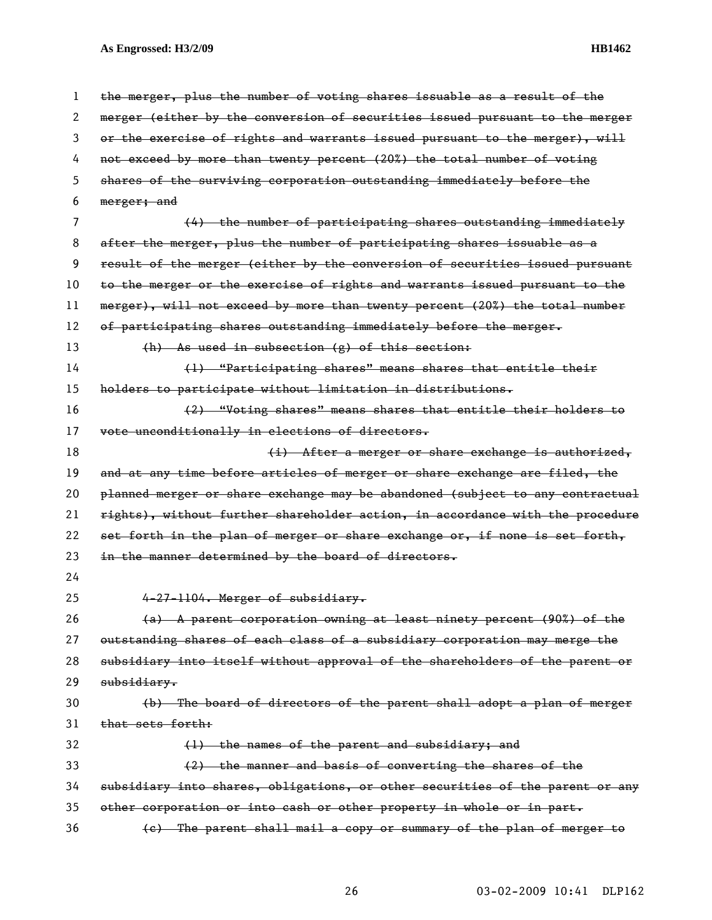the merger, plus the number of voting shares issuable as a result of the merger (either by the conversion of securities issued pursuant to the merger or the exercise of rights and warrants issued pursuant to the merger), will not exceed by more than twenty percent (20%) the total number of voting shares of the surviving corporation outstanding immediately before the merger; and

(4) the number of participating shares outstanding immediately after the merger, plus the number of participating shares issuable as a result of the merger (either by the conversion of securities issued pursuant to the merger or the exercise of rights and warrants issued pursuant to the merger), will not exceed by more than twenty percent (20%) the total number of participating shares outstanding immediately before the merger.

(h) As used in subsection (g) of this section:

(1) "Participating shares" means shares that entitle their holders to participate without limitation in distributions.

(2) "Voting shares" means shares that entitle their holders to vote unconditionally in elections of directors.

(i) After a merger or share exchange is authorized, and at any time before articles of merger or share exchange are filed, the planned merger or share exchange may be abandoned (subject to any contractual rights), without further shareholder action, in accordance with the procedure set forth in the plan of merger or share exchange or, if none is set forth, in the manner determined by the board of directors.

4-27-1104. Merger of subsidiary.

(a) A parent corporation owning at least ninety percent (90%) of the outstanding shares of each class of a subsidiary corporation may merge the subsidiary into itself without approval of the shareholders of the parent or subsidiary.

(b) The board of directors of the parent shall adopt a plan of merger that sets forth:

(1) the names of the parent and subsidiary; and

(2) the manner and basis of converting the shares of the subsidiary into shares, obligations, or other securities of the parent or any other corporation or into cash or other property in whole or in part.

(c) The parent shall mail a copy or summary of the plan of merger to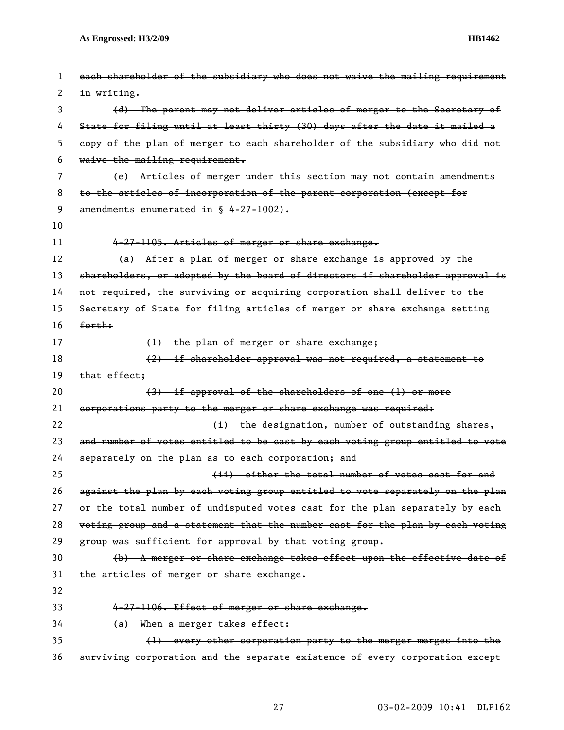~~each shareholder of the subsidiary who does not waive the mailing requirement in writing.~~

~~(d) The parent may not deliver articles of merger to the Secretary of State for filing until at least thirty (30) days after the date it mailed a copy of the plan of merger to each shareholder of the subsidiary who did not waive the mailing requirement.~~

~~(e) Articles of merger under this section may not contain amendments to the articles of incorporation of the parent corporation (except for amendments enumerated in § 4-27-1002).~~

~~4-27-1105. Articles of merger or share exchange.~~

~~(a) After a plan of merger or share exchange is approved by the shareholders, or adopted by the board of directors if shareholder approval is not required, the surviving or acquiring corporation shall deliver to the Secretary of State for filing articles of merger or share exchange setting forth:~~

~~(1) the plan of merger or share exchange;~~

~~(2) if shareholder approval was not required, a statement to that effect;~~

~~(3) if approval of the shareholders of one (1) or more corporations party to the merger or share exchange was required:~~

~~(i) the designation, number of outstanding shares, and number of votes entitled to be cast by each voting group entitled to vote separately on the plan as to each corporation; and~~

~~(ii) either the total number of votes cast for and against the plan by each voting group entitled to vote separately on the plan or the total number of undisputed votes cast for the plan separately by each voting group and a statement that the number cast for the plan by each voting group was sufficient for approval by that voting group.~~

~~(b) A merger or share exchange takes effect upon the effective date of the articles of merger or share exchange.~~

~~4-27-1106. Effect of merger or share exchange.~~

~~(a) When a merger takes effect:~~

~~(1) every other corporation party to the merger merges into the surviving corporation and the separate existence of every corporation except~~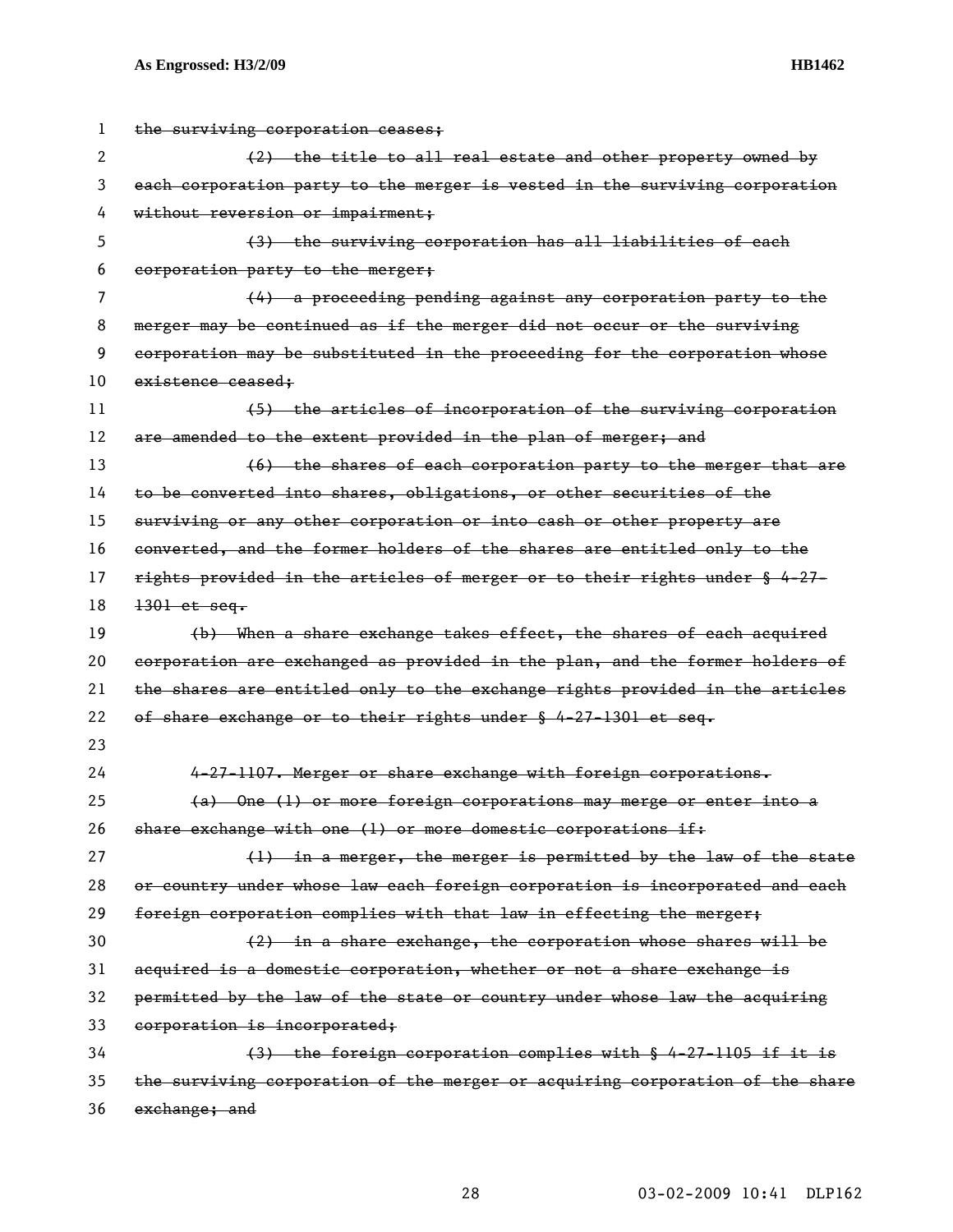~~the surviving corporation ceases;~~

~~(2) the title to all real estate and other property owned by each corporation party to the merger is vested in the surviving corporation without reversion or impairment;~~

~~(3) the surviving corporation has all liabilities of each corporation party to the merger;~~

~~(4) a proceeding pending against any corporation party to the merger may be continued as if the merger did not occur or the surviving corporation may be substituted in the proceeding for the corporation whose existence ceased;~~

~~(5) the articles of incorporation of the surviving corporation are amended to the extent provided in the plan of merger; and~~

~~(6) the shares of each corporation party to the merger that are to be converted into shares, obligations, or other securities of the surviving or any other corporation or into cash or other property are converted, and the former holders of the shares are entitled only to the rights provided in the articles of merger or to their rights under § 4-27-1301 et seq.~~

~~(b) When a share exchange takes effect, the shares of each acquired corporation are exchanged as provided in the plan, and the former holders of the shares are entitled only to the exchange rights provided in the articles of share exchange or to their rights under § 4-27-1301 et seq.~~

~~4-27-1107. Merger or share exchange with foreign corporations.~~

~~(a) One (1) or more foreign corporations may merge or enter into a share exchange with one (1) or more domestic corporations if:~~

~~(1) in a merger, the merger is permitted by the law of the state or country under whose law each foreign corporation is incorporated and each foreign corporation complies with that law in effecting the merger;~~

~~(2) in a share exchange, the corporation whose shares will be acquired is a domestic corporation, whether or not a share exchange is permitted by the law of the state or country under whose law the acquiring corporation is incorporated;~~

~~(3) the foreign corporation complies with § 4-27-1105 if it is the surviving corporation of the merger or acquiring corporation of the share exchange; and~~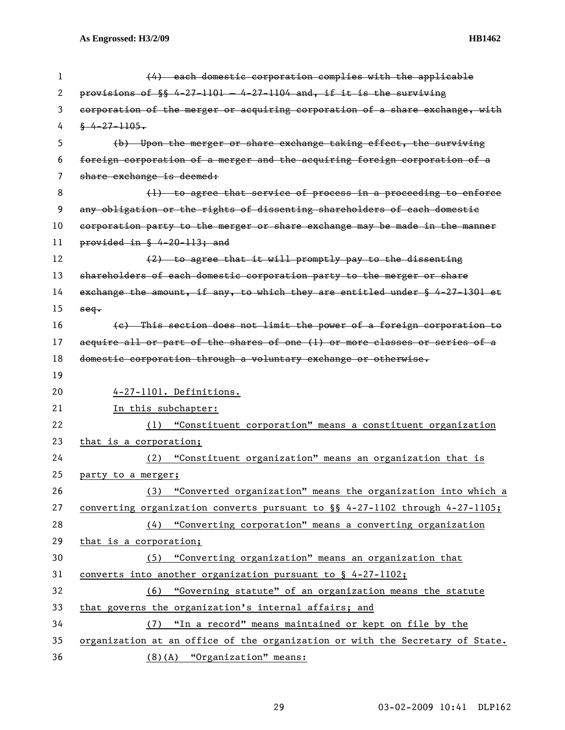~~(4) each domestic corporation complies with the applicable provisions of §§ 4-27-1101 — 4-27-1104 and, if it is the surviving corporation of the merger or acquiring corporation of a share exchange, with § 4-27-1105.~~

~~(b) Upon the merger or share exchange taking effect, the surviving foreign corporation of a merger and the acquiring foreign corporation of a share exchange is deemed:~~

~~(1) to agree that service of process in a proceeding to enforce any obligation or the rights of dissenting shareholders of each domestic corporation party to the merger or share exchange may be made in the manner provided in § 4-20-113; and~~

~~(2) to agree that it will promptly pay to the dissenting shareholders of each domestic corporation party to the merger or share exchange the amount, if any, to which they are entitled under § 4-27-1301 et seq.~~

~~(c) This section does not limit the power of a foreign corporation to acquire all or part of the shares of one (1) or more classes or series of a domestic corporation through a voluntary exchange or otherwise.~~

<u>4-27-1101. Definitions.</u>

<u>In this subchapter:</u>

<u>(1) "Constituent corporation" means a constituent organization that is a corporation;</u>

<u>(2) "Constituent organization" means an organization that is party to a merger;</u>

<u>(3) "Converted organization" means the organization into which a converting organization converts pursuant to §§ 4-27-1102 through 4-27-1105;</u>

<u>(4) "Converting corporation" means a converting organization that is a corporation;</u>

<u>(5) "Converting organization" means an organization that converts into another organization pursuant to § 4-27-1102;</u>

<u>(6) "Governing statute" of an organization means the statute that governs the organization's internal affairs; and</u>

<u>(7) "In a record" means maintained or kept on file by the organization at an office of the organization or with the Secretary of State.</u>

<u>(8)(A) "Organization" means:</u>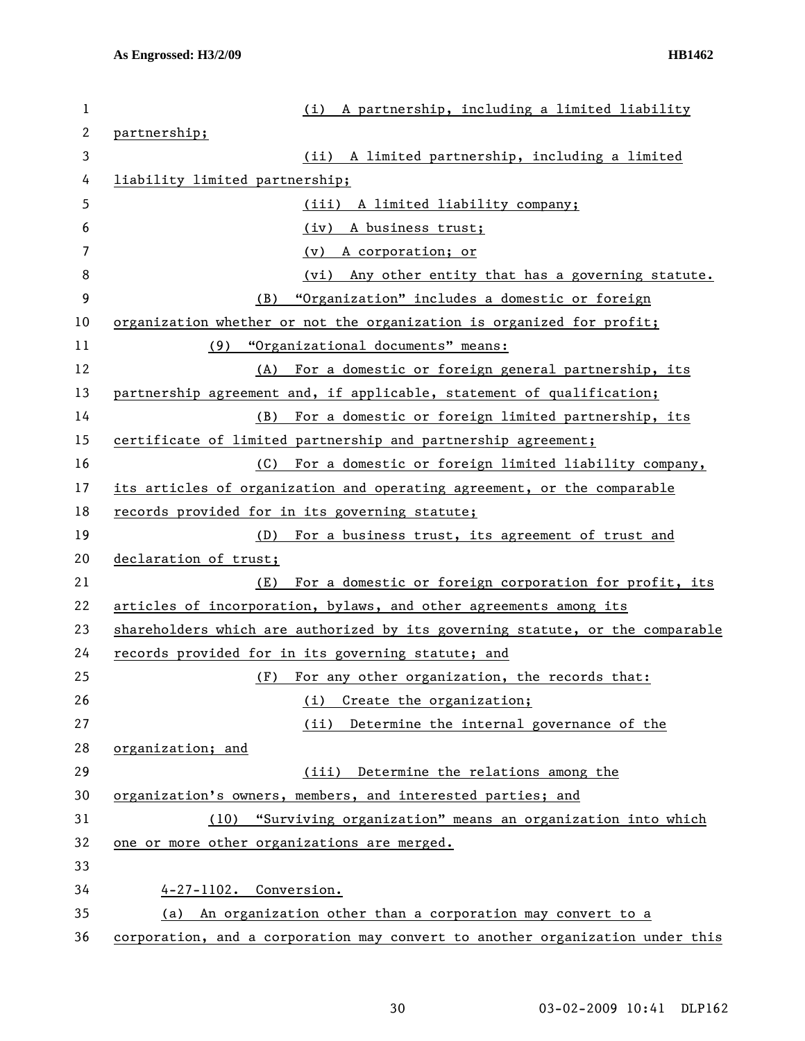(i) A partnership, including a limited liability partnership;

(ii) A limited partnership, including a limited liability limited partnership;

(iii) A limited liability company;

(iv) A business trust;

(v) A corporation; or

(vi) Any other entity that has a governing statute.

(B) "Organization" includes a domestic or foreign organization whether or not the organization is organized for profit;

(9) "Organizational documents" means:

(A) For a domestic or foreign general partnership, its partnership agreement and, if applicable, statement of qualification;

(B) For a domestic or foreign limited partnership, its certificate of limited partnership and partnership agreement;

(C) For a domestic or foreign limited liability company, its articles of organization and operating agreement, or the comparable records provided for in its governing statute;

(D) For a business trust, its agreement of trust and declaration of trust;

(E) For a domestic or foreign corporation for profit, its articles of incorporation, bylaws, and other agreements among its shareholders which are authorized by its governing statute, or the comparable records provided for in its governing statute; and

(F) For any other organization, the records that:

(i) Create the organization;

(ii) Determine the internal governance of the organization; and

(iii) Determine the relations among the organization's owners, members, and interested parties; and

(10) "Surviving organization" means an organization into which one or more other organizations are merged.

4-27-1102. Conversion.

(a) An organization other than a corporation may convert to a corporation, and a corporation may convert to another organization under this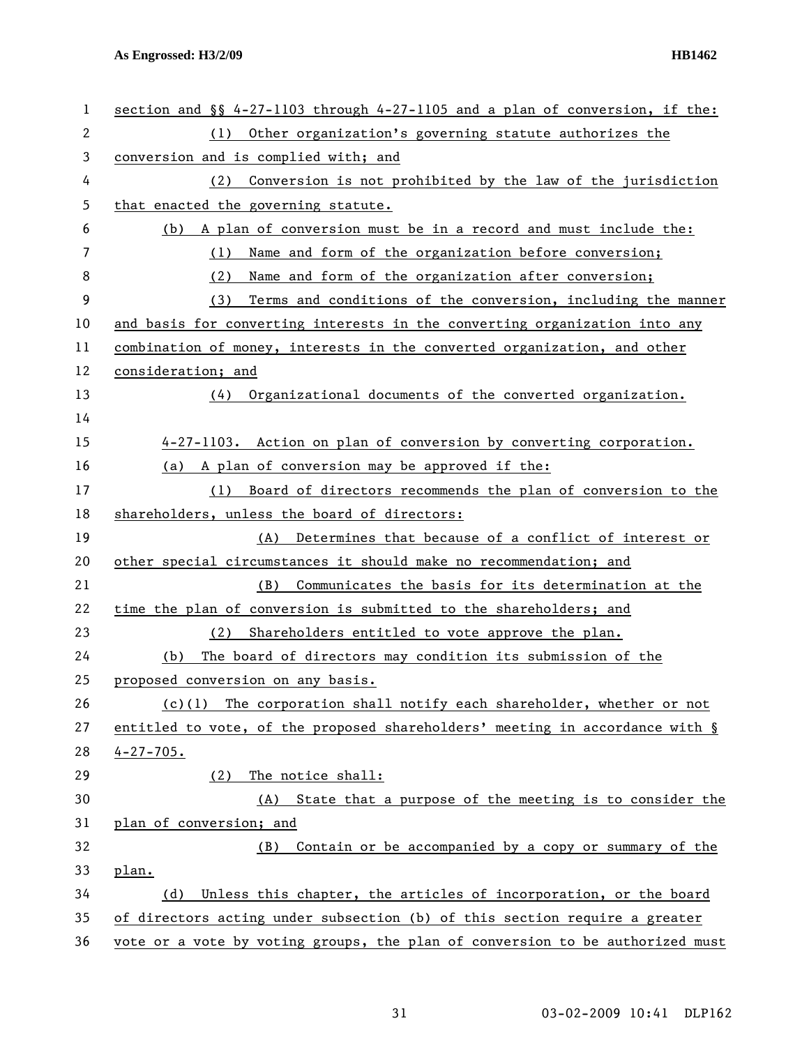section and §§ 4-27-1103 through 4-27-1105 and a plan of conversion, if the:

(1) Other organization's governing statute authorizes the conversion and is complied with; and

(2) Conversion is not prohibited by the law of the jurisdiction that enacted the governing statute.

(b) A plan of conversion must be in a record and must include the:

(1) Name and form of the organization before conversion;

(2) Name and form of the organization after conversion;

(3) Terms and conditions of the conversion, including the manner and basis for converting interests in the converting organization into any combination of money, interests in the converted organization, and other consideration; and

(4) Organizational documents of the converted organization.

4-27-1103. Action on plan of conversion by converting corporation.

(a) A plan of conversion may be approved if the:

(1) Board of directors recommends the plan of conversion to the shareholders, unless the board of directors:

(A) Determines that because of a conflict of interest or other special circumstances it should make no recommendation; and

(B) Communicates the basis for its determination at the time the plan of conversion is submitted to the shareholders; and

(2) Shareholders entitled to vote approve the plan.

(b) The board of directors may condition its submission of the proposed conversion on any basis.

(c)(1) The corporation shall notify each shareholder, whether or not entitled to vote, of the proposed shareholders' meeting in accordance with § 4-27-705.

(2) The notice shall:

(A) State that a purpose of the meeting is to consider the plan of conversion; and

(B) Contain or be accompanied by a copy or summary of the plan.

(d) Unless this chapter, the articles of incorporation, or the board of directors acting under subsection (b) of this section require a greater vote or a vote by voting groups, the plan of conversion to be authorized must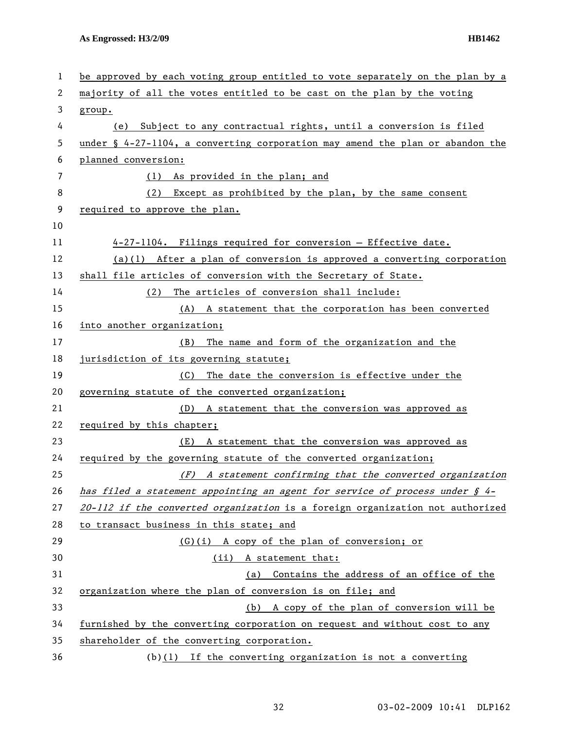be approved by each voting group entitled to vote separately on the plan by a majority of all the votes entitled to be cast on the plan by the voting group.

(e) Subject to any contractual rights, until a conversion is filed under § 4-27-1104, a converting corporation may amend the plan or abandon the planned conversion:

(1) As provided in the plan; and

(2) Except as prohibited by the plan, by the same consent required to approve the plan.

4-27-1104. Filings required for conversion — Effective date.

(a)(1) After a plan of conversion is approved a converting corporation shall file articles of conversion with the Secretary of State.

(2) The articles of conversion shall include:

(A) A statement that the corporation has been converted into another organization;

(B) The name and form of the organization and the jurisdiction of its governing statute;

(C) The date the conversion is effective under the governing statute of the converted organization;

(D) A statement that the conversion was approved as required by this chapter;

(E) A statement that the conversion was approved as required by the governing statute of the converted organization;

*(F) A statement confirming that the converted organization has filed a statement appointing an agent for service of process under § 4-20-112 if the converted organization* is a foreign organization not authorized to transact business in this state; and

(G)(i) A copy of the plan of conversion; or

(ii) A statement that:

(a) Contains the address of an office of the organization where the plan of conversion is on file; and

(b) A copy of the plan of conversion will be furnished by the converting corporation on request and without cost to any shareholder of the converting corporation.

(b)(1) If the converting organization is not a converting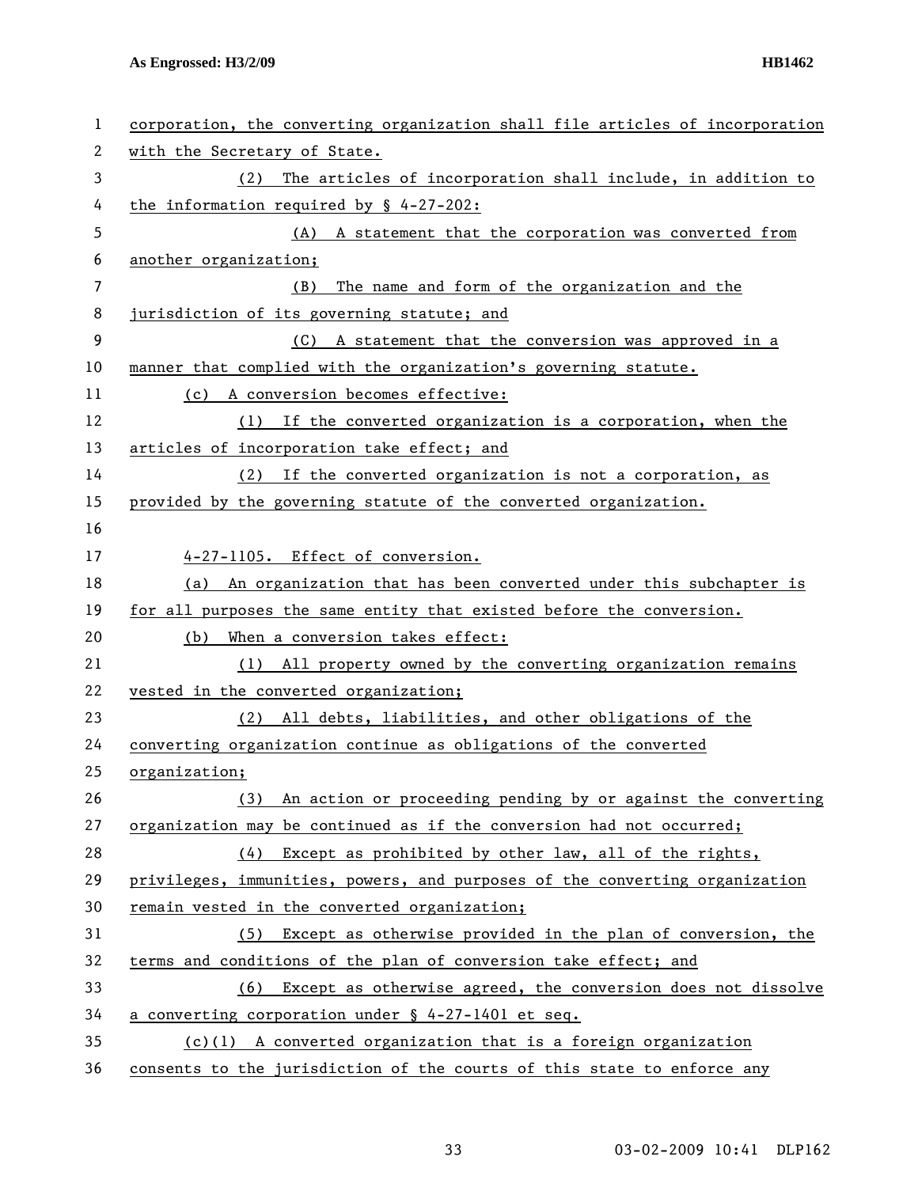corporation, the converting organization shall file articles of incorporation with the Secretary of State.

(2) The articles of incorporation shall include, in addition to the information required by § 4-27-202:

(A) A statement that the corporation was converted from another organization;

(B) The name and form of the organization and the jurisdiction of its governing statute; and

(C) A statement that the conversion was approved in a manner that complied with the organization's governing statute.

(c) A conversion becomes effective:

(1) If the converted organization is a corporation, when the articles of incorporation take effect; and

(2) If the converted organization is not a corporation, as provided by the governing statute of the converted organization.

4-27-1105. Effect of conversion.

(a) An organization that has been converted under this subchapter is for all purposes the same entity that existed before the conversion.

(b) When a conversion takes effect:

(1) All property owned by the converting organization remains vested in the converted organization;

(2) All debts, liabilities, and other obligations of the converting organization continue as obligations of the converted organization;

(3) An action or proceeding pending by or against the converting organization may be continued as if the conversion had not occurred;

(4) Except as prohibited by other law, all of the rights, privileges, immunities, powers, and purposes of the converting organization remain vested in the converted organization;

(5) Except as otherwise provided in the plan of conversion, the terms and conditions of the plan of conversion take effect; and

(6) Except as otherwise agreed, the conversion does not dissolve a converting corporation under § 4-27-1401 et seq.

(c)(1) A converted organization that is a foreign organization consents to the jurisdiction of the courts of this state to enforce any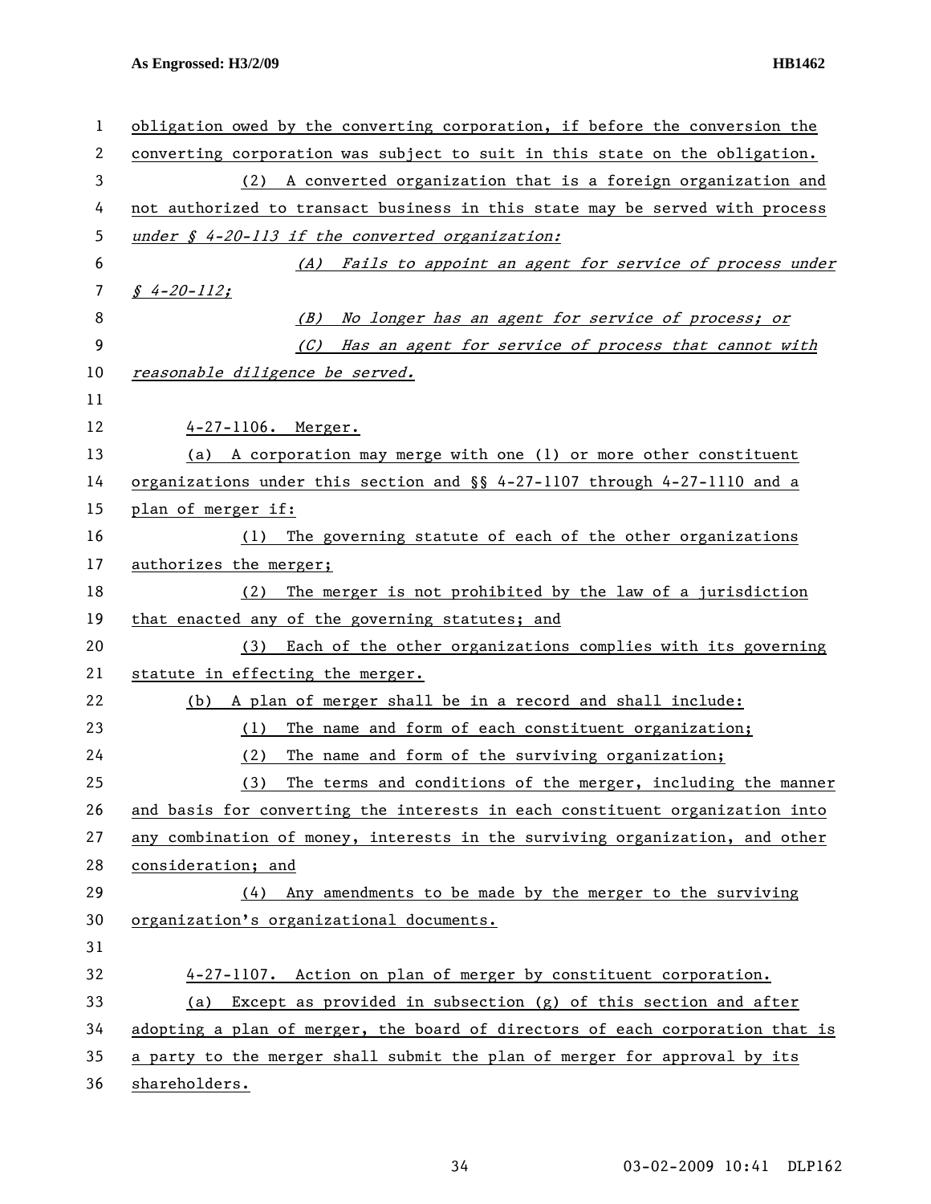obligation owed by the converting corporation, if before the conversion the converting corporation was subject to suit in this state on the obligation.

(2) A converted organization that is a foreign organization and not authorized to transact business in this state may be served with process *under § 4-20-113 if the converted organization:*

*(A) Fails to appoint an agent for service of process under § 4-20-112;*

*(B) No longer has an agent for service of process; or*

*(C) Has an agent for service of process that cannot with reasonable diligence be served.*

4-27-1106. Merger.

(a) A corporation may merge with one (1) or more other constituent organizations under this section and §§ 4-27-1107 through 4-27-1110 and a plan of merger if:

(1) The governing statute of each of the other organizations authorizes the merger;

(2) The merger is not prohibited by the law of a jurisdiction that enacted any of the governing statutes; and

(3) Each of the other organizations complies with its governing statute in effecting the merger.

(b) A plan of merger shall be in a record and shall include:

(1) The name and form of each constituent organization;

(2) The name and form of the surviving organization;

(3) The terms and conditions of the merger, including the manner and basis for converting the interests in each constituent organization into any combination of money, interests in the surviving organization, and other consideration; and

(4) Any amendments to be made by the merger to the surviving organization's organizational documents.

4-27-1107. Action on plan of merger by constituent corporation.

(a) Except as provided in subsection (g) of this section and after adopting a plan of merger, the board of directors of each corporation that is a party to the merger shall submit the plan of merger for approval by its shareholders.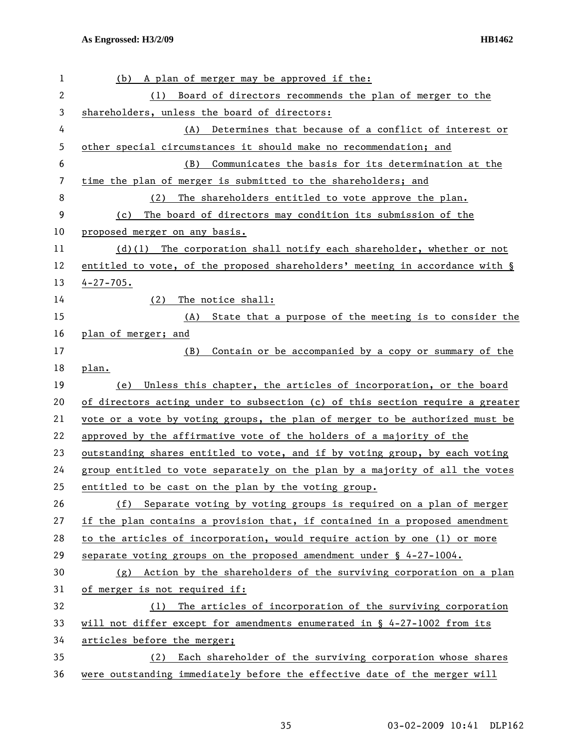(b) A plan of merger may be approved if the:

(1) Board of directors recommends the plan of merger to the shareholders, unless the board of directors:

(A) Determines that because of a conflict of interest or other special circumstances it should make no recommendation; and

(B) Communicates the basis for its determination at the time the plan of merger is submitted to the shareholders; and

(2) The shareholders entitled to vote approve the plan.

(c) The board of directors may condition its submission of the proposed merger on any basis.

(d)(1) The corporation shall notify each shareholder, whether or not entitled to vote, of the proposed shareholders' meeting in accordance with § 4-27-705.

(2) The notice shall:

(A) State that a purpose of the meeting is to consider the plan of merger; and

(B) Contain or be accompanied by a copy or summary of the plan.

(e) Unless this chapter, the articles of incorporation, or the board of directors acting under to subsection (c) of this section require a greater vote or a vote by voting groups, the plan of merger to be authorized must be approved by the affirmative vote of the holders of a majority of the outstanding shares entitled to vote, and if by voting group, by each voting group entitled to vote separately on the plan by a majority of all the votes entitled to be cast on the plan by the voting group.

(f) Separate voting by voting groups is required on a plan of merger if the plan contains a provision that, if contained in a proposed amendment to the articles of incorporation, would require action by one (1) or more separate voting groups on the proposed amendment under § 4-27-1004.

(g) Action by the shareholders of the surviving corporation on a plan of merger is not required if:

(1) The articles of incorporation of the surviving corporation will not differ except for amendments enumerated in § 4-27-1002 from its articles before the merger;

(2) Each shareholder of the surviving corporation whose shares were outstanding immediately before the effective date of the merger will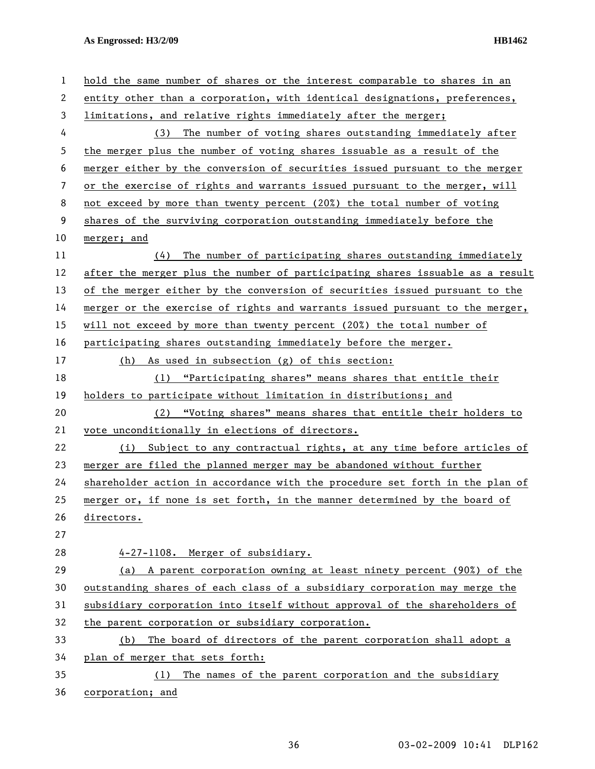hold the same number of shares or the interest comparable to shares in an entity other than a corporation, with identical designations, preferences, limitations, and relative rights immediately after the merger;

(3) The number of voting shares outstanding immediately after the merger plus the number of voting shares issuable as a result of the merger either by the conversion of securities issued pursuant to the merger or the exercise of rights and warrants issued pursuant to the merger, will not exceed by more than twenty percent (20%) the total number of voting shares of the surviving corporation outstanding immediately before the merger; and

(4) The number of participating shares outstanding immediately after the merger plus the number of participating shares issuable as a result of the merger either by the conversion of securities issued pursuant to the merger or the exercise of rights and warrants issued pursuant to the merger, will not exceed by more than twenty percent (20%) the total number of participating shares outstanding immediately before the merger.

(h) As used in subsection (g) of this section:

(1) "Participating shares" means shares that entitle their holders to participate without limitation in distributions; and

(2) "Voting shares" means shares that entitle their holders to vote unconditionally in elections of directors.

(i) Subject to any contractual rights, at any time before articles of merger are filed the planned merger may be abandoned without further shareholder action in accordance with the procedure set forth in the plan of merger or, if none is set forth, in the manner determined by the board of directors.

4-27-1108. Merger of subsidiary.

(a) A parent corporation owning at least ninety percent (90%) of the outstanding shares of each class of a subsidiary corporation may merge the subsidiary corporation into itself without approval of the shareholders of the parent corporation or subsidiary corporation.

(b) The board of directors of the parent corporation shall adopt a plan of merger that sets forth:

(1) The names of the parent corporation and the subsidiary corporation; and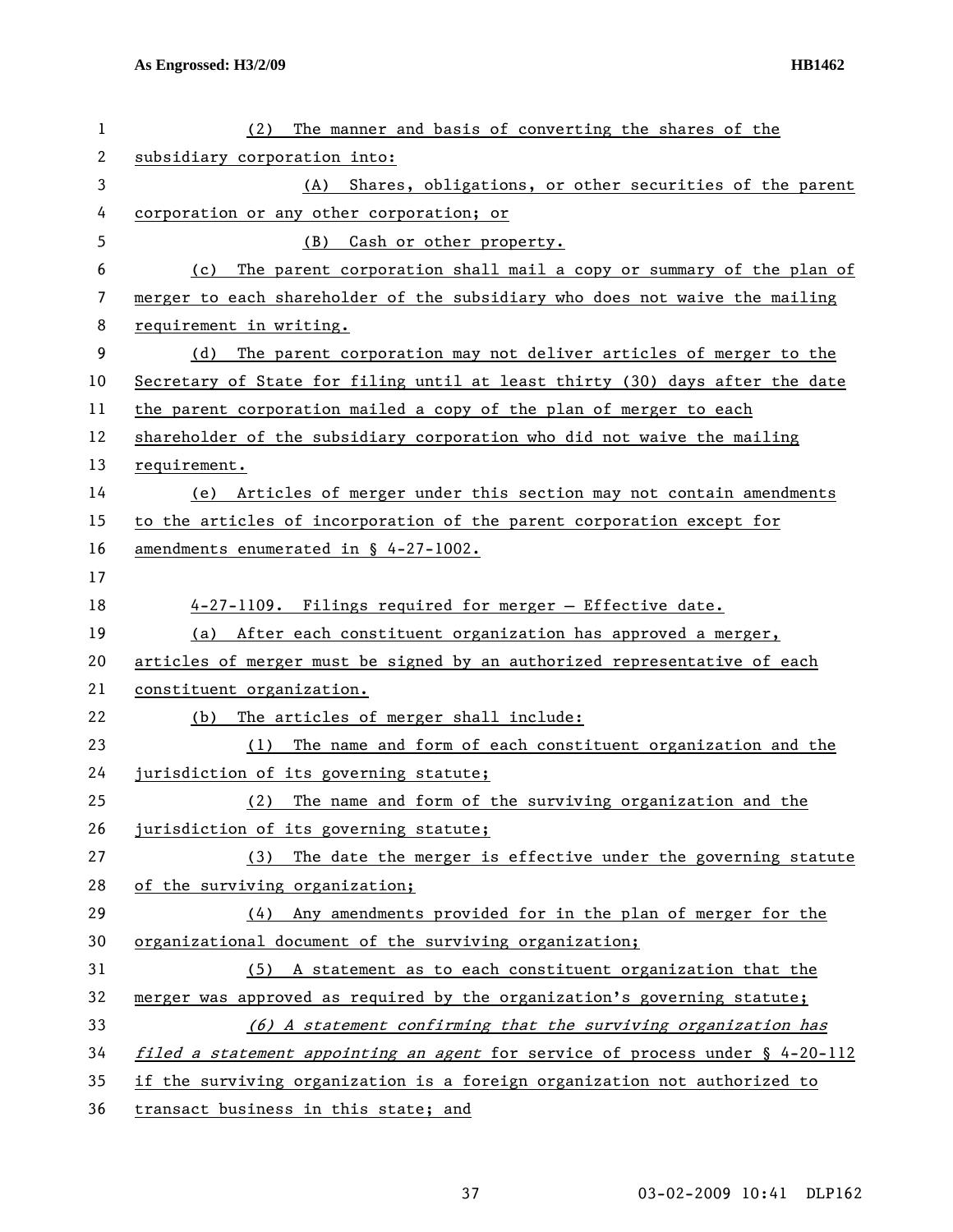(2) The manner and basis of converting the shares of the subsidiary corporation into:

(A) Shares, obligations, or other securities of the parent corporation or any other corporation; or

(B) Cash or other property.

(c) The parent corporation shall mail a copy or summary of the plan of merger to each shareholder of the subsidiary who does not waive the mailing requirement in writing.

(d) The parent corporation may not deliver articles of merger to the Secretary of State for filing until at least thirty (30) days after the date the parent corporation mailed a copy of the plan of merger to each shareholder of the subsidiary corporation who did not waive the mailing requirement.

(e) Articles of merger under this section may not contain amendments to the articles of incorporation of the parent corporation except for amendments enumerated in § 4-27-1002.

4-27-1109. Filings required for merger – Effective date.

(a) After each constituent organization has approved a merger, articles of merger must be signed by an authorized representative of each constituent organization.

(b) The articles of merger shall include:

(1) The name and form of each constituent organization and the jurisdiction of its governing statute;

(2) The name and form of the surviving organization and the jurisdiction of its governing statute;

(3) The date the merger is effective under the governing statute of the surviving organization;

(4) Any amendments provided for in the plan of merger for the organizational document of the surviving organization;

(5) A statement as to each constituent organization that the merger was approved as required by the organization's governing statute;

*(6) A statement confirming that the surviving organization has filed a statement appointing an agent* for service of process under § 4-20-112 if the surviving organization is a foreign organization not authorized to transact business in this state; and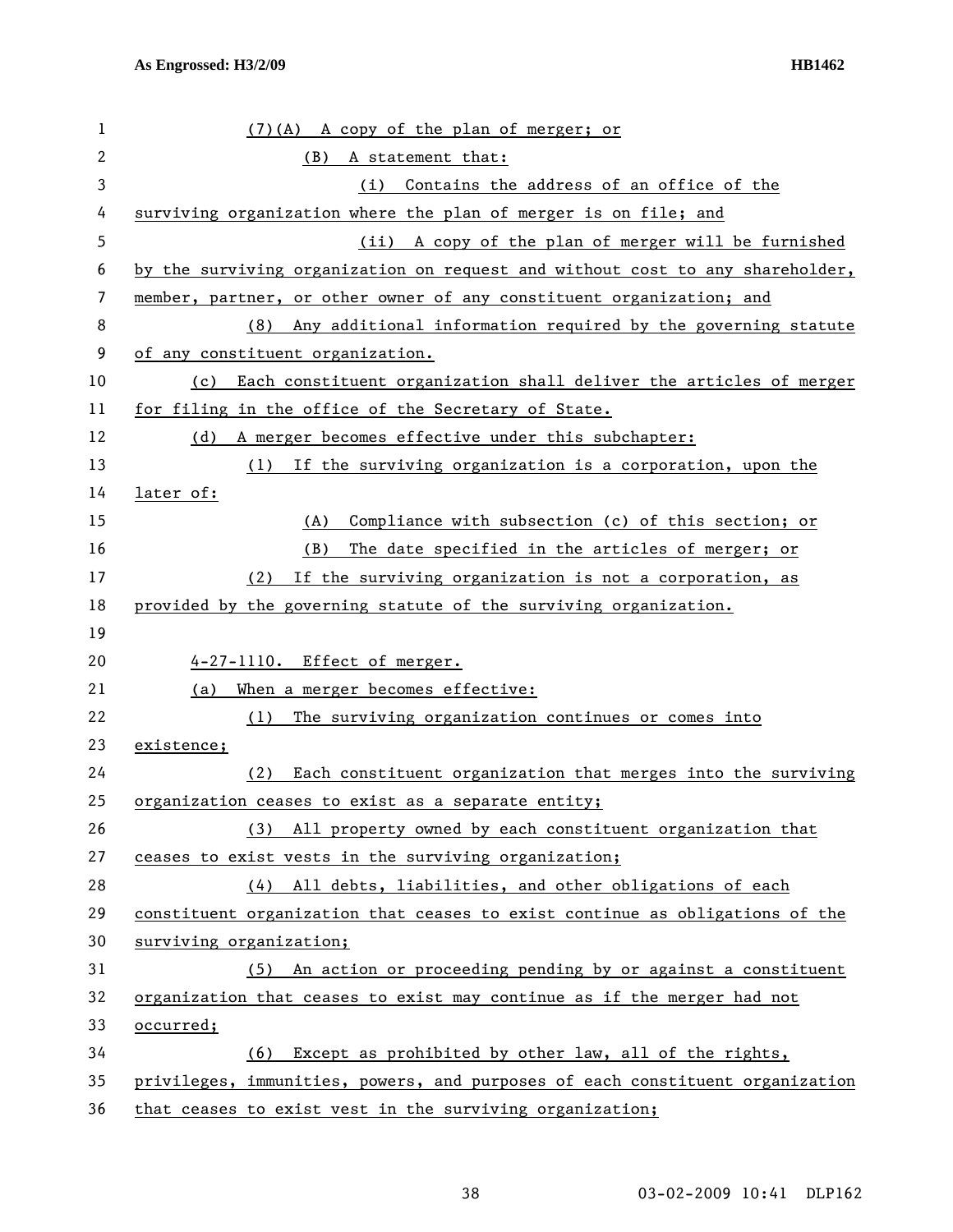(7)(A) A copy of the plan of merger; or

(B) A statement that:

(i) Contains the address of an office of the surviving organization where the plan of merger is on file; and

(ii) A copy of the plan of merger will be furnished by the surviving organization on request and without cost to any shareholder, member, partner, or other owner of any constituent organization; and

(8) Any additional information required by the governing statute of any constituent organization.

(c) Each constituent organization shall deliver the articles of merger for filing in the office of the Secretary of State.

(d) A merger becomes effective under this subchapter:

(1) If the surviving organization is a corporation, upon the later of:

(A) Compliance with subsection (c) of this section; or

(B) The date specified in the articles of merger; or

(2) If the surviving organization is not a corporation, as provided by the governing statute of the surviving organization.

4-27-1110. Effect of merger.

(a) When a merger becomes effective:

(1) The surviving organization continues or comes into existence;

(2) Each constituent organization that merges into the surviving organization ceases to exist as a separate entity;

(3) All property owned by each constituent organization that ceases to exist vests in the surviving organization;

(4) All debts, liabilities, and other obligations of each constituent organization that ceases to exist continue as obligations of the surviving organization;

(5) An action or proceeding pending by or against a constituent organization that ceases to exist may continue as if the merger had not occurred;

(6) Except as prohibited by other law, all of the rights, privileges, immunities, powers, and purposes of each constituent organization that ceases to exist vest in the surviving organization;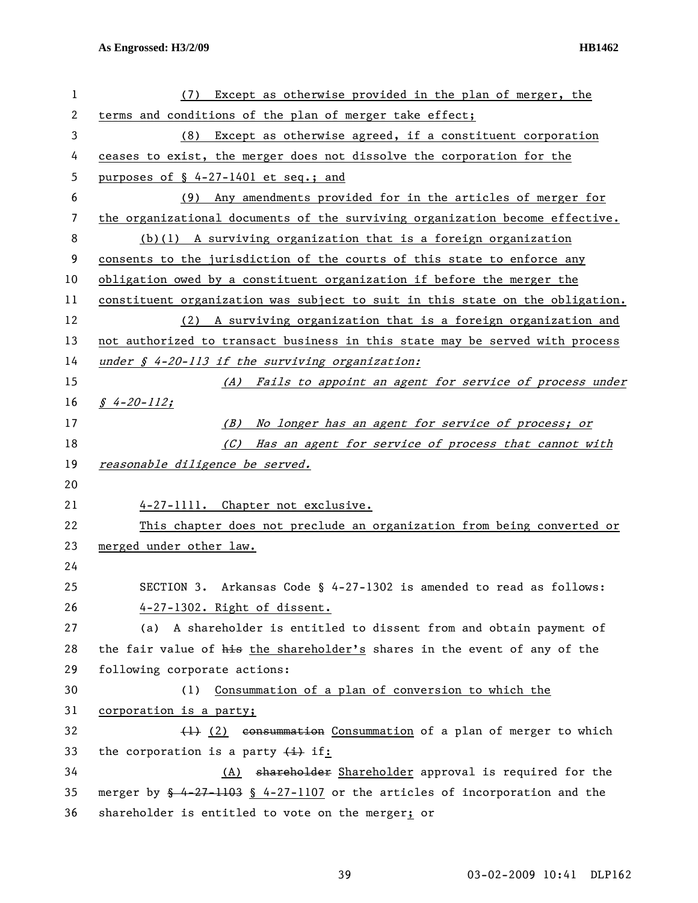(7) Except as otherwise provided in the plan of merger, the terms and conditions of the plan of merger take effect;

(8) Except as otherwise agreed, if a constituent corporation ceases to exist, the merger does not dissolve the corporation for the purposes of § 4-27-1401 et seq.; and

(9) Any amendments provided for in the articles of merger for the organizational documents of the surviving organization become effective.

(b)(1) A surviving organization that is a foreign organization consents to the jurisdiction of the courts of this state to enforce any obligation owed by a constituent organization if before the merger the constituent organization was subject to suit in this state on the obligation.

(2) A surviving organization that is a foreign organization and not authorized to transact business in this state may be served with process *under § 4-20-113 if the surviving organization:*

*(A) Fails to appoint an agent for service of process under § 4-20-112;*

*(B) No longer has an agent for service of process; or*

*(C) Has an agent for service of process that cannot with reasonable diligence be served.*

4-27-1111. Chapter not exclusive.

This chapter does not preclude an organization from being converted or merged under other law.

SECTION 3. Arkansas Code § 4-27-1302 is amended to read as follows:

4-27-1302. Right of dissent.

(a) A shareholder is entitled to dissent from and obtain payment of the fair value of ~~his~~ the shareholder's shares in the event of any of the following corporate actions:

(1) Consummation of a plan of conversion to which the corporation is a party;

~~(1)~~ (2) ~~consummation~~ Consummation of a plan of merger to which the corporation is a party ~~(i)~~ if:

(A) ~~shareholder~~ Shareholder approval is required for the merger by ~~§ 4-27-1103~~ § 4-27-1107 or the articles of incorporation and the shareholder is entitled to vote on the merger; or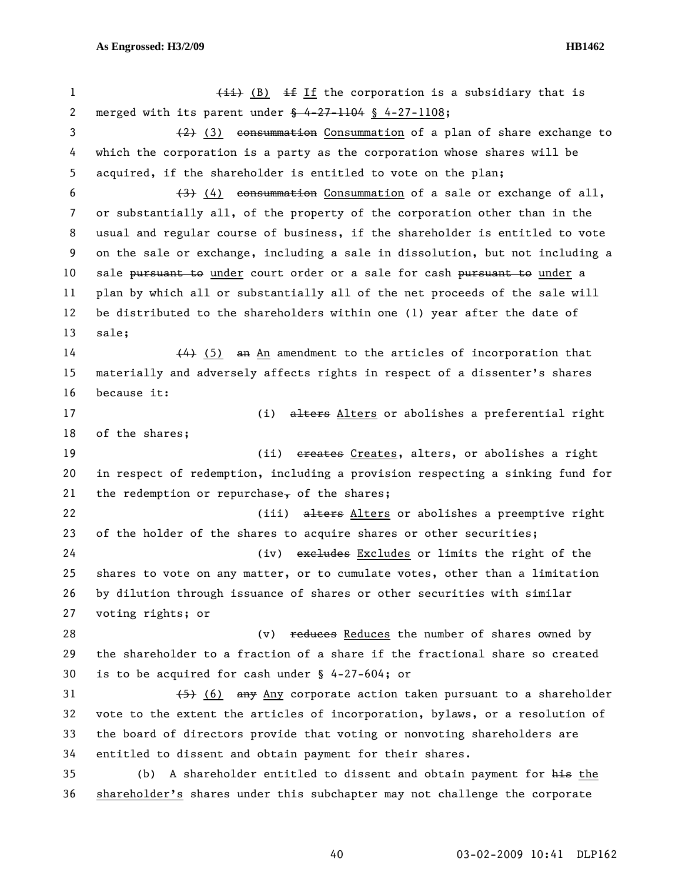~~(ii)~~ (B) ~~if~~ If the corporation is a subsidiary that is merged with its parent under ~~§ 4-27-1104~~ § 4-27-1108;

~~(2)~~ (3) ~~consummation~~ Consummation of a plan of share exchange to which the corporation is a party as the corporation whose shares will be acquired, if the shareholder is entitled to vote on the plan;

~~(3)~~ (4) ~~consummation~~ Consummation of a sale or exchange of all, or substantially all, of the property of the corporation other than in the usual and regular course of business, if the shareholder is entitled to vote on the sale or exchange, including a sale in dissolution, but not including a sale ~~pursuant to~~ under court order or a sale for cash ~~pursuant to~~ under a plan by which all or substantially all of the net proceeds of the sale will be distributed to the shareholders within one (1) year after the date of sale;

~~(4)~~ (5) ~~an~~ An amendment to the articles of incorporation that materially and adversely affects rights in respect of a dissenter's shares because it:

(i) ~~alters~~ Alters or abolishes a preferential right of the shares;

(ii) ~~creates~~ Creates, alters, or abolishes a right in respect of redemption, including a provision respecting a sinking fund for the redemption or repurchase~~,~~ of the shares;

(iii) ~~alters~~ Alters or abolishes a preemptive right of the holder of the shares to acquire shares or other securities;

(iv) ~~excludes~~ Excludes or limits the right of the shares to vote on any matter, or to cumulate votes, other than a limitation by dilution through issuance of shares or other securities with similar voting rights; or

(v) ~~reduces~~ Reduces the number of shares owned by the shareholder to a fraction of a share if the fractional share so created is to be acquired for cash under § 4-27-604; or

~~(5)~~ (6) ~~any~~ Any corporate action taken pursuant to a shareholder vote to the extent the articles of incorporation, bylaws, or a resolution of the board of directors provide that voting or nonvoting shareholders are entitled to dissent and obtain payment for their shares.

(b) A shareholder entitled to dissent and obtain payment for ~~his~~ the shareholder's shares under this subchapter may not challenge the corporate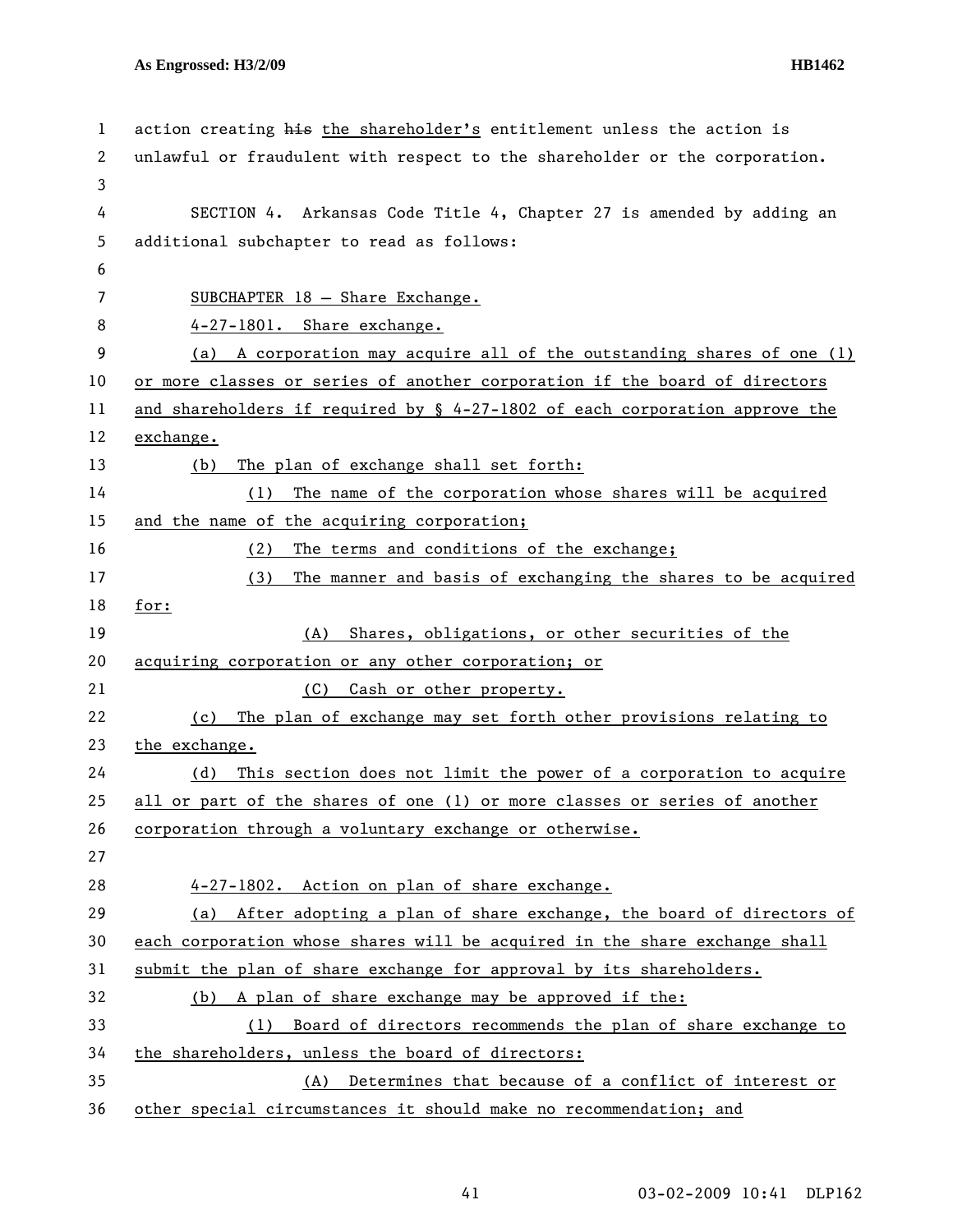action creating ~~his~~ the shareholder's entitlement unless the action is unlawful or fraudulent with respect to the shareholder or the corporation.

SECTION 4. Arkansas Code Title 4, Chapter 27 is amended by adding an additional subchapter to read as follows:

SUBCHAPTER 18 — Share Exchange.

4-27-1801. Share exchange.

(a) A corporation may acquire all of the outstanding shares of one (1) or more classes or series of another corporation if the board of directors and shareholders if required by § 4-27-1802 of each corporation approve the exchange.

(b) The plan of exchange shall set forth:

(1) The name of the corporation whose shares will be acquired and the name of the acquiring corporation;

(2) The terms and conditions of the exchange;

(3) The manner and basis of exchanging the shares to be acquired for:

(A) Shares, obligations, or other securities of the acquiring corporation or any other corporation; or

(C) Cash or other property.

(c) The plan of exchange may set forth other provisions relating to the exchange.

(d) This section does not limit the power of a corporation to acquire all or part of the shares of one (1) or more classes or series of another corporation through a voluntary exchange or otherwise.

4-27-1802. Action on plan of share exchange.

(a) After adopting a plan of share exchange, the board of directors of each corporation whose shares will be acquired in the share exchange shall submit the plan of share exchange for approval by its shareholders.

(b) A plan of share exchange may be approved if the:

(1) Board of directors recommends the plan of share exchange to the shareholders, unless the board of directors:

(A) Determines that because of a conflict of interest or other special circumstances it should make no recommendation; and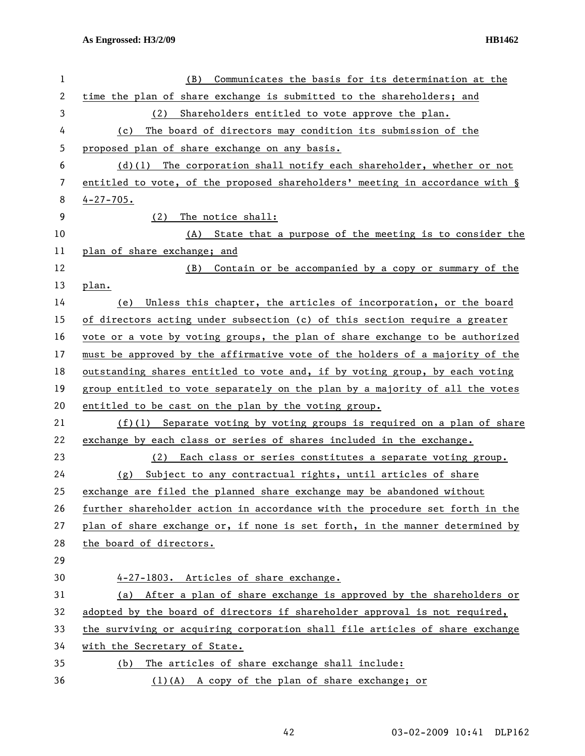(B) Communicates the basis for its determination at the time the plan of share exchange is submitted to the shareholders; and

(2) Shareholders entitled to vote approve the plan.

(c) The board of directors may condition its submission of the proposed plan of share exchange on any basis.

(d)(1) The corporation shall notify each shareholder, whether or not entitled to vote, of the proposed shareholders' meeting in accordance with § 4-27-705.

(2) The notice shall:

(A) State that a purpose of the meeting is to consider the plan of share exchange; and

(B) Contain or be accompanied by a copy or summary of the plan.

(e) Unless this chapter, the articles of incorporation, or the board of directors acting under subsection (c) of this section require a greater vote or a vote by voting groups, the plan of share exchange to be authorized must be approved by the affirmative vote of the holders of a majority of the outstanding shares entitled to vote and, if by voting group, by each voting group entitled to vote separately on the plan by a majority of all the votes entitled to be cast on the plan by the voting group.

(f)(1) Separate voting by voting groups is required on a plan of share exchange by each class or series of shares included in the exchange.

(2) Each class or series constitutes a separate voting group.

(g) Subject to any contractual rights, until articles of share exchange are filed the planned share exchange may be abandoned without further shareholder action in accordance with the procedure set forth in the plan of share exchange or, if none is set forth, in the manner determined by the board of directors.

4-27-1803. Articles of share exchange.

(a) After a plan of share exchange is approved by the shareholders or adopted by the board of directors if shareholder approval is not required, the surviving or acquiring corporation shall file articles of share exchange with the Secretary of State.

(b) The articles of share exchange shall include:

(1)(A) A copy of the plan of share exchange; or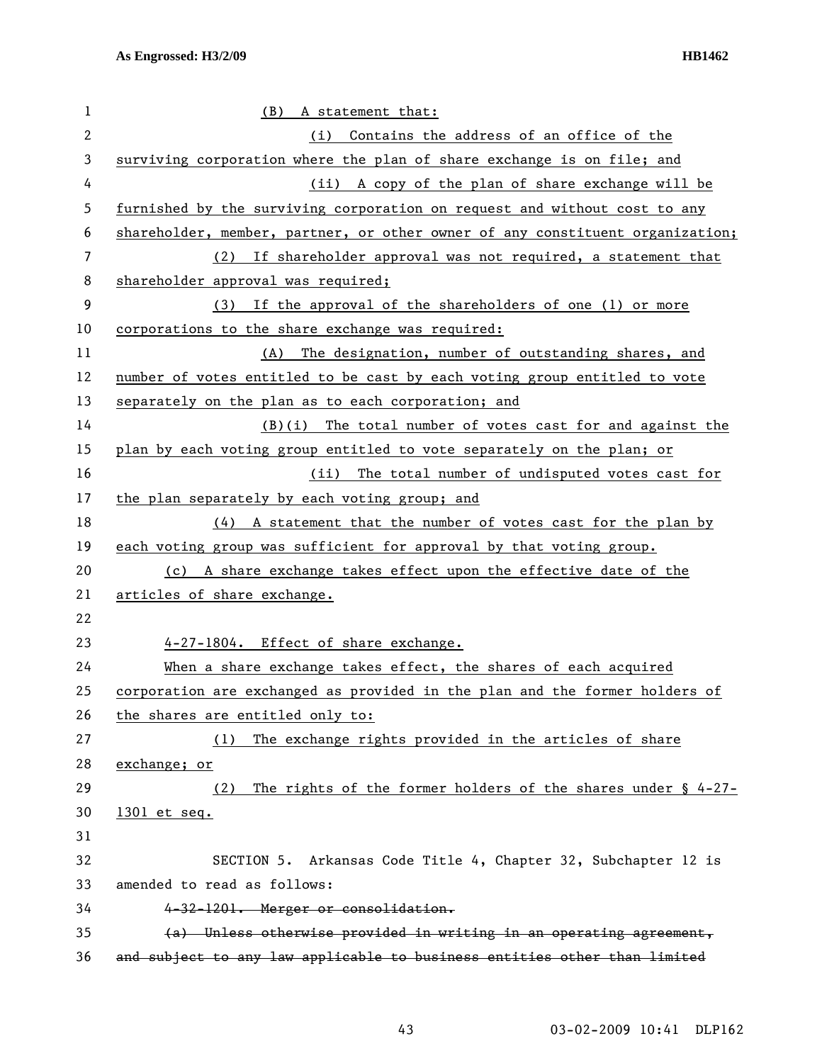(B) A statement that:

(i) Contains the address of an office of the surviving corporation where the plan of share exchange is on file; and

(ii) A copy of the plan of share exchange will be furnished by the surviving corporation on request and without cost to any shareholder, member, partner, or other owner of any constituent organization;

(2) If shareholder approval was not required, a statement that shareholder approval was required;

(3) If the approval of the shareholders of one (1) or more corporations to the share exchange was required:

(A) The designation, number of outstanding shares, and number of votes entitled to be cast by each voting group entitled to vote separately on the plan as to each corporation; and

(B)(i) The total number of votes cast for and against the plan by each voting group entitled to vote separately on the plan; or

(ii) The total number of undisputed votes cast for the plan separately by each voting group; and

(4) A statement that the number of votes cast for the plan by each voting group was sufficient for approval by that voting group.

(c) A share exchange takes effect upon the effective date of the articles of share exchange.

4-27-1804. Effect of share exchange.

When a share exchange takes effect, the shares of each acquired corporation are exchanged as provided in the plan and the former holders of the shares are entitled only to:

(1) The exchange rights provided in the articles of share exchange; or

(2) The rights of the former holders of the shares under § 4-27-1301 et seq.

SECTION 5. Arkansas Code Title 4, Chapter 32, Subchapter 12 is amended to read as follows:

~~4-32-1201. Merger or consolidation.~~

~~(a) Unless otherwise provided in writing in an operating agreement, and subject to any law applicable to business entities other than limited~~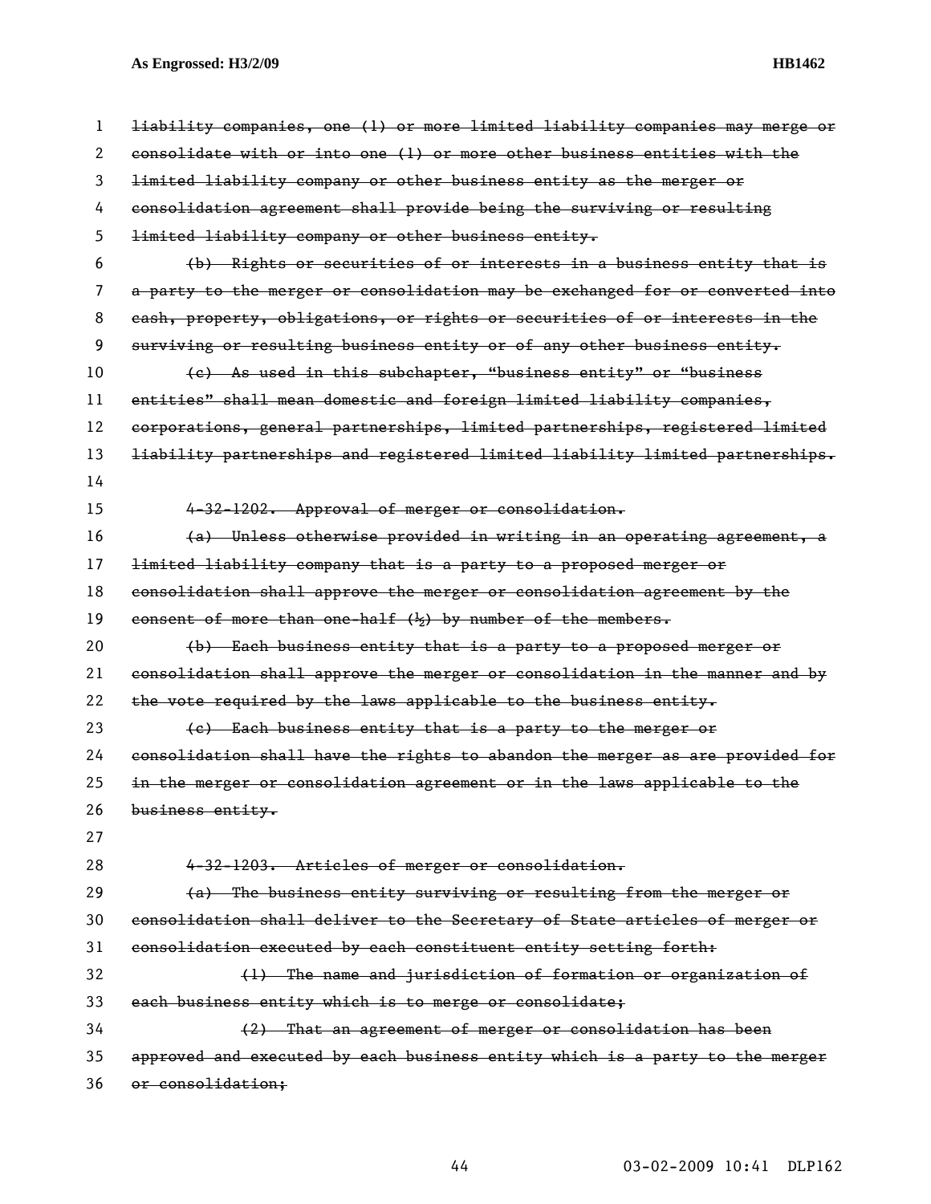~~liability companies, one (1) or more limited liability companies may merge or consolidate with or into one (1) or more other business entities with the limited liability company or other business entity as the merger or consolidation agreement shall provide being the surviving or resulting limited liability company or other business entity.~~

~~(b) Rights or securities of or interests in a business entity that is a party to the merger or consolidation may be exchanged for or converted into cash, property, obligations, or rights or securities of or interests in the surviving or resulting business entity or of any other business entity.~~

~~(c) As used in this subchapter, "business entity" or "business entities" shall mean domestic and foreign limited liability companies, corporations, general partnerships, limited partnerships, registered limited liability partnerships and registered limited liability limited partnerships.~~

~~4-32-1202. Approval of merger or consolidation.~~

~~(a) Unless otherwise provided in writing in an operating agreement, a limited liability company that is a party to a proposed merger or consolidation shall approve the merger or consolidation agreement by the consent of more than one-half (½) by number of the members.~~

~~(b) Each business entity that is a party to a proposed merger or consolidation shall approve the merger or consolidation in the manner and by the vote required by the laws applicable to the business entity.~~

~~(c) Each business entity that is a party to the merger or consolidation shall have the rights to abandon the merger as are provided for in the merger or consolidation agreement or in the laws applicable to the business entity.~~

~~4-32-1203. Articles of merger or consolidation.~~

~~(a) The business entity surviving or resulting from the merger or consolidation shall deliver to the Secretary of State articles of merger or consolidation executed by each constituent entity setting forth:~~

~~(1) The name and jurisdiction of formation or organization of each business entity which is to merge or consolidate;~~

~~(2) That an agreement of merger or consolidation has been approved and executed by each business entity which is a party to the merger or consolidation;~~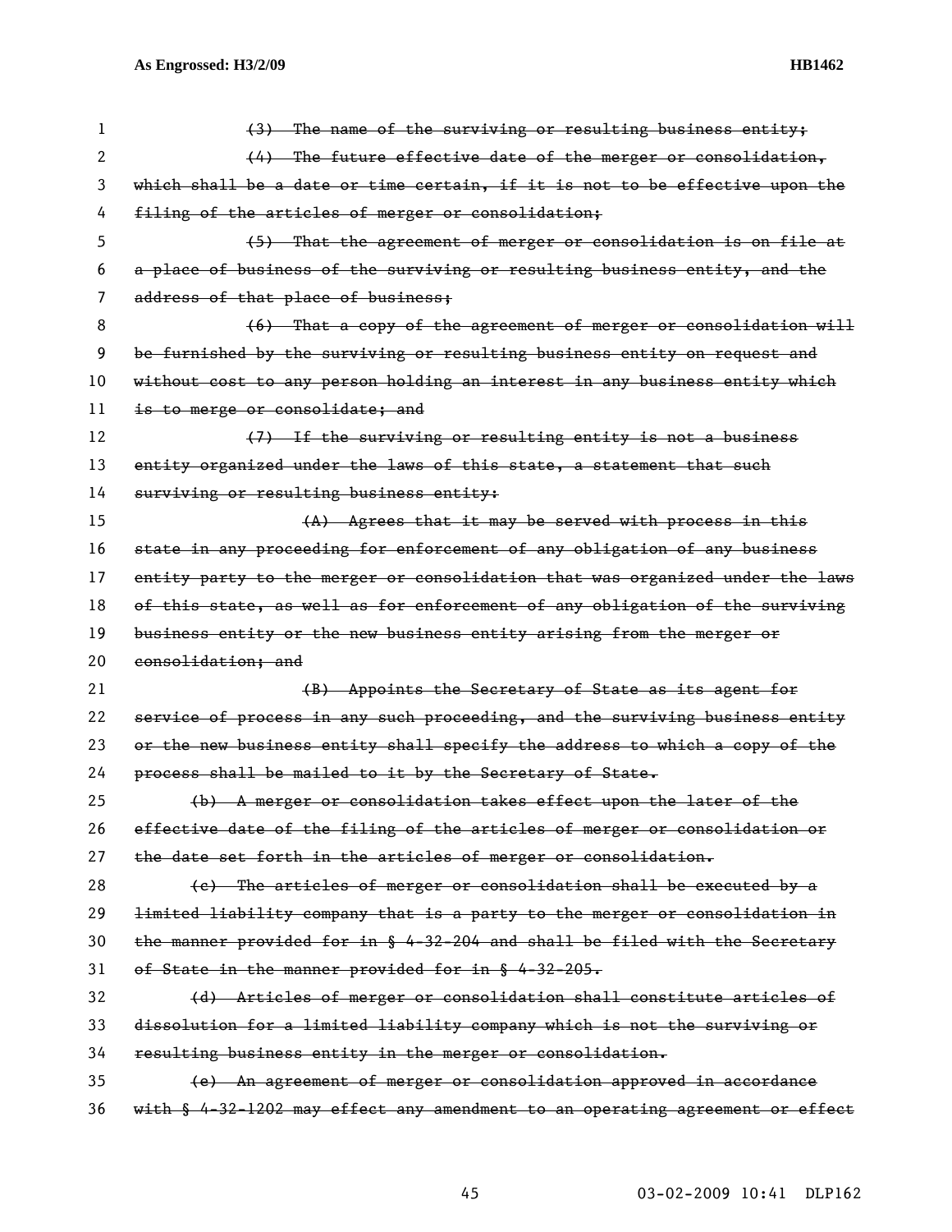~~(3) The name of the surviving or resulting business entity;~~

~~(4) The future effective date of the merger or consolidation, which shall be a date or time certain, if it is not to be effective upon the filing of the articles of merger or consolidation;~~

~~(5) That the agreement of merger or consolidation is on file at a place of business of the surviving or resulting business entity, and the address of that place of business;~~

~~(6) That a copy of the agreement of merger or consolidation will be furnished by the surviving or resulting business entity on request and without cost to any person holding an interest in any business entity which is to merge or consolidate; and~~

~~(7) If the surviving or resulting entity is not a business entity organized under the laws of this state, a statement that such surviving or resulting business entity:~~

~~(A) Agrees that it may be served with process in this state in any proceeding for enforcement of any obligation of any business entity party to the merger or consolidation that was organized under the laws of this state, as well as for enforcement of any obligation of the surviving business entity or the new business entity arising from the merger or consolidation; and~~

~~(B) Appoints the Secretary of State as its agent for service of process in any such proceeding, and the surviving business entity or the new business entity shall specify the address to which a copy of the process shall be mailed to it by the Secretary of State.~~

~~(b) A merger or consolidation takes effect upon the later of the effective date of the filing of the articles of merger or consolidation or the date set forth in the articles of merger or consolidation.~~

~~(c) The articles of merger or consolidation shall be executed by a limited liability company that is a party to the merger or consolidation in the manner provided for in § 4-32-204 and shall be filed with the Secretary of State in the manner provided for in § 4-32-205.~~

~~(d) Articles of merger or consolidation shall constitute articles of dissolution for a limited liability company which is not the surviving or resulting business entity in the merger or consolidation.~~

~~(e) An agreement of merger or consolidation approved in accordance with § 4-32-1202 may effect any amendment to an operating agreement or effect~~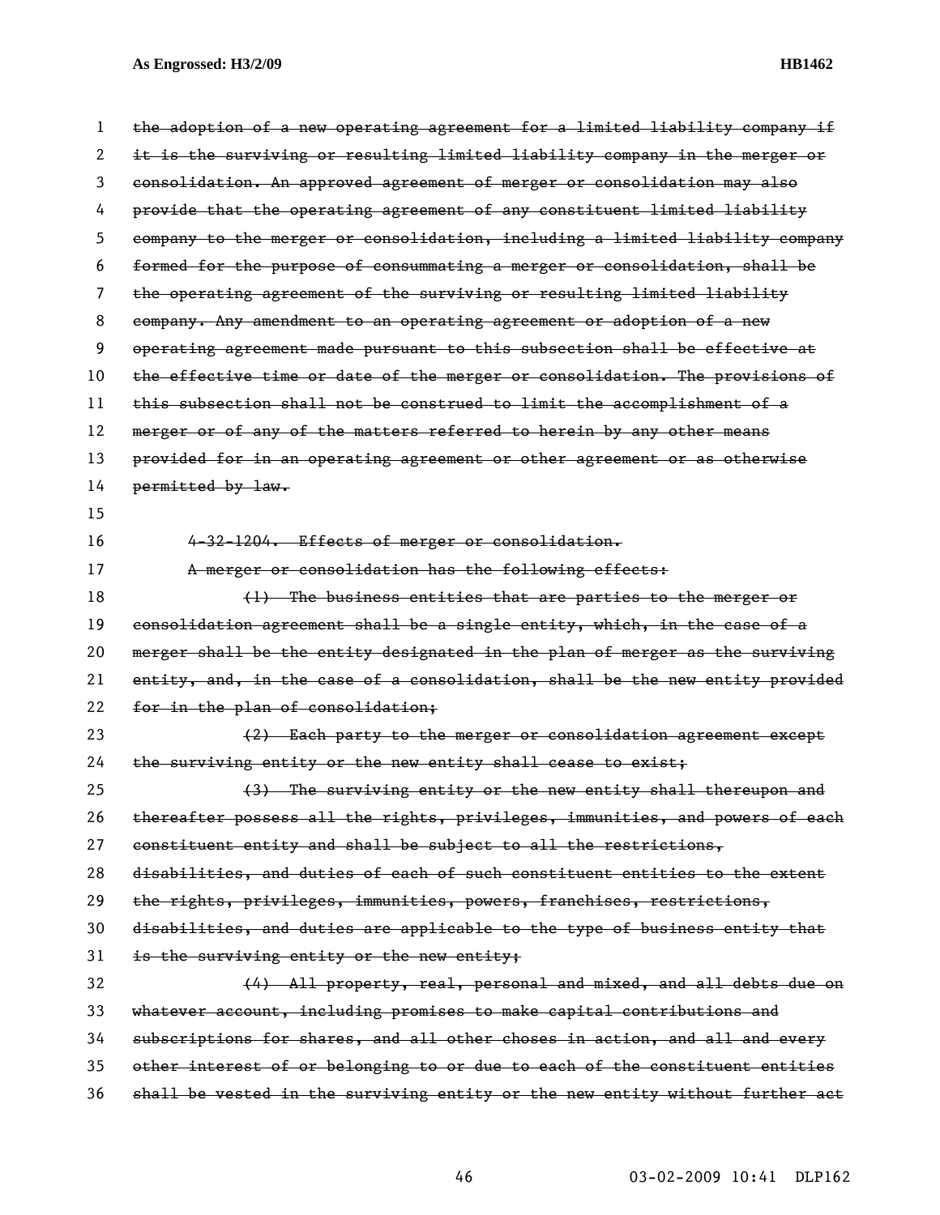~~the adoption of a new operating agreement for a limited liability company if it is the surviving or resulting limited liability company in the merger or consolidation. An approved agreement of merger or consolidation may also provide that the operating agreement of any constituent limited liability company to the merger or consolidation, including a limited liability company formed for the purpose of consummating a merger or consolidation, shall be the operating agreement of the surviving or resulting limited liability company. Any amendment to an operating agreement or adoption of a new operating agreement made pursuant to this subsection shall be effective at the effective time or date of the merger or consolidation. The provisions of this subsection shall not be construed to limit the accomplishment of a merger or of any of the matters referred to herein by any other means provided for in an operating agreement or other agreement or as otherwise permitted by law.~~

~~4-32-1204. Effects of merger or consolidation.~~

~~A merger or consolidation has the following effects:~~

~~(1) The business entities that are parties to the merger or consolidation agreement shall be a single entity, which, in the case of a merger shall be the entity designated in the plan of merger as the surviving entity, and, in the case of a consolidation, shall be the new entity provided for in the plan of consolidation;~~

~~(2) Each party to the merger or consolidation agreement except the surviving entity or the new entity shall cease to exist;~~

~~(3) The surviving entity or the new entity shall thereupon and thereafter possess all the rights, privileges, immunities, and powers of each constituent entity and shall be subject to all the restrictions, disabilities, and duties of each of such constituent entities to the extent the rights, privileges, immunities, powers, franchises, restrictions, disabilities, and duties are applicable to the type of business entity that is the surviving entity or the new entity;~~

~~(4) All property, real, personal and mixed, and all debts due on whatever account, including promises to make capital contributions and subscriptions for shares, and all other choses in action, and all and every other interest of or belonging to or due to each of the constituent entities shall be vested in the surviving entity or the new entity without further act~~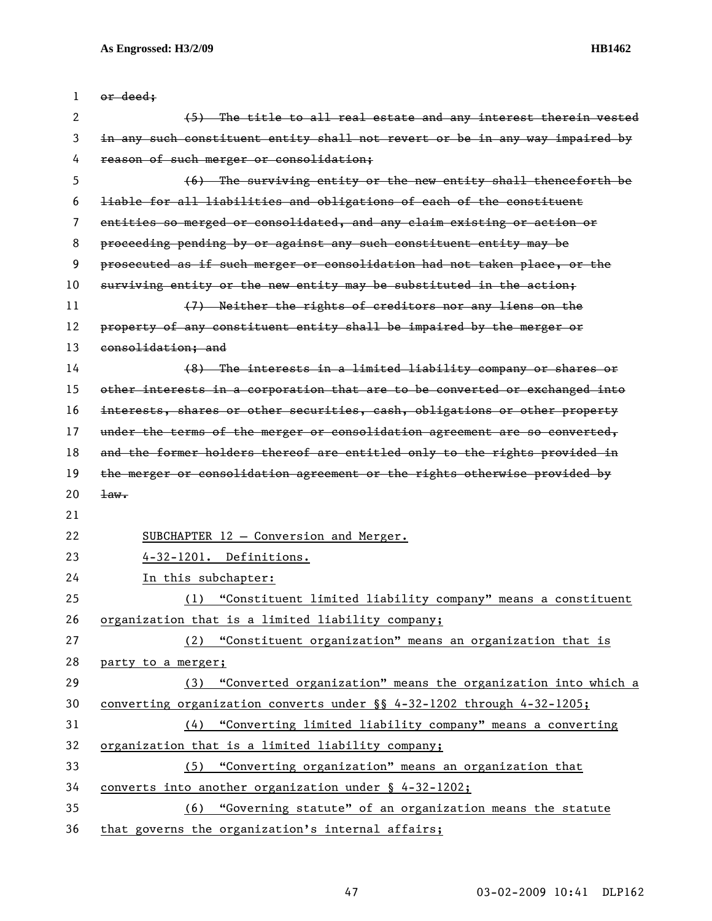~~or deed;~~

~~(5) The title to all real estate and any interest therein vested in any such constituent entity shall not revert or be in any way impaired by reason of such merger or consolidation;~~

~~(6) The surviving entity or the new entity shall thenceforth be liable for all liabilities and obligations of each of the constituent entities so merged or consolidated, and any claim existing or action or proceeding pending by or against any such constituent entity may be prosecuted as if such merger or consolidation had not taken place, or the surviving entity or the new entity may be substituted in the action;~~

~~(7) Neither the rights of creditors nor any liens on the property of any constituent entity shall be impaired by the merger or consolidation; and~~

~~(8) The interests in a limited liability company or shares or other interests in a corporation that are to be converted or exchanged into interests, shares or other securities, cash, obligations or other property under the terms of the merger or consolidation agreement are so converted, and the former holders thereof are entitled only to the rights provided in the merger or consolidation agreement or the rights otherwise provided by law.~~

SUBCHAPTER 12 – Conversion and Merger.

4-32-1201. Definitions.

In this subchapter:

(1) "Constituent limited liability company" means a constituent organization that is a limited liability company;

(2) "Constituent organization" means an organization that is party to a merger;

(3) "Converted organization" means the organization into which a converting organization converts under §§ 4-32-1202 through 4-32-1205;

(4) "Converting limited liability company" means a converting organization that is a limited liability company;

(5) "Converting organization" means an organization that converts into another organization under § 4-32-1202;

(6) "Governing statute" of an organization means the statute that governs the organization's internal affairs;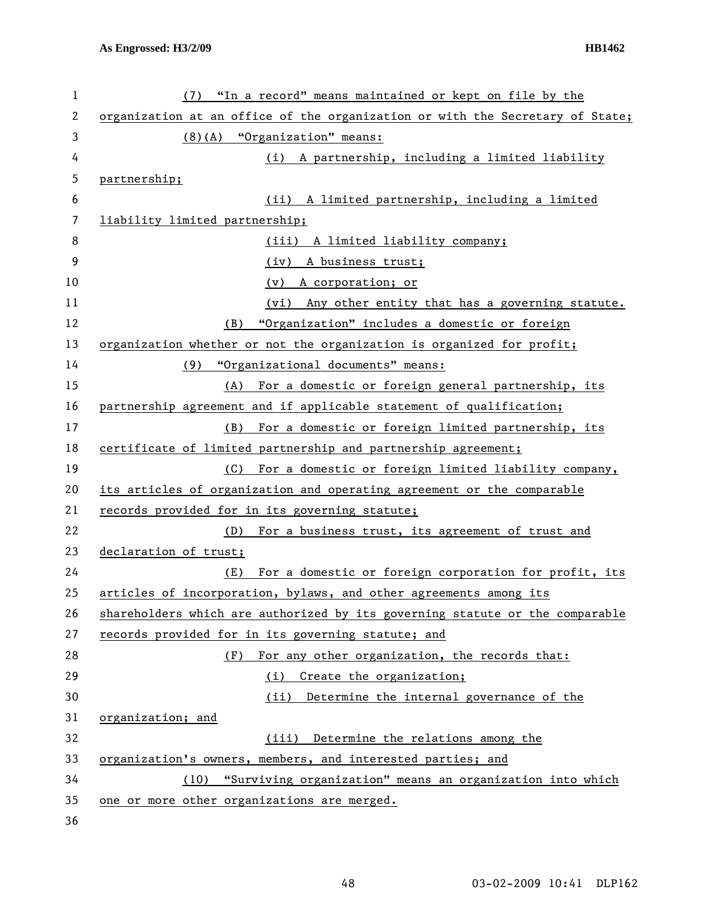(7) "In a record" means maintained or kept on file by the organization at an office of the organization or with the Secretary of State;

(8)(A) "Organization" means:

(i) A partnership, including a limited liability partnership;

(ii) A limited partnership, including a limited liability limited partnership;

(iii) A limited liability company;

(iv) A business trust;

(v) A corporation; or

(vi) Any other entity that has a governing statute.

(B) "Organization" includes a domestic or foreign organization whether or not the organization is organized for profit;

(9) "Organizational documents" means:

(A) For a domestic or foreign general partnership, its partnership agreement and if applicable statement of qualification;

(B) For a domestic or foreign limited partnership, its certificate of limited partnership and partnership agreement;

(C) For a domestic or foreign limited liability company, its articles of organization and operating agreement or the comparable records provided for in its governing statute;

(D) For a business trust, its agreement of trust and declaration of trust;

(E) For a domestic or foreign corporation for profit, its articles of incorporation, bylaws, and other agreements among its shareholders which are authorized by its governing statute or the comparable records provided for in its governing statute; and

(F) For any other organization, the records that:

(i) Create the organization;

(ii) Determine the internal governance of the organization; and

(iii) Determine the relations among the organization's owners, members, and interested parties; and

(10) "Surviving organization" means an organization into which one or more other organizations are merged.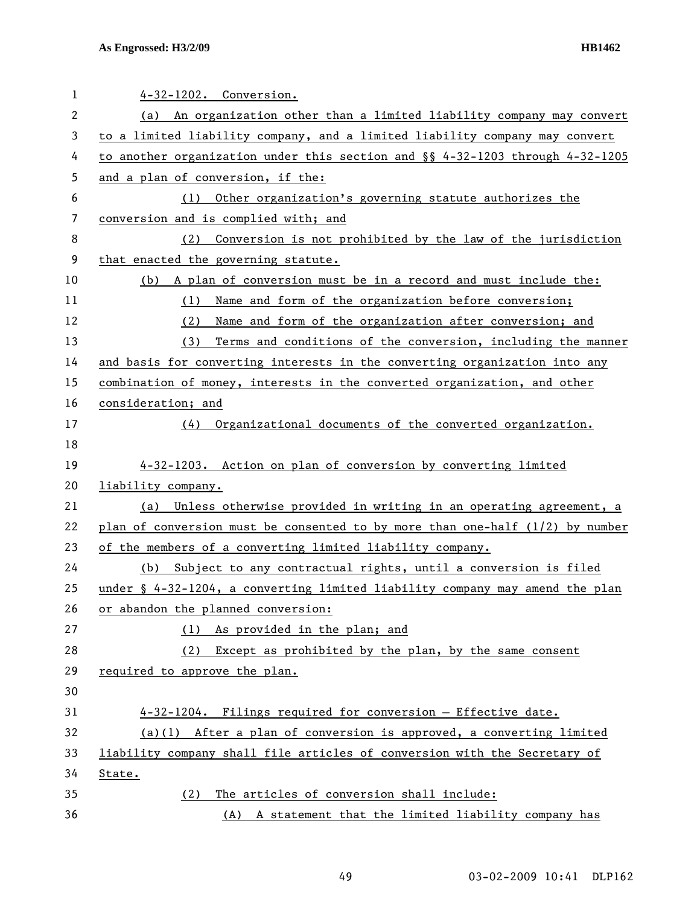4-32-1202. Conversion.

(a) An organization other than a limited liability company may convert to a limited liability company, and a limited liability company may convert to another organization under this section and §§ 4-32-1203 through 4-32-1205 and a plan of conversion, if the:

(1) Other organization's governing statute authorizes the conversion and is complied with; and

(2) Conversion is not prohibited by the law of the jurisdiction that enacted the governing statute.

(b) A plan of conversion must be in a record and must include the:

(1) Name and form of the organization before conversion;

(2) Name and form of the organization after conversion; and

(3) Terms and conditions of the conversion, including the manner and basis for converting interests in the converting organization into any combination of money, interests in the converted organization, and other consideration; and

(4) Organizational documents of the converted organization.

4-32-1203. Action on plan of conversion by converting limited liability company.

(a) Unless otherwise provided in writing in an operating agreement, a plan of conversion must be consented to by more than one-half (1/2) by number of the members of a converting limited liability company.

(b) Subject to any contractual rights, until a conversion is filed under § 4-32-1204, a converting limited liability company may amend the plan or abandon the planned conversion:

(1) As provided in the plan; and

(2) Except as prohibited by the plan, by the same consent required to approve the plan.

4-32-1204. Filings required for conversion — Effective date.

(a)(1) After a plan of conversion is approved, a converting limited liability company shall file articles of conversion with the Secretary of State.

(2) The articles of conversion shall include:

(A) A statement that the limited liability company has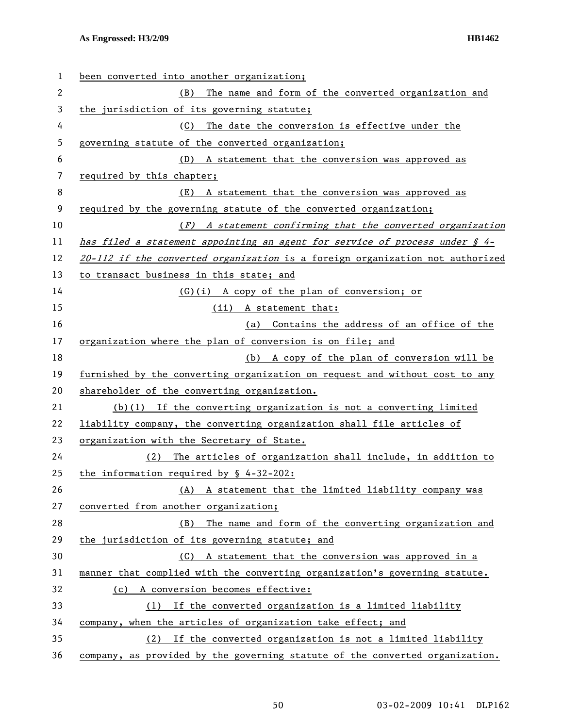been converted into another organization;

(B) The name and form of the converted organization and the jurisdiction of its governing statute;

(C) The date the conversion is effective under the governing statute of the converted organization;

(D) A statement that the conversion was approved as required by this chapter;

(E) A statement that the conversion was approved as required by the governing statute of the converted organization;

*(F) A statement confirming that the converted organization has filed a statement appointing an agent for service of process under § 4-20-112 if the converted organization* is a foreign organization not authorized to transact business in this state; and

(G)(i) A copy of the plan of conversion; or

(ii) A statement that:

(a) Contains the address of an office of the organization where the plan of conversion is on file; and

(b) A copy of the plan of conversion will be furnished by the converting organization on request and without cost to any shareholder of the converting organization.

(b)(1) If the converting organization is not a converting limited liability company, the converting organization shall file articles of organization with the Secretary of State.

(2) The articles of organization shall include, in addition to the information required by § 4-32-202:

(A) A statement that the limited liability company was converted from another organization;

(B) The name and form of the converting organization and the jurisdiction of its governing statute; and

(C) A statement that the conversion was approved in a manner that complied with the converting organization's governing statute.

(c) A conversion becomes effective:

(1) If the converted organization is a limited liability company, when the articles of organization take effect; and

(2) If the converted organization is not a limited liability company, as provided by the governing statute of the converted organization.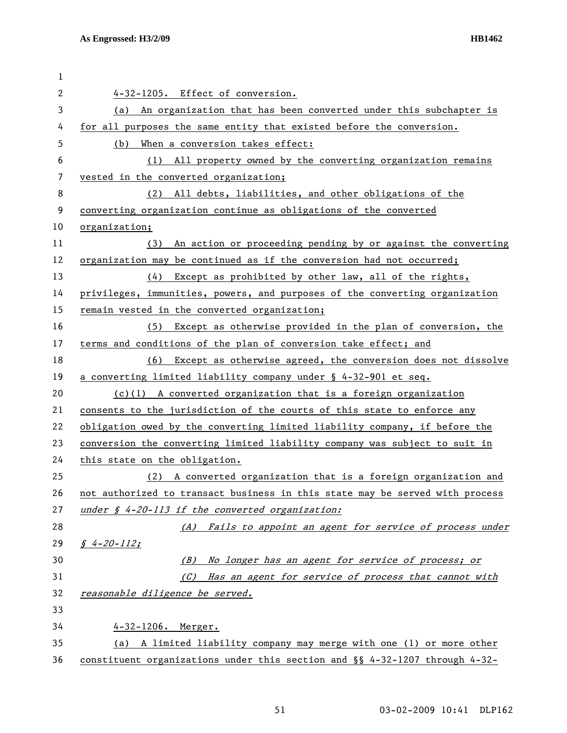4-32-1205. Effect of conversion.

(a) An organization that has been converted under this subchapter is for all purposes the same entity that existed before the conversion.

(b) When a conversion takes effect:

(1) All property owned by the converting organization remains vested in the converted organization;

(2) All debts, liabilities, and other obligations of the converting organization continue as obligations of the converted organization;

(3) An action or proceeding pending by or against the converting organization may be continued as if the conversion had not occurred;

(4) Except as prohibited by other law, all of the rights, privileges, immunities, powers, and purposes of the converting organization remain vested in the converted organization;

(5) Except as otherwise provided in the plan of conversion, the terms and conditions of the plan of conversion take effect; and

(6) Except as otherwise agreed, the conversion does not dissolve a converting limited liability company under § 4-32-901 et seq.

(c)(1) A converted organization that is a foreign organization consents to the jurisdiction of the courts of this state to enforce any obligation owed by the converting limited liability company, if before the conversion the converting limited liability company was subject to suit in this state on the obligation.

(2) A converted organization that is a foreign organization and not authorized to transact business in this state may be served with process *under § 4-20-113 if the converted organization:*

*(A) Fails to appoint an agent for service of process under § 4-20-112;*

*(B) No longer has an agent for service of process; or*

*(C) Has an agent for service of process that cannot with reasonable diligence be served.*

4-32-1206. Merger.

(a) A limited liability company may merge with one (1) or more other constituent organizations under this section and §§ 4-32-1207 through 4-32-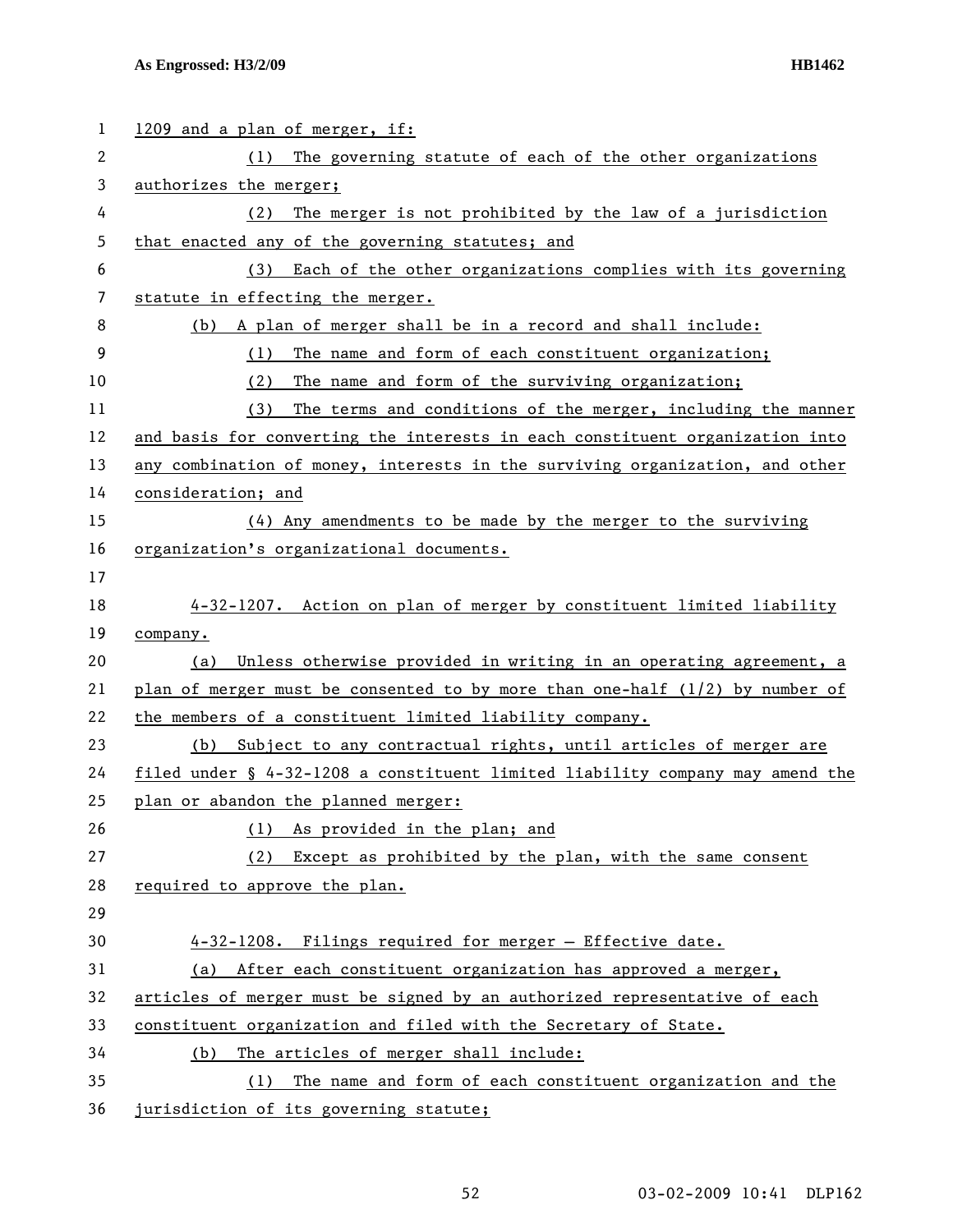1209 and a plan of merger, if:

(1) The governing statute of each of the other organizations authorizes the merger;

(2) The merger is not prohibited by the law of a jurisdiction that enacted any of the governing statutes; and

(3) Each of the other organizations complies with its governing statute in effecting the merger.

(b) A plan of merger shall be in a record and shall include:

(1) The name and form of each constituent organization;

(2) The name and form of the surviving organization;

(3) The terms and conditions of the merger, including the manner and basis for converting the interests in each constituent organization into any combination of money, interests in the surviving organization, and other consideration; and

(4) Any amendments to be made by the merger to the surviving organization's organizational documents.

4-32-1207. Action on plan of merger by constituent limited liability company.

(a) Unless otherwise provided in writing in an operating agreement, a plan of merger must be consented to by more than one-half (1/2) by number of the members of a constituent limited liability company.

(b) Subject to any contractual rights, until articles of merger are filed under § 4-32-1208 a constituent limited liability company may amend the plan or abandon the planned merger:

(1) As provided in the plan; and

(2) Except as prohibited by the plan, with the same consent required to approve the plan.

4-32-1208. Filings required for merger — Effective date.

(a) After each constituent organization has approved a merger, articles of merger must be signed by an authorized representative of each constituent organization and filed with the Secretary of State.

(b) The articles of merger shall include:

(1) The name and form of each constituent organization and the jurisdiction of its governing statute;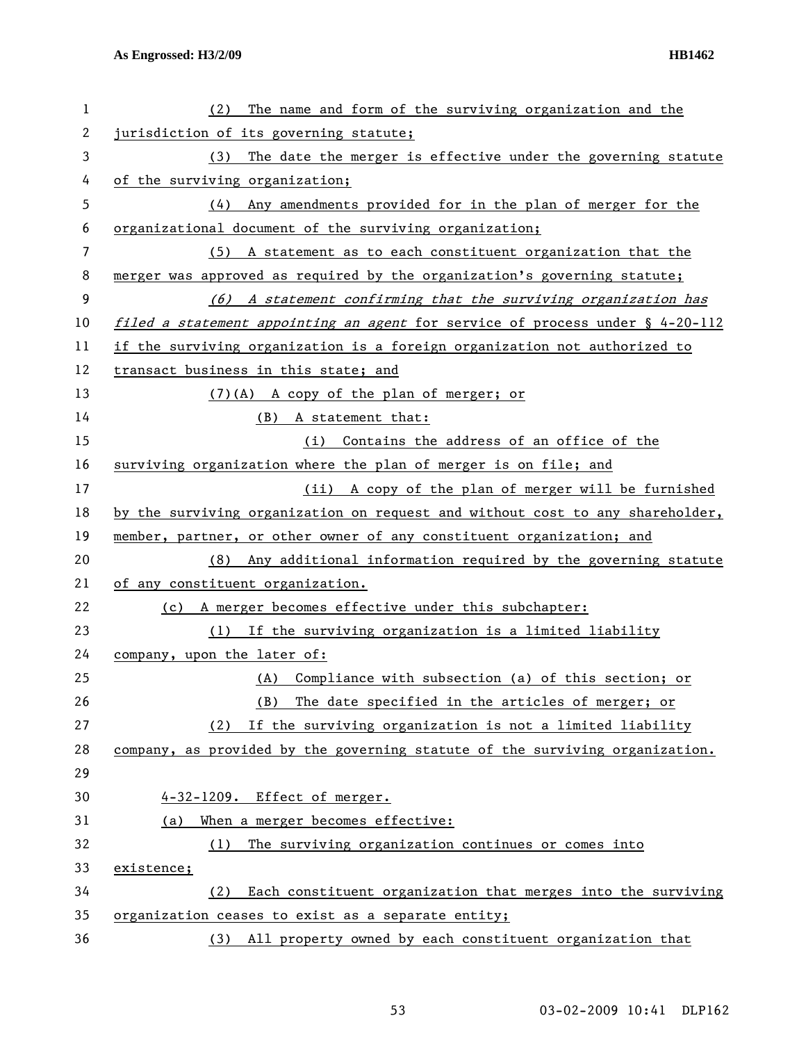(2) The name and form of the surviving organization and the jurisdiction of its governing statute;

(3) The date the merger is effective under the governing statute of the surviving organization;

(4) Any amendments provided for in the plan of merger for the organizational document of the surviving organization;

(5) A statement as to each constituent organization that the merger was approved as required by the organization's governing statute;

*(6) A statement confirming that the surviving organization has filed a statement appointing an agent* for service of process under § 4-20-112 if the surviving organization is a foreign organization not authorized to transact business in this state; and

(7)(A) A copy of the plan of merger; or

(B) A statement that:

(i) Contains the address of an office of the surviving organization where the plan of merger is on file; and

(ii) A copy of the plan of merger will be furnished by the surviving organization on request and without cost to any shareholder, member, partner, or other owner of any constituent organization; and

(8) Any additional information required by the governing statute of any constituent organization.

(c) A merger becomes effective under this subchapter:

(1) If the surviving organization is a limited liability company, upon the later of:

(A) Compliance with subsection (a) of this section; or

(B) The date specified in the articles of merger; or

(2) If the surviving organization is not a limited liability company, as provided by the governing statute of the surviving organization.

4-32-1209. Effect of merger.

(a) When a merger becomes effective:

(1) The surviving organization continues or comes into existence;

(2) Each constituent organization that merges into the surviving organization ceases to exist as a separate entity;

(3) All property owned by each constituent organization that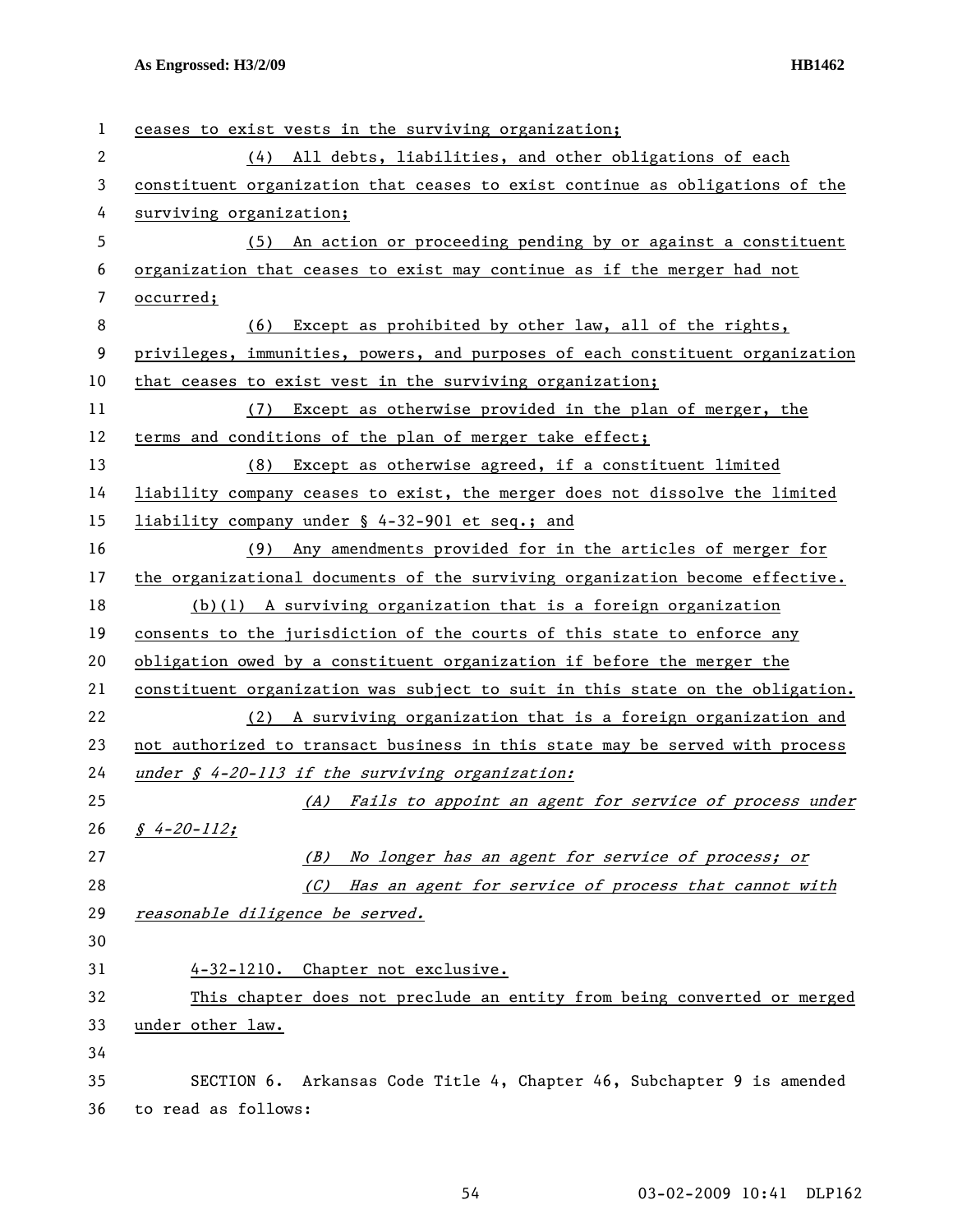ceases to exist vests in the surviving organization;

(4) All debts, liabilities, and other obligations of each constituent organization that ceases to exist continue as obligations of the surviving organization;

(5) An action or proceeding pending by or against a constituent organization that ceases to exist may continue as if the merger had not occurred;

(6) Except as prohibited by other law, all of the rights, privileges, immunities, powers, and purposes of each constituent organization that ceases to exist vest in the surviving organization;

(7) Except as otherwise provided in the plan of merger, the terms and conditions of the plan of merger take effect;

(8) Except as otherwise agreed, if a constituent limited liability company ceases to exist, the merger does not dissolve the limited liability company under § 4-32-901 et seq.; and

(9) Any amendments provided for in the articles of merger for the organizational documents of the surviving organization become effective.

(b)(1) A surviving organization that is a foreign organization consents to the jurisdiction of the courts of this state to enforce any obligation owed by a constituent organization if before the merger the constituent organization was subject to suit in this state on the obligation.

(2) A surviving organization that is a foreign organization and not authorized to transact business in this state may be served with process *under § 4-20-113 if the surviving organization:*

*(A) Fails to appoint an agent for service of process under § 4-20-112;*

*(B) No longer has an agent for service of process; or*

*(C) Has an agent for service of process that cannot with reasonable diligence be served.*

4-32-1210. Chapter not exclusive.

This chapter does not preclude an entity from being converted or merged under other law.

SECTION 6. Arkansas Code Title 4, Chapter 46, Subchapter 9 is amended to read as follows: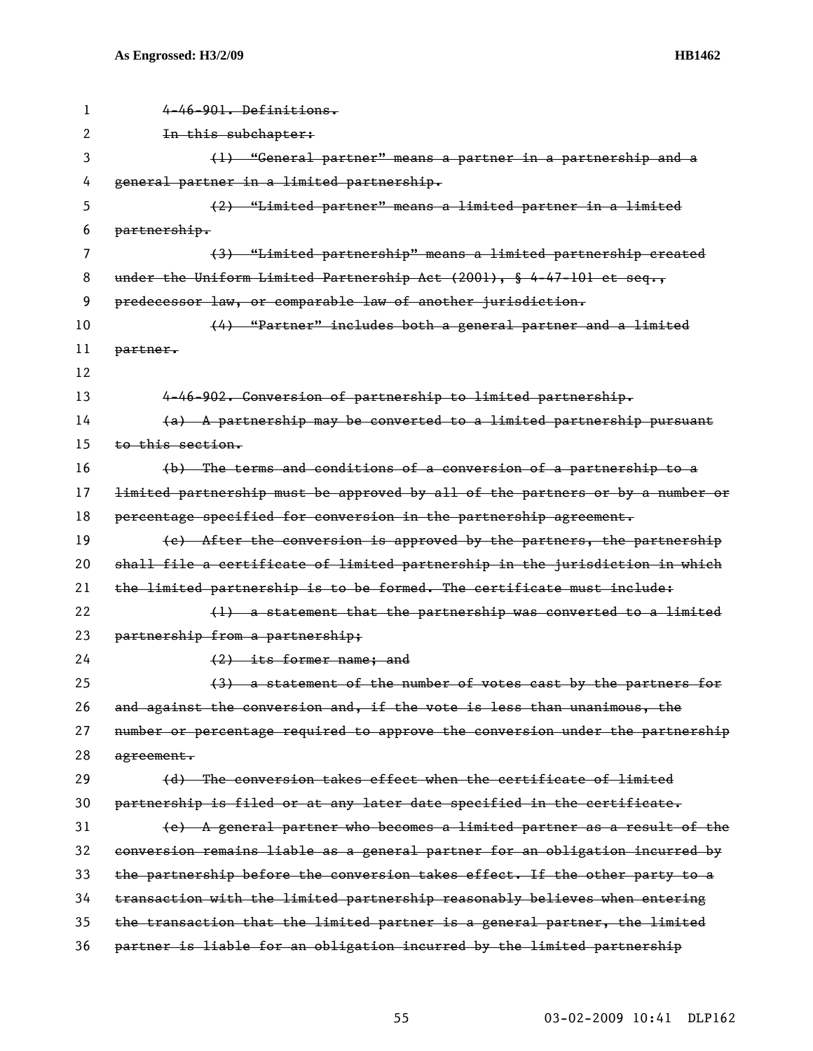~~4-46-901. Definitions.~~

~~In this subchapter:~~

~~(1) "General partner" means a partner in a partnership and a general partner in a limited partnership.~~

~~(2) "Limited partner" means a limited partner in a limited partnership.~~

~~(3) "Limited partnership" means a limited partnership created under the Uniform Limited Partnership Act (2001), § 4-47-101 et seq., predecessor law, or comparable law of another jurisdiction.~~

~~(4) "Partner" includes both a general partner and a limited partner.~~

~~4-46-902. Conversion of partnership to limited partnership.~~

~~(a) A partnership may be converted to a limited partnership pursuant to this section.~~

~~(b) The terms and conditions of a conversion of a partnership to a limited partnership must be approved by all of the partners or by a number or percentage specified for conversion in the partnership agreement.~~

~~(c) After the conversion is approved by the partners, the partnership shall file a certificate of limited partnership in the jurisdiction in which the limited partnership is to be formed. The certificate must include:~~

~~(1) a statement that the partnership was converted to a limited partnership from a partnership;~~

~~(2) its former name; and~~

~~(3) a statement of the number of votes cast by the partners for and against the conversion and, if the vote is less than unanimous, the number or percentage required to approve the conversion under the partnership agreement.~~

~~(d) The conversion takes effect when the certificate of limited partnership is filed or at any later date specified in the certificate.~~

~~(e) A general partner who becomes a limited partner as a result of the conversion remains liable as a general partner for an obligation incurred by the partnership before the conversion takes effect. If the other party to a transaction with the limited partnership reasonably believes when entering the transaction that the limited partner is a general partner, the limited partner is liable for an obligation incurred by the limited partnership~~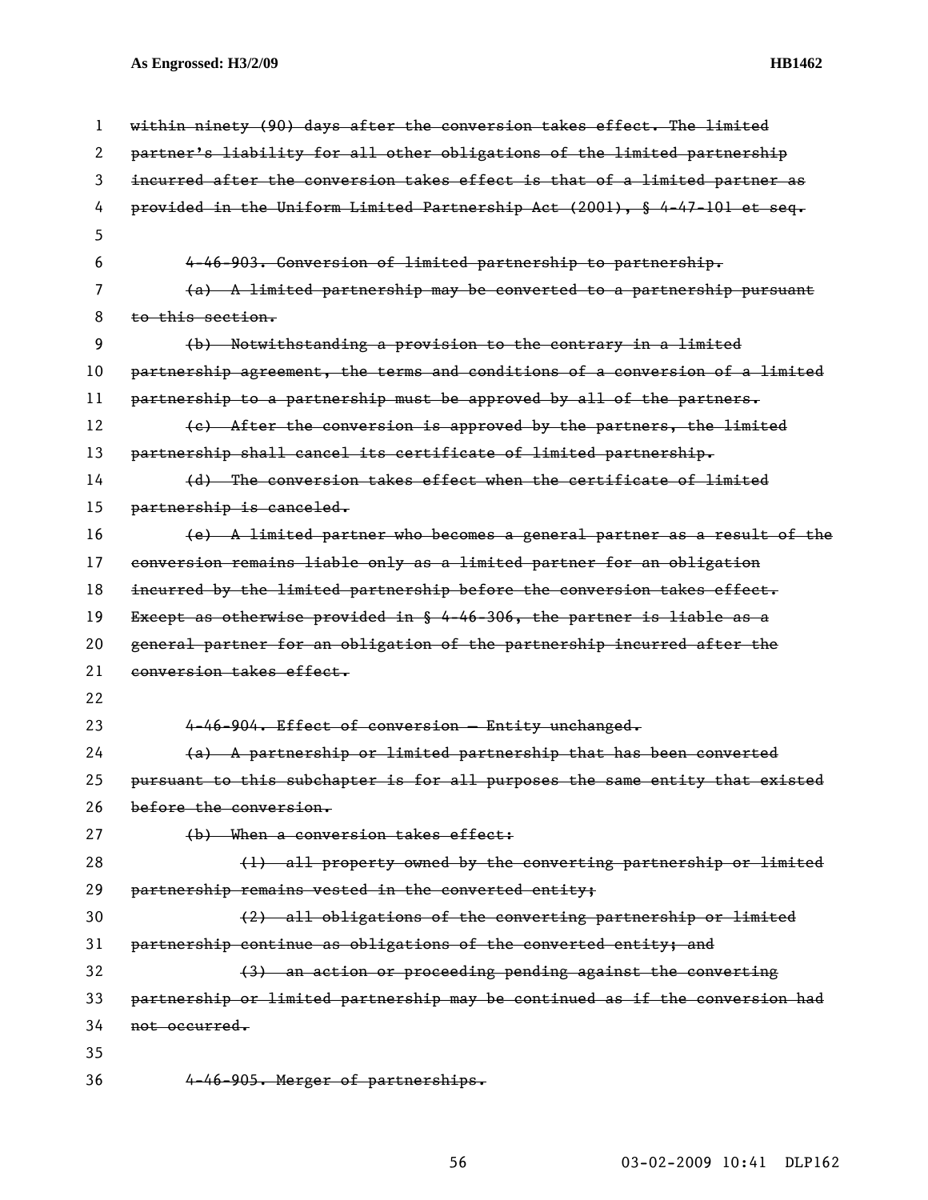~~within ninety (90) days after the conversion takes effect. The limited partner's liability for all other obligations of the limited partnership incurred after the conversion takes effect is that of a limited partner as provided in the Uniform Limited Partnership Act (2001), § 4-47-101 et seq.~~

~~4-46-903. Conversion of limited partnership to partnership.~~

~~(a) A limited partnership may be converted to a partnership pursuant to this section.~~

~~(b) Notwithstanding a provision to the contrary in a limited partnership agreement, the terms and conditions of a conversion of a limited partnership to a partnership must be approved by all of the partners.~~

~~(c) After the conversion is approved by the partners, the limited partnership shall cancel its certificate of limited partnership.~~

~~(d) The conversion takes effect when the certificate of limited partnership is canceled.~~

~~(e) A limited partner who becomes a general partner as a result of the conversion remains liable only as a limited partner for an obligation incurred by the limited partnership before the conversion takes effect. Except as otherwise provided in § 4-46-306, the partner is liable as a general partner for an obligation of the partnership incurred after the conversion takes effect.~~

~~4-46-904. Effect of conversion — Entity unchanged.~~

~~(a) A partnership or limited partnership that has been converted pursuant to this subchapter is for all purposes the same entity that existed before the conversion.~~

~~(b) When a conversion takes effect:~~

~~(1) all property owned by the converting partnership or limited partnership remains vested in the converted entity;~~

~~(2) all obligations of the converting partnership or limited partnership continue as obligations of the converted entity; and~~

~~(3) an action or proceeding pending against the converting partnership or limited partnership may be continued as if the conversion had not occurred.~~

~~4-46-905. Merger of partnerships.~~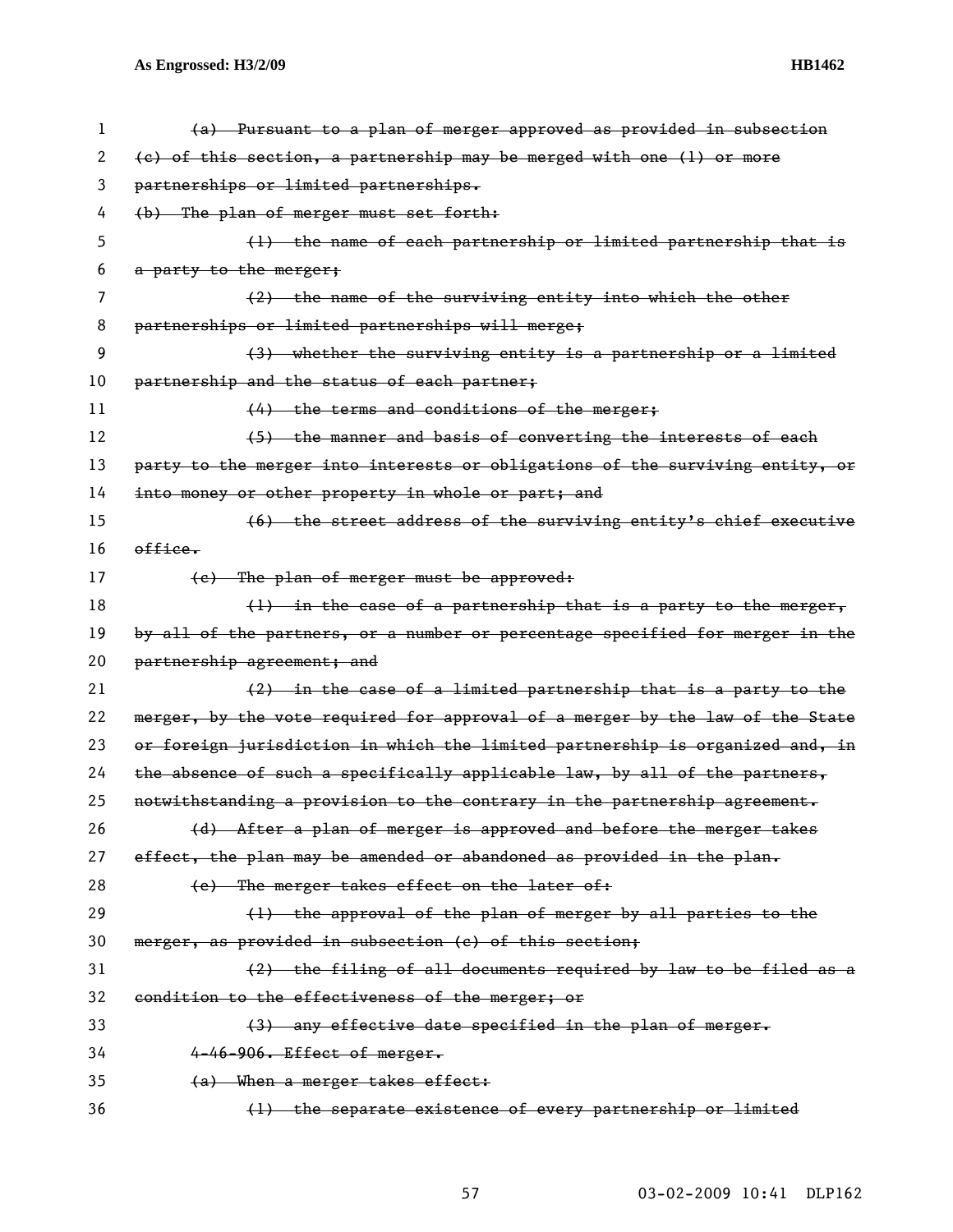~~(a) Pursuant to a plan of merger approved as provided in subsection (c) of this section, a partnership may be merged with one (1) or more partnerships or limited partnerships.~~

~~(b) The plan of merger must set forth:~~

~~(1) the name of each partnership or limited partnership that is a party to the merger;~~

~~(2) the name of the surviving entity into which the other partnerships or limited partnerships will merge;~~

~~(3) whether the surviving entity is a partnership or a limited partnership and the status of each partner;~~

~~(4) the terms and conditions of the merger;~~

~~(5) the manner and basis of converting the interests of each party to the merger into interests or obligations of the surviving entity, or into money or other property in whole or part; and~~

~~(6) the street address of the surviving entity's chief executive office.~~

~~(c) The plan of merger must be approved:~~

~~(1) in the case of a partnership that is a party to the merger, by all of the partners, or a number or percentage specified for merger in the partnership agreement; and~~

~~(2) in the case of a limited partnership that is a party to the merger, by the vote required for approval of a merger by the law of the State or foreign jurisdiction in which the limited partnership is organized and, in the absence of such a specifically applicable law, by all of the partners, notwithstanding a provision to the contrary in the partnership agreement.~~

~~(d) After a plan of merger is approved and before the merger takes effect, the plan may be amended or abandoned as provided in the plan.~~

~~(e) The merger takes effect on the later of:~~

~~(1) the approval of the plan of merger by all parties to the merger, as provided in subsection (c) of this section;~~

~~(2) the filing of all documents required by law to be filed as a condition to the effectiveness of the merger; or~~

~~(3) any effective date specified in the plan of merger.~~

~~4-46-906. Effect of merger.~~

~~(a) When a merger takes effect:~~

~~(1) the separate existence of every partnership or limited~~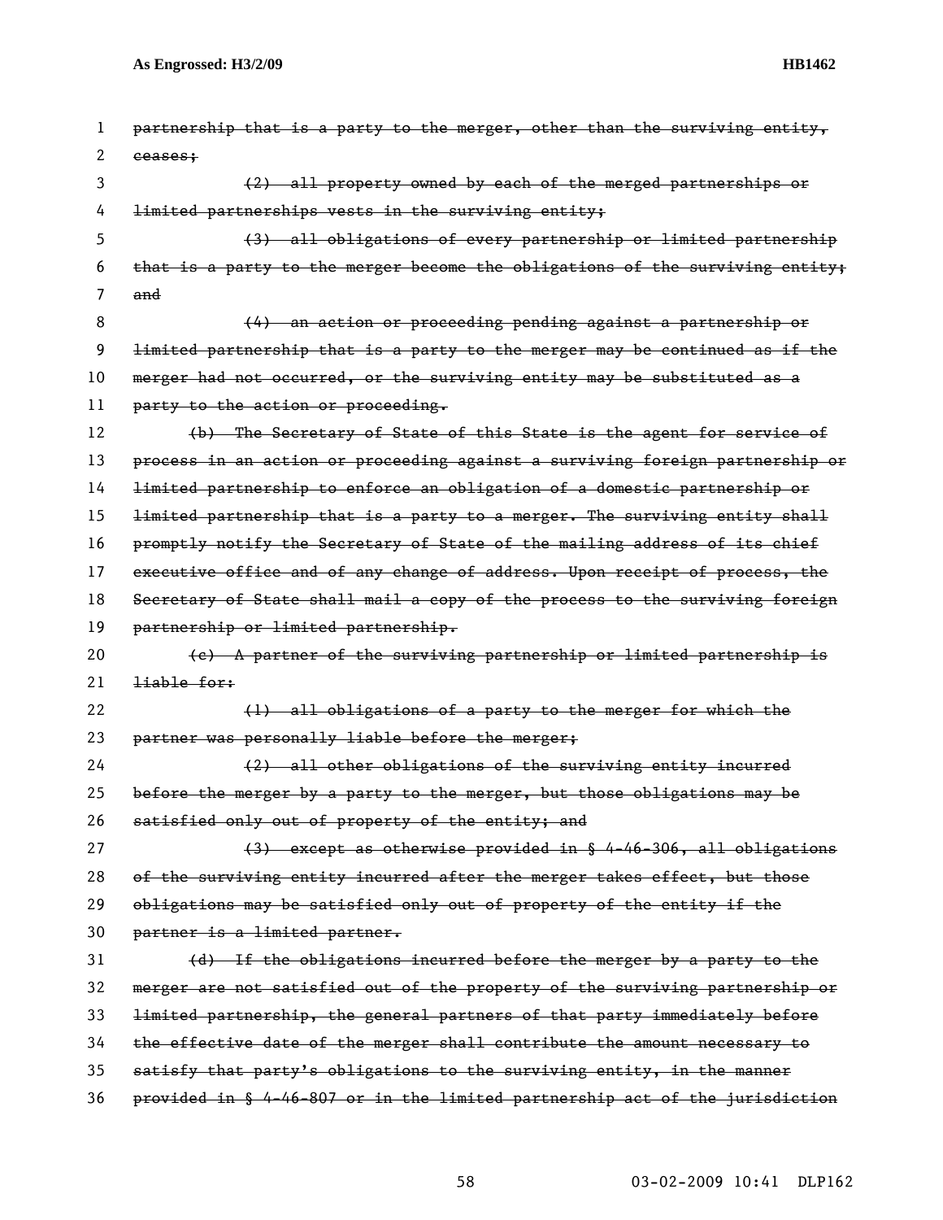~~partnership that is a party to the merger, other than the surviving entity, ceases;~~

~~(2) all property owned by each of the merged partnerships or limited partnerships vests in the surviving entity;~~

~~(3) all obligations of every partnership or limited partnership that is a party to the merger become the obligations of the surviving entity; and~~

~~(4) an action or proceeding pending against a partnership or limited partnership that is a party to the merger may be continued as if the merger had not occurred, or the surviving entity may be substituted as a party to the action or proceeding.~~

~~(b) The Secretary of State of this State is the agent for service of process in an action or proceeding against a surviving foreign partnership or limited partnership to enforce an obligation of a domestic partnership or limited partnership that is a party to a merger. The surviving entity shall promptly notify the Secretary of State of the mailing address of its chief executive office and of any change of address. Upon receipt of process, the Secretary of State shall mail a copy of the process to the surviving foreign partnership or limited partnership.~~

~~(c) A partner of the surviving partnership or limited partnership is liable for:~~

~~(1) all obligations of a party to the merger for which the partner was personally liable before the merger;~~

~~(2) all other obligations of the surviving entity incurred before the merger by a party to the merger, but those obligations may be satisfied only out of property of the entity; and~~

~~(3) except as otherwise provided in § 4-46-306, all obligations of the surviving entity incurred after the merger takes effect, but those obligations may be satisfied only out of property of the entity if the partner is a limited partner.~~

~~(d) If the obligations incurred before the merger by a party to the merger are not satisfied out of the property of the surviving partnership or limited partnership, the general partners of that party immediately before the effective date of the merger shall contribute the amount necessary to satisfy that party's obligations to the surviving entity, in the manner provided in § 4-46-807 or in the limited partnership act of the jurisdiction~~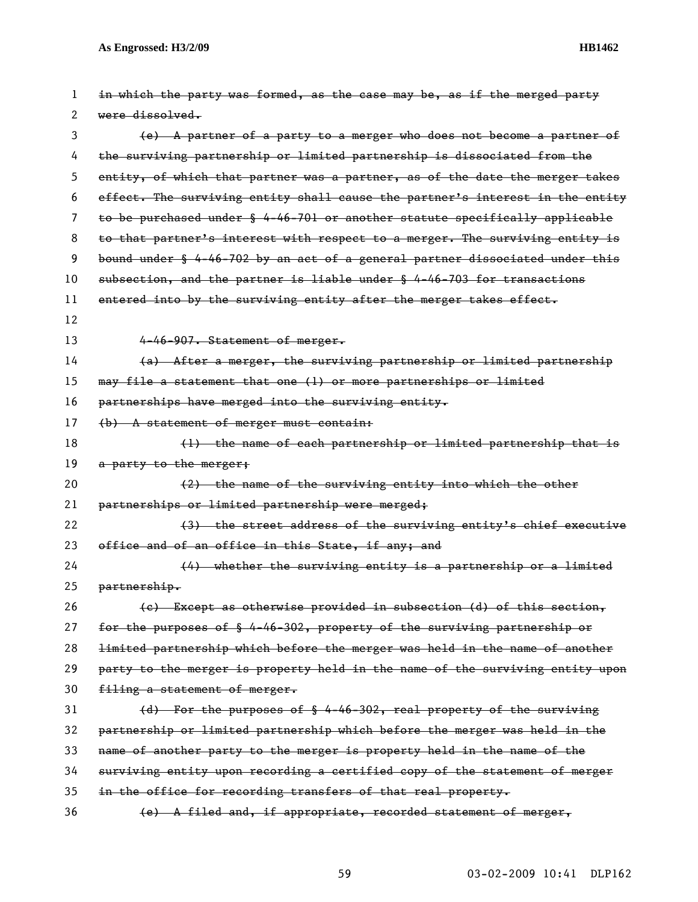~~in which the party was formed, as the case may be, as if the merged party were dissolved.~~

~~(e) A partner of a party to a merger who does not become a partner of the surviving partnership or limited partnership is dissociated from the entity, of which that partner was a partner, as of the date the merger takes effect. The surviving entity shall cause the partner's interest in the entity to be purchased under § 4-46-701 or another statute specifically applicable to that partner's interest with respect to a merger. The surviving entity is bound under § 4-46-702 by an act of a general partner dissociated under this subsection, and the partner is liable under § 4-46-703 for transactions entered into by the surviving entity after the merger takes effect.~~

~~4-46-907. Statement of merger.~~

~~(a) After a merger, the surviving partnership or limited partnership may file a statement that one (1) or more partnerships or limited partnerships have merged into the surviving entity.~~

~~(b) A statement of merger must contain:~~

~~(1) the name of each partnership or limited partnership that is a party to the merger;~~

~~(2) the name of the surviving entity into which the other partnerships or limited partnership were merged;~~

~~(3) the street address of the surviving entity's chief executive office and of an office in this State, if any; and~~

~~(4) whether the surviving entity is a partnership or a limited partnership.~~

~~(c) Except as otherwise provided in subsection (d) of this section, for the purposes of § 4-46-302, property of the surviving partnership or limited partnership which before the merger was held in the name of another party to the merger is property held in the name of the surviving entity upon filing a statement of merger.~~

~~(d) For the purposes of § 4-46-302, real property of the surviving partnership or limited partnership which before the merger was held in the name of another party to the merger is property held in the name of the surviving entity upon recording a certified copy of the statement of merger in the office for recording transfers of that real property.~~

~~(e) A filed and, if appropriate, recorded statement of merger,~~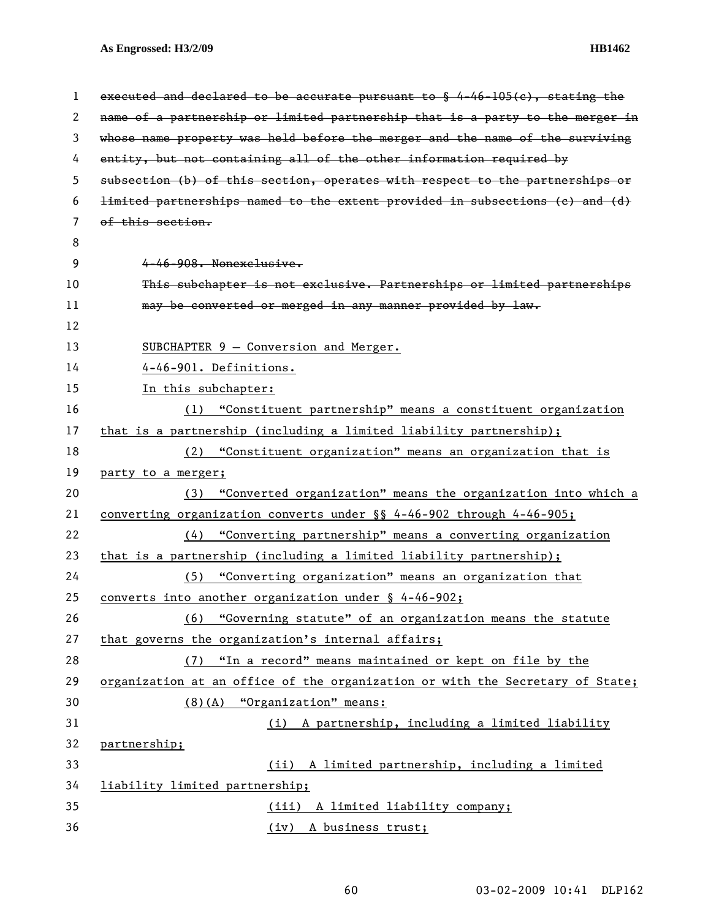~~executed and declared to be accurate pursuant to § 4-46-105(c), stating the name of a partnership or limited partnership that is a party to the merger in whose name property was held before the merger and the name of the surviving entity, but not containing all of the other information required by subsection (b) of this section, operates with respect to the partnerships or limited partnerships named to the extent provided in subsections (c) and (d) of this section.~~

~~4-46-908. Nonexclusive.~~

~~This subchapter is not exclusive. Partnerships or limited partnerships may be converted or merged in any manner provided by law.~~

<u>SUBCHAPTER 9 — Conversion and Merger.</u>

<u>4-46-901. Definitions.</u>

<u>In this subchapter:</u>

<u>(1) "Constituent partnership" means a constituent organization that is a partnership (including a limited liability partnership);</u>

<u>(2) "Constituent organization" means an organization that is party to a merger;</u>

<u>(3) "Converted organization" means the organization into which a converting organization converts under §§ 4-46-902 through 4-46-905;</u>

<u>(4) "Converting partnership" means a converting organization that is a partnership (including a limited liability partnership);</u>

<u>(5) "Converting organization" means an organization that converts into another organization under § 4-46-902;</u>

<u>(6) "Governing statute" of an organization means the statute that governs the organization's internal affairs;</u>

<u>(7) "In a record" means maintained or kept on file by the organization at an office of the organization or with the Secretary of State;</u>

<u>(8)(A) "Organization" means:</u>

<u>(i) A partnership, including a limited liability partnership;</u>

<u>(ii) A limited partnership, including a limited liability limited partnership;</u>

<u>(iii) A limited liability company;</u>

<u>(iv) A business trust;</u>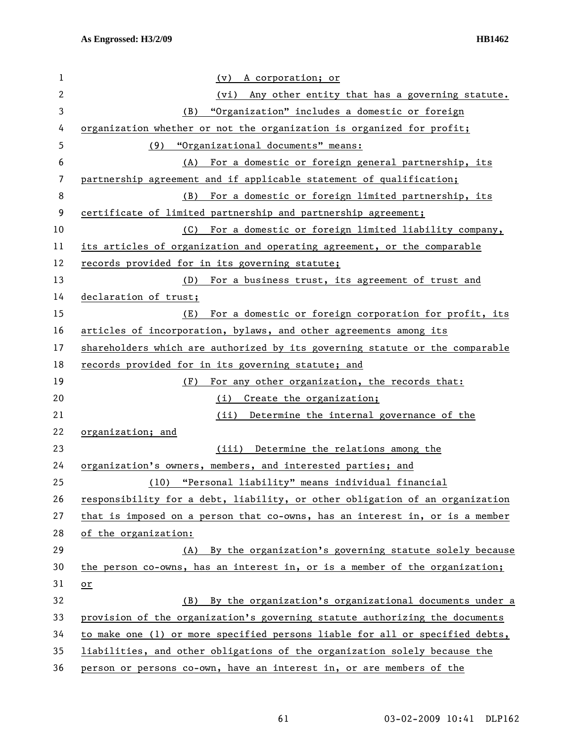(v) A corporation; or

(vi) Any other entity that has a governing statute.

(B) "Organization" includes a domestic or foreign organization whether or not the organization is organized for profit;

(9) "Organizational documents" means:

(A) For a domestic or foreign general partnership, its partnership agreement and if applicable statement of qualification;

(B) For a domestic or foreign limited partnership, its certificate of limited partnership and partnership agreement;

(C) For a domestic or foreign limited liability company, its articles of organization and operating agreement, or the comparable records provided for in its governing statute;

(D) For a business trust, its agreement of trust and declaration of trust;

(E) For a domestic or foreign corporation for profit, its articles of incorporation, bylaws, and other agreements among its shareholders which are authorized by its governing statute or the comparable records provided for in its governing statute; and

(F) For any other organization, the records that:

(i) Create the organization;

(ii) Determine the internal governance of the organization; and

(iii) Determine the relations among the organization's owners, members, and interested parties; and

(10) "Personal liability" means individual financial responsibility for a debt, liability, or other obligation of an organization that is imposed on a person that co-owns, has an interest in, or is a member of the organization:

(A) By the organization's governing statute solely because the person co-owns, has an interest in, or is a member of the organization; or

(B) By the organization's organizational documents under a provision of the organization's governing statute authorizing the documents to make one (1) or more specified persons liable for all or specified debts, liabilities, and other obligations of the organization solely because the person or persons co-own, have an interest in, or are members of the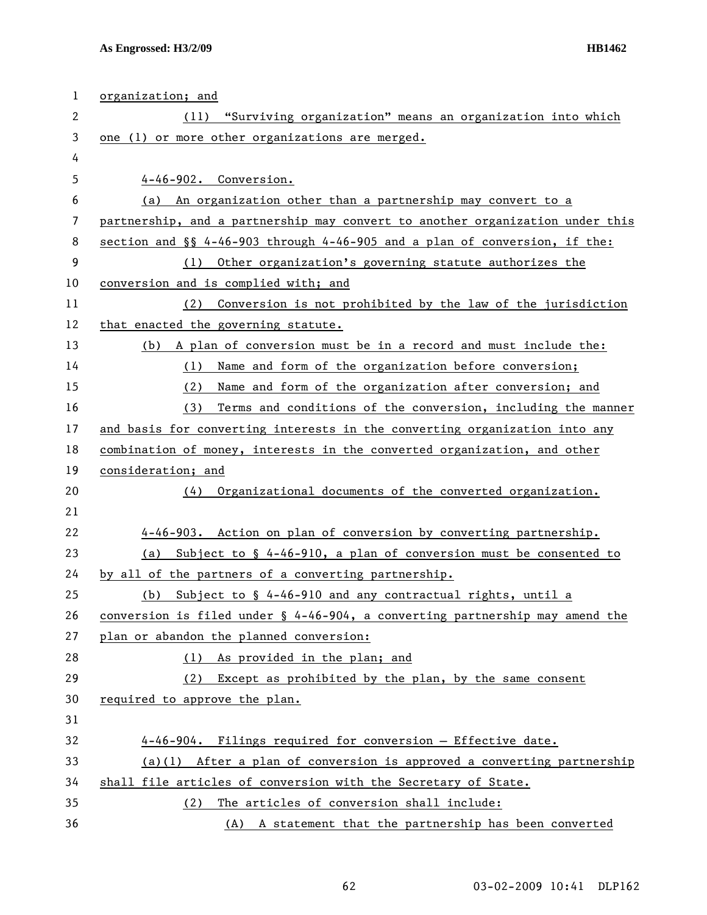organization; and

(11) "Surviving organization" means an organization into which one (1) or more other organizations are merged.

4-46-902. Conversion.

(a) An organization other than a partnership may convert to a partnership, and a partnership may convert to another organization under this section and §§ 4-46-903 through 4-46-905 and a plan of conversion, if the:

(1) Other organization's governing statute authorizes the conversion and is complied with; and

(2) Conversion is not prohibited by the law of the jurisdiction that enacted the governing statute.

(b) A plan of conversion must be in a record and must include the:

(1) Name and form of the organization before conversion;

(2) Name and form of the organization after conversion; and

(3) Terms and conditions of the conversion, including the manner and basis for converting interests in the converting organization into any combination of money, interests in the converted organization, and other consideration; and

(4) Organizational documents of the converted organization.

4-46-903. Action on plan of conversion by converting partnership.

(a) Subject to § 4-46-910, a plan of conversion must be consented to by all of the partners of a converting partnership.

(b) Subject to § 4-46-910 and any contractual rights, until a conversion is filed under § 4-46-904, a converting partnership may amend the plan or abandon the planned conversion:

(1) As provided in the plan; and

(2) Except as prohibited by the plan, by the same consent required to approve the plan.

4-46-904. Filings required for conversion — Effective date.

(a)(1) After a plan of conversion is approved a converting partnership shall file articles of conversion with the Secretary of State.

(2) The articles of conversion shall include:

(A) A statement that the partnership has been converted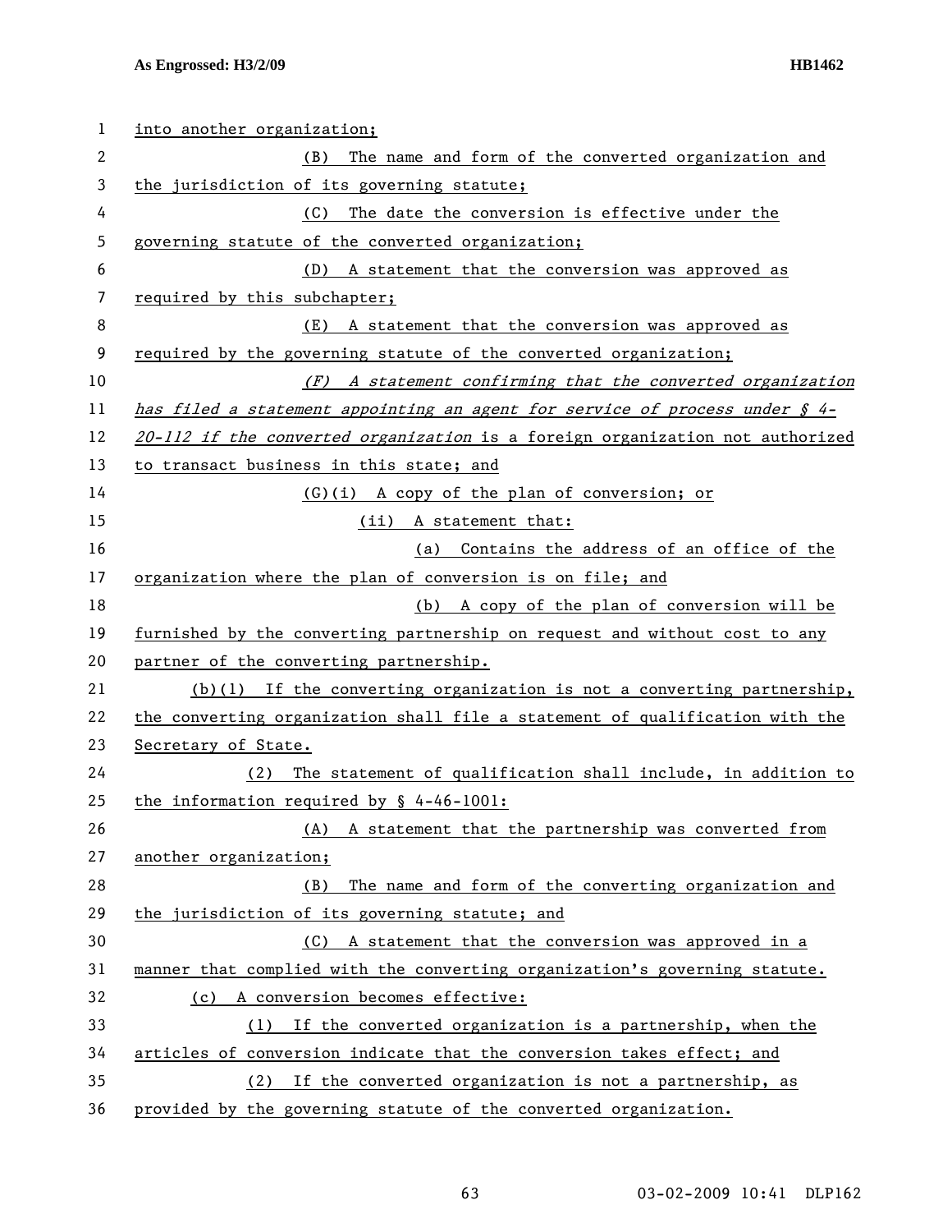into another organization;

(B) The name and form of the converted organization and the jurisdiction of its governing statute;

(C) The date the conversion is effective under the governing statute of the converted organization;

(D) A statement that the conversion was approved as required by this subchapter;

(E) A statement that the conversion was approved as required by the governing statute of the converted organization;

*(F) A statement confirming that the converted organization has filed a statement appointing an agent for service of process under § 4-20-112 if the converted organization* is a foreign organization not authorized to transact business in this state; and

(G)(i) A copy of the plan of conversion; or

(ii) A statement that:

(a) Contains the address of an office of the organization where the plan of conversion is on file; and

(b) A copy of the plan of conversion will be furnished by the converting partnership on request and without cost to any partner of the converting partnership.

(b)(1) If the converting organization is not a converting partnership, the converting organization shall file a statement of qualification with the Secretary of State.

(2) The statement of qualification shall include, in addition to the information required by § 4-46-1001:

(A) A statement that the partnership was converted from another organization;

(B) The name and form of the converting organization and the jurisdiction of its governing statute; and

(C) A statement that the conversion was approved in a manner that complied with the converting organization's governing statute.

(c) A conversion becomes effective:

(1) If the converted organization is a partnership, when the articles of conversion indicate that the conversion takes effect; and

(2) If the converted organization is not a partnership, as provided by the governing statute of the converted organization.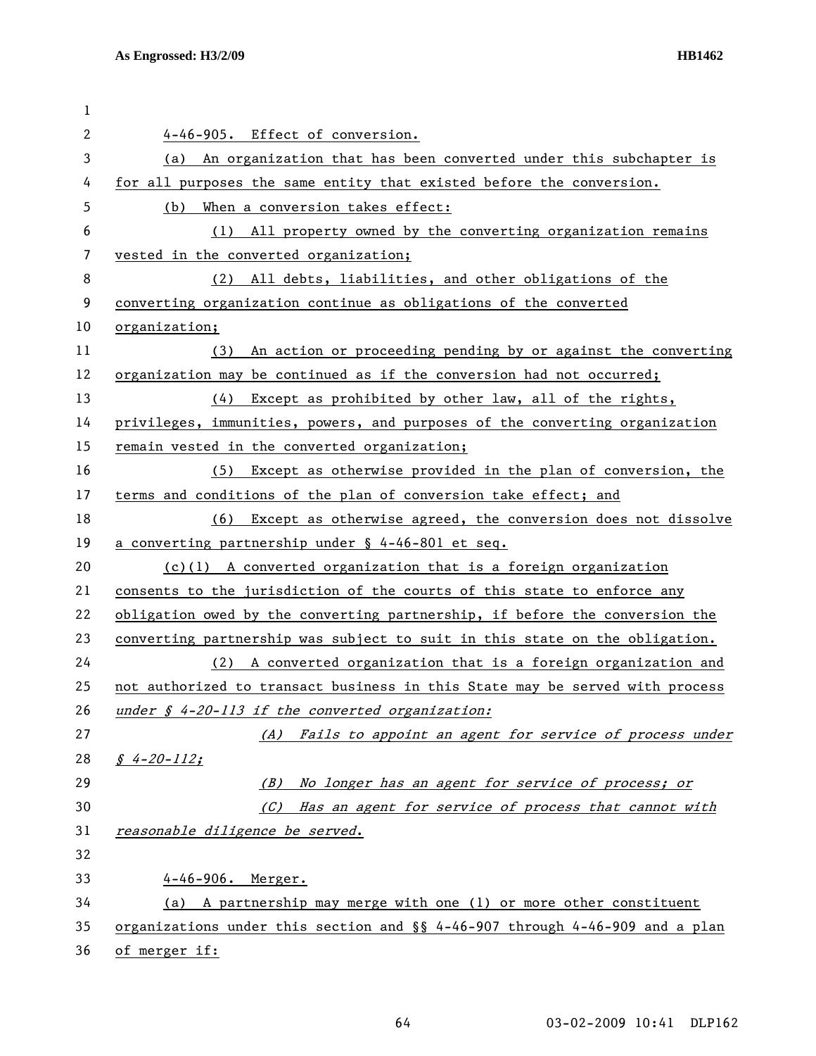4-46-905. Effect of conversion.

(a) An organization that has been converted under this subchapter is for all purposes the same entity that existed before the conversion.

(b) When a conversion takes effect:

(1) All property owned by the converting organization remains vested in the converted organization;

(2) All debts, liabilities, and other obligations of the converting organization continue as obligations of the converted organization;

(3) An action or proceeding pending by or against the converting organization may be continued as if the conversion had not occurred;

(4) Except as prohibited by other law, all of the rights, privileges, immunities, powers, and purposes of the converting organization remain vested in the converted organization;

(5) Except as otherwise provided in the plan of conversion, the terms and conditions of the plan of conversion take effect; and

(6) Except as otherwise agreed, the conversion does not dissolve a converting partnership under § 4-46-801 et seq.

(c)(1) A converted organization that is a foreign organization consents to the jurisdiction of the courts of this state to enforce any obligation owed by the converting partnership, if before the conversion the converting partnership was subject to suit in this state on the obligation.

(2) A converted organization that is a foreign organization and not authorized to transact business in this State may be served with process *under § 4-20-113 if the converted organization:*

*(A) Fails to appoint an agent for service of process under § 4-20-112;*

*(B) No longer has an agent for service of process; or*

*(C) Has an agent for service of process that cannot with reasonable diligence be served.*

4-46-906. Merger.

(a) A partnership may merge with one (1) or more other constituent organizations under this section and §§ 4-46-907 through 4-46-909 and a plan of merger if: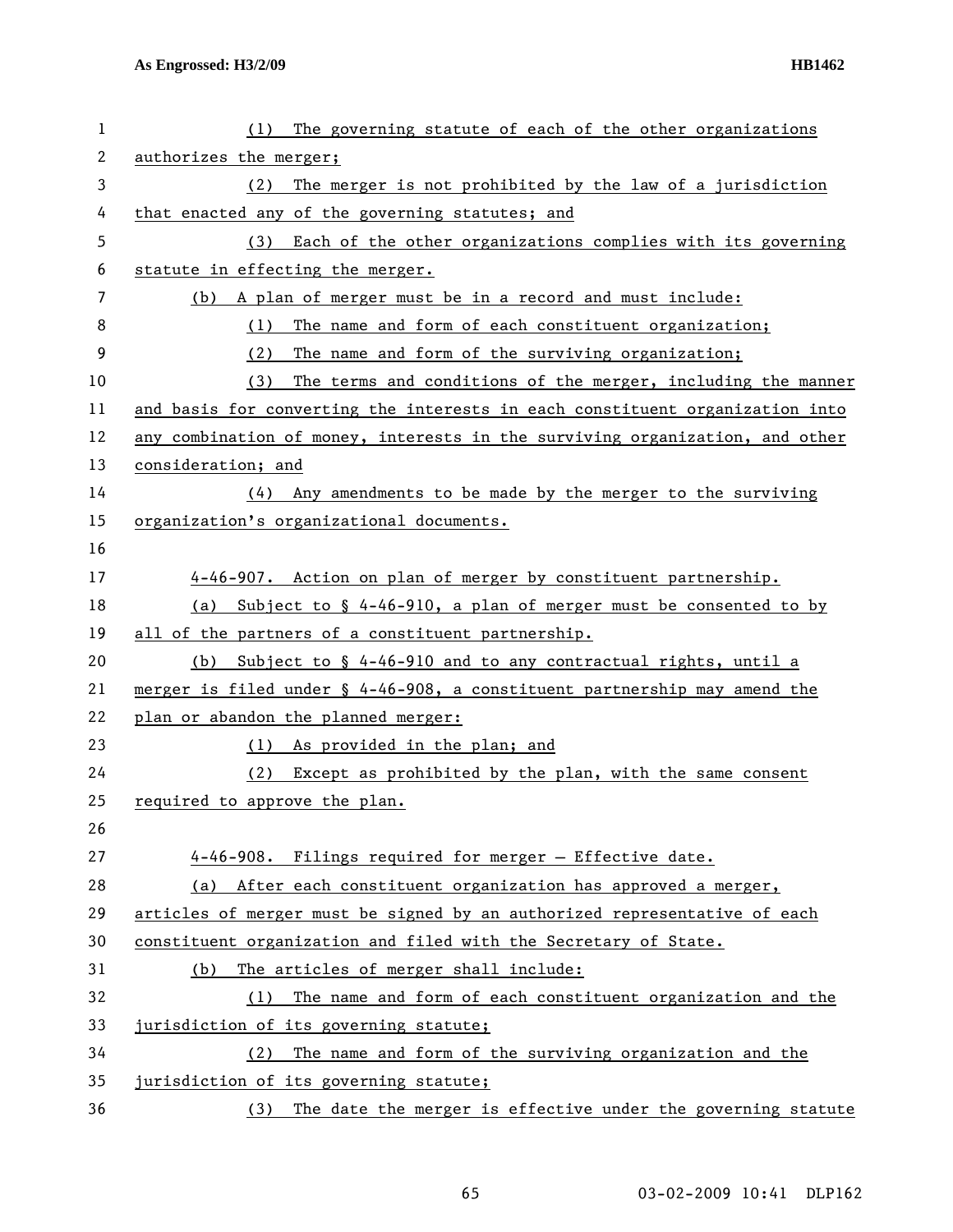(1) The governing statute of each of the other organizations authorizes the merger;

(2) The merger is not prohibited by the law of a jurisdiction that enacted any of the governing statutes; and

(3) Each of the other organizations complies with its governing statute in effecting the merger.

(b) A plan of merger must be in a record and must include:

(1) The name and form of each constituent organization;

(2) The name and form of the surviving organization;

(3) The terms and conditions of the merger, including the manner and basis for converting the interests in each constituent organization into any combination of money, interests in the surviving organization, and other consideration; and

(4) Any amendments to be made by the merger to the surviving organization's organizational documents.

4-46-907. Action on plan of merger by constituent partnership.

(a) Subject to § 4-46-910, a plan of merger must be consented to by all of the partners of a constituent partnership.

(b) Subject to § 4-46-910 and to any contractual rights, until a merger is filed under § 4-46-908, a constituent partnership may amend the plan or abandon the planned merger:

(1) As provided in the plan; and

(2) Except as prohibited by the plan, with the same consent required to approve the plan.

4-46-908. Filings required for merger — Effective date.

(a) After each constituent organization has approved a merger, articles of merger must be signed by an authorized representative of each constituent organization and filed with the Secretary of State.

(b) The articles of merger shall include:

(1) The name and form of each constituent organization and the jurisdiction of its governing statute;

(2) The name and form of the surviving organization and the jurisdiction of its governing statute;

(3) The date the merger is effective under the governing statute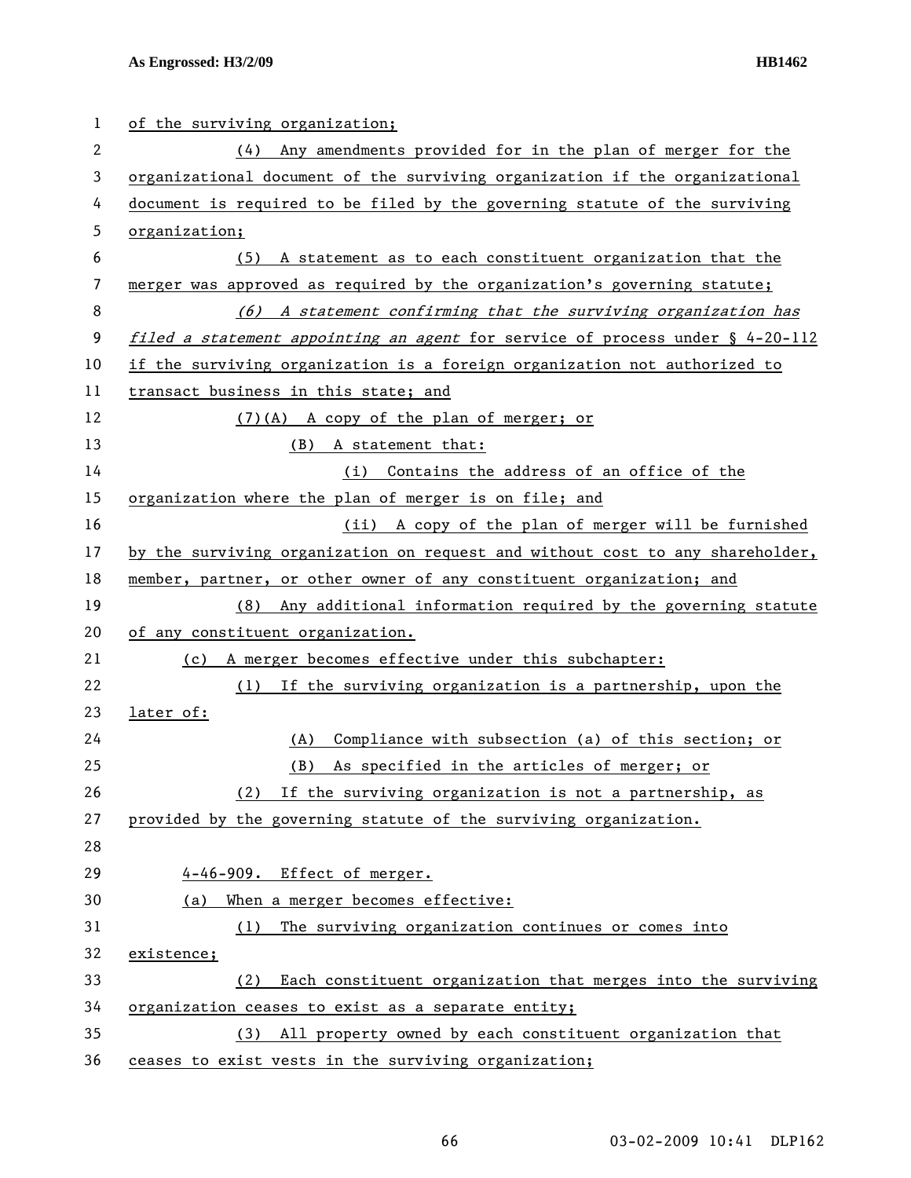of the surviving organization;

(4) Any amendments provided for in the plan of merger for the organizational document of the surviving organization if the organizational document is required to be filed by the governing statute of the surviving organization;

(5) A statement as to each constituent organization that the merger was approved as required by the organization's governing statute;

*(6) A statement confirming that the surviving organization has filed a statement appointing an agent* for service of process under § 4-20-112 if the surviving organization is a foreign organization not authorized to transact business in this state; and

(7)(A) A copy of the plan of merger; or

(B) A statement that:

(i) Contains the address of an office of the organization where the plan of merger is on file; and

(ii) A copy of the plan of merger will be furnished by the surviving organization on request and without cost to any shareholder, member, partner, or other owner of any constituent organization; and

(8) Any additional information required by the governing statute of any constituent organization.

(c) A merger becomes effective under this subchapter:

(1) If the surviving organization is a partnership, upon the later of:

(A) Compliance with subsection (a) of this section; or

(B) As specified in the articles of merger; or

(2) If the surviving organization is not a partnership, as provided by the governing statute of the surviving organization.

4-46-909. Effect of merger.

(a) When a merger becomes effective:

(1) The surviving organization continues or comes into existence;

(2) Each constituent organization that merges into the surviving organization ceases to exist as a separate entity;

(3) All property owned by each constituent organization that ceases to exist vests in the surviving organization;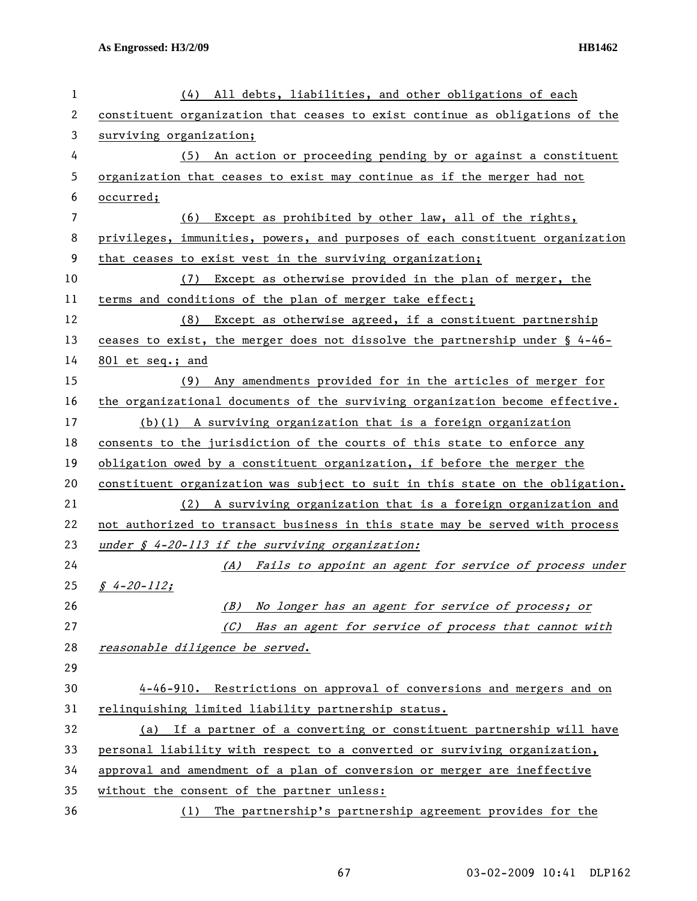(4) All debts, liabilities, and other obligations of each constituent organization that ceases to exist continue as obligations of the surviving organization;

(5) An action or proceeding pending by or against a constituent organization that ceases to exist may continue as if the merger had not occurred;

(6) Except as prohibited by other law, all of the rights, privileges, immunities, powers, and purposes of each constituent organization that ceases to exist vest in the surviving organization;

(7) Except as otherwise provided in the plan of merger, the terms and conditions of the plan of merger take effect;

(8) Except as otherwise agreed, if a constituent partnership ceases to exist, the merger does not dissolve the partnership under § 4-46-801 et seq.; and

(9) Any amendments provided for in the articles of merger for the organizational documents of the surviving organization become effective.

(b)(1) A surviving organization that is a foreign organization consents to the jurisdiction of the courts of this state to enforce any obligation owed by a constituent organization, if before the merger the constituent organization was subject to suit in this state on the obligation.

(2) A surviving organization that is a foreign organization and not authorized to transact business in this state may be served with process *under § 4-20-113 if the surviving organization:*

*(A) Fails to appoint an agent for service of process under § 4-20-112;*

*(B) No longer has an agent for service of process; or*

*(C) Has an agent for service of process that cannot with reasonable diligence be served.*

4-46-910. Restrictions on approval of conversions and mergers and on relinquishing limited liability partnership status.

(a) If a partner of a converting or constituent partnership will have personal liability with respect to a converted or surviving organization, approval and amendment of a plan of conversion or merger are ineffective without the consent of the partner unless:

(1) The partnership's partnership agreement provides for the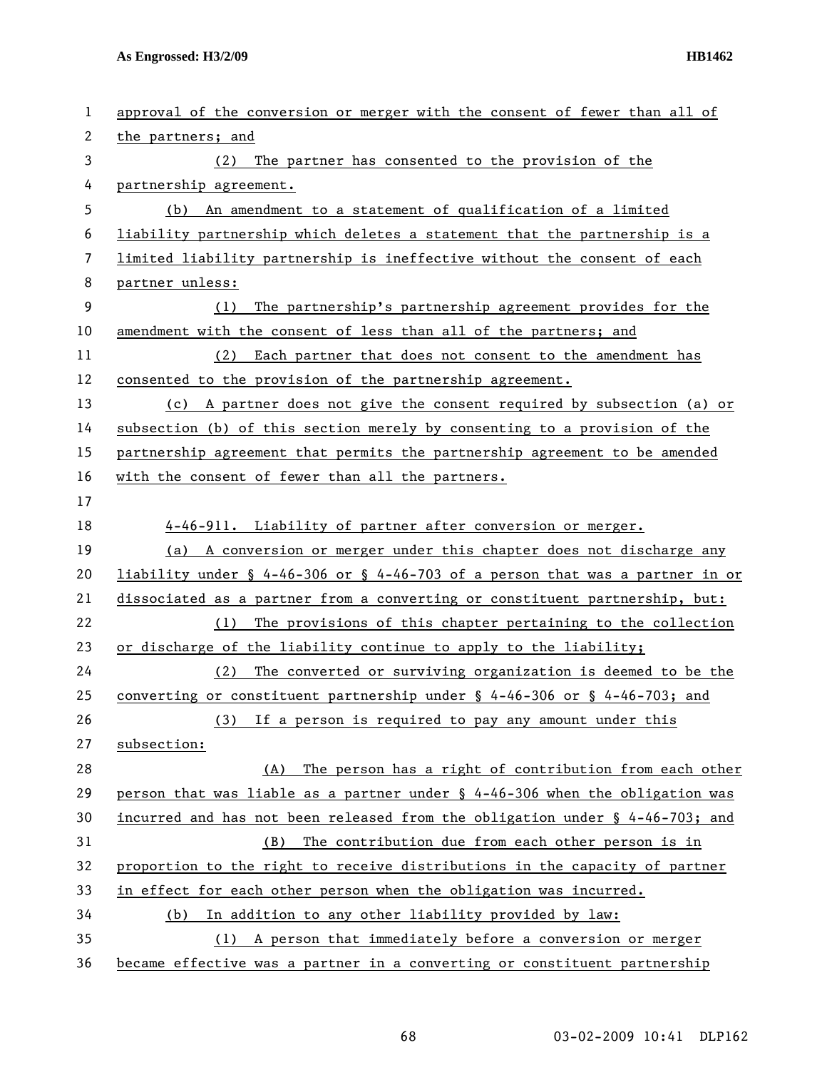approval of the conversion or merger with the consent of fewer than all of the partners; and

(2) The partner has consented to the provision of the partnership agreement.

(b) An amendment to a statement of qualification of a limited liability partnership which deletes a statement that the partnership is a limited liability partnership is ineffective without the consent of each partner unless:

(1) The partnership's partnership agreement provides for the amendment with the consent of less than all of the partners; and

(2) Each partner that does not consent to the amendment has consented to the provision of the partnership agreement.

(c) A partner does not give the consent required by subsection (a) or subsection (b) of this section merely by consenting to a provision of the partnership agreement that permits the partnership agreement to be amended with the consent of fewer than all the partners.

4-46-911. Liability of partner after conversion or merger.

(a) A conversion or merger under this chapter does not discharge any liability under § 4-46-306 or § 4-46-703 of a person that was a partner in or dissociated as a partner from a converting or constituent partnership, but:

(1) The provisions of this chapter pertaining to the collection or discharge of the liability continue to apply to the liability;

(2) The converted or surviving organization is deemed to be the converting or constituent partnership under § 4-46-306 or § 4-46-703; and

(3) If a person is required to pay any amount under this subsection:

(A) The person has a right of contribution from each other person that was liable as a partner under § 4-46-306 when the obligation was incurred and has not been released from the obligation under § 4-46-703; and

(B) The contribution due from each other person is in proportion to the right to receive distributions in the capacity of partner in effect for each other person when the obligation was incurred.

(b) In addition to any other liability provided by law:

(1) A person that immediately before a conversion or merger became effective was a partner in a converting or constituent partnership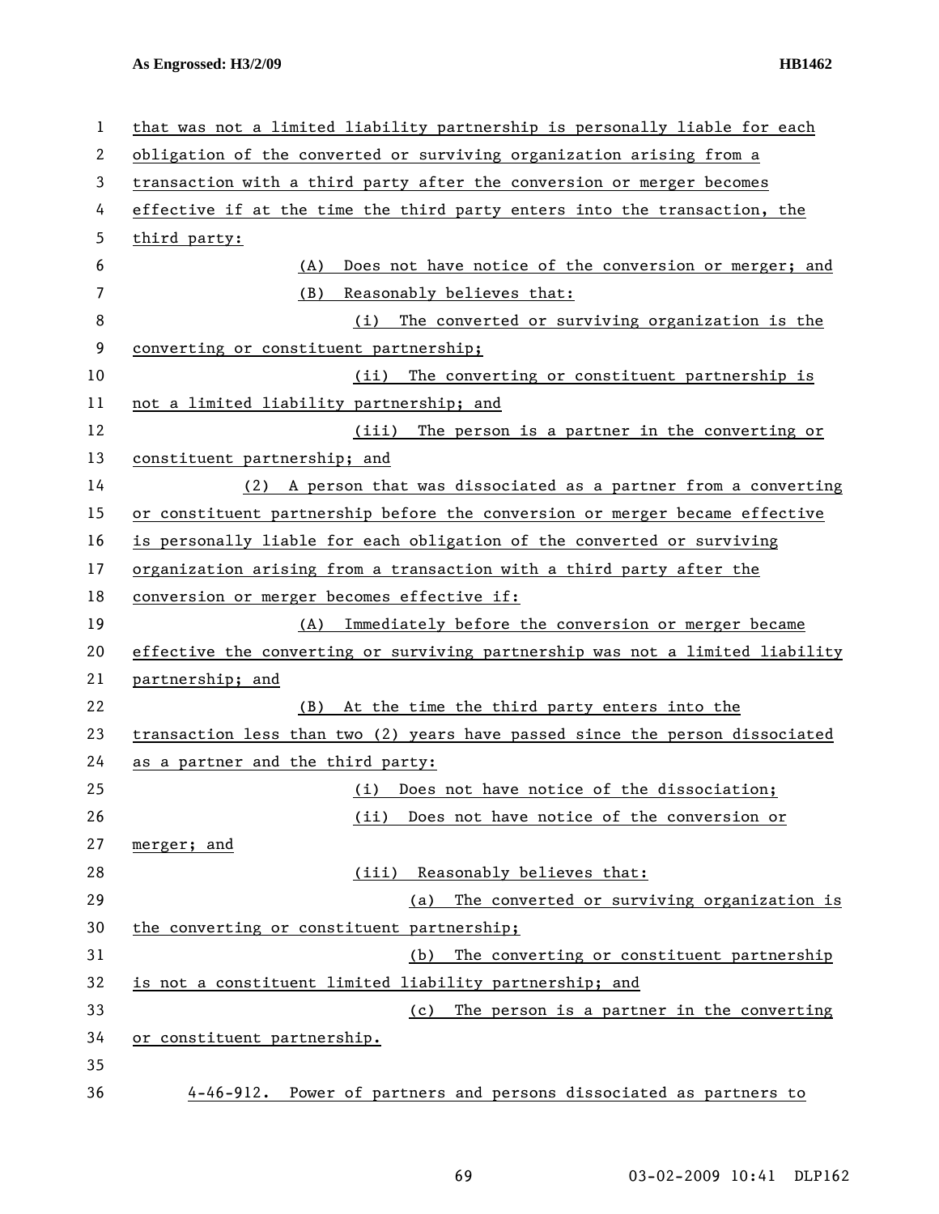that was not a limited liability partnership is personally liable for each obligation of the converted or surviving organization arising from a transaction with a third party after the conversion or merger becomes effective if at the time the third party enters into the transaction, the third party:

(A) Does not have notice of the conversion or merger; and

(B) Reasonably believes that:

(i) The converted or surviving organization is the converting or constituent partnership;

(ii) The converting or constituent partnership is not a limited liability partnership; and

(iii) The person is a partner in the converting or constituent partnership; and

(2) A person that was dissociated as a partner from a converting or constituent partnership before the conversion or merger became effective is personally liable for each obligation of the converted or surviving organization arising from a transaction with a third party after the conversion or merger becomes effective if:

(A) Immediately before the conversion or merger became effective the converting or surviving partnership was not a limited liability partnership; and

(B) At the time the third party enters into the transaction less than two (2) years have passed since the person dissociated as a partner and the third party:

(i) Does not have notice of the dissociation;

(ii) Does not have notice of the conversion or merger; and

(iii) Reasonably believes that:

(a) The converted or surviving organization is the converting or constituent partnership;

(b) The converting or constituent partnership is not a constituent limited liability partnership; and

(c) The person is a partner in the converting or constituent partnership.

4-46-912. Power of partners and persons dissociated as partners to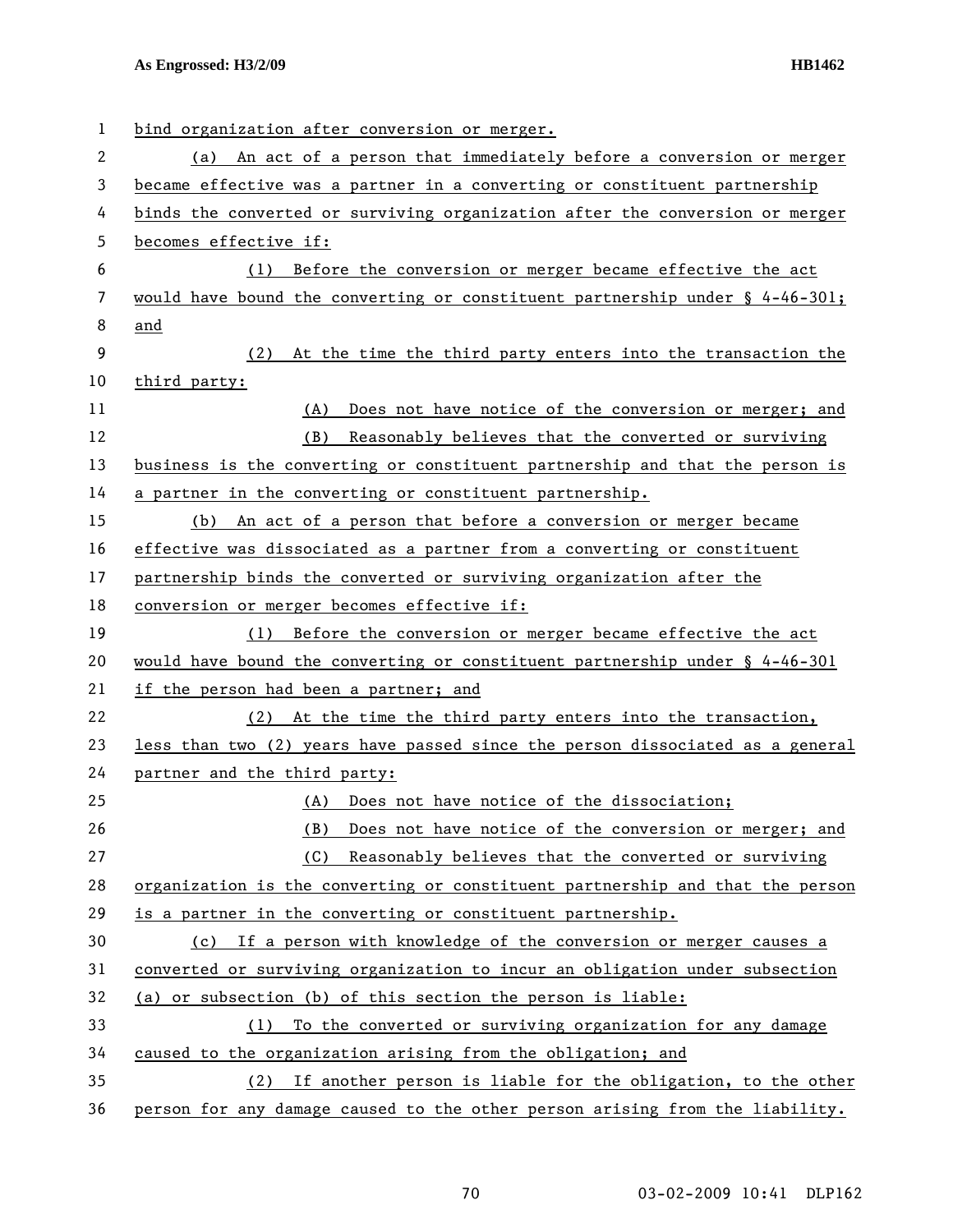bind organization after conversion or merger.

(a) An act of a person that immediately before a conversion or merger became effective was a partner in a converting or constituent partnership binds the converted or surviving organization after the conversion or merger becomes effective if:

(1) Before the conversion or merger became effective the act would have bound the converting or constituent partnership under § 4-46-301; and

(2) At the time the third party enters into the transaction the third party:

(A) Does not have notice of the conversion or merger; and

(B) Reasonably believes that the converted or surviving business is the converting or constituent partnership and that the person is a partner in the converting or constituent partnership.

(b) An act of a person that before a conversion or merger became effective was dissociated as a partner from a converting or constituent partnership binds the converted or surviving organization after the conversion or merger becomes effective if:

(1) Before the conversion or merger became effective the act would have bound the converting or constituent partnership under § 4-46-301 if the person had been a partner; and

(2) At the time the third party enters into the transaction, less than two (2) years have passed since the person dissociated as a general partner and the third party:

(A) Does not have notice of the dissociation;

(B) Does not have notice of the conversion or merger; and

(C) Reasonably believes that the converted or surviving organization is the converting or constituent partnership and that the person is a partner in the converting or constituent partnership.

(c) If a person with knowledge of the conversion or merger causes a converted or surviving organization to incur an obligation under subsection (a) or subsection (b) of this section the person is liable:

(1) To the converted or surviving organization for any damage caused to the organization arising from the obligation; and

(2) If another person is liable for the obligation, to the other person for any damage caused to the other person arising from the liability.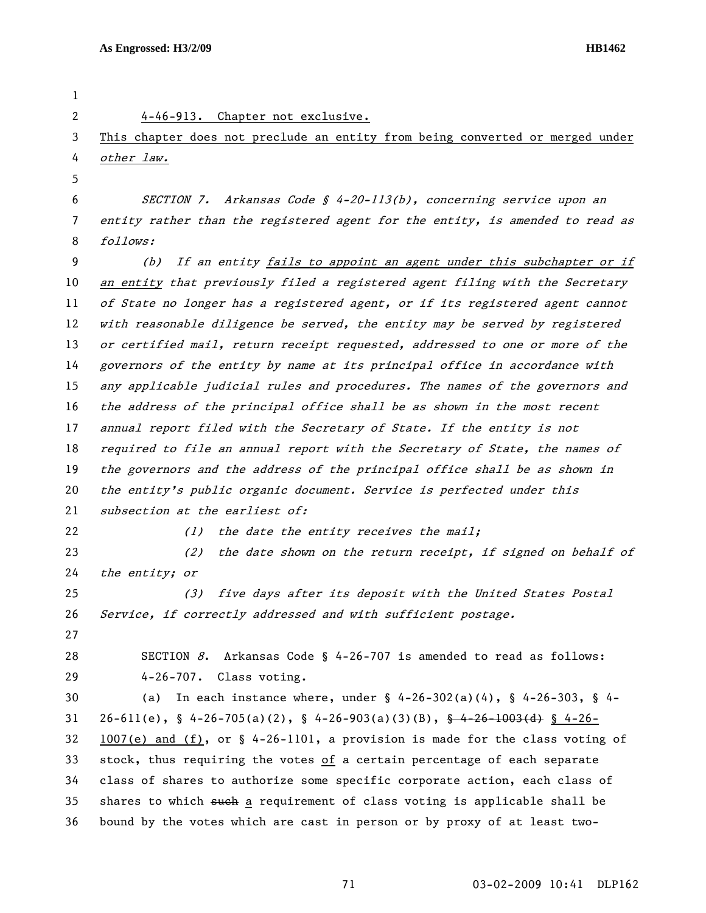4-46-913. Chapter not exclusive.

This chapter does not preclude an entity from being converted or merged under *other law.*

*SECTION 7. Arkansas Code § 4-20-113(b), concerning service upon an entity rather than the registered agent for the entity, is amended to read as follows:*

*(b) If an entity fails to appoint an agent under this subchapter or if an entity that previously filed a registered agent filing with the Secretary of State no longer has a registered agent, or if its registered agent cannot with reasonable diligence be served, the entity may be served by registered or certified mail, return receipt requested, addressed to one or more of the governors of the entity by name at its principal office in accordance with any applicable judicial rules and procedures. The names of the governors and the address of the principal office shall be as shown in the most recent annual report filed with the Secretary of State. If the entity is not required to file an annual report with the Secretary of State, the names of the governors and the address of the principal office shall be as shown in the entity's public organic document. Service is perfected under this subsection at the earliest of:*

*(1) the date the entity receives the mail;*

*(2) the date shown on the return receipt, if signed on behalf of the entity; or*

*(3) five days after its deposit with the United States Postal Service, if correctly addressed and with sufficient postage.*

SECTION *8*. Arkansas Code § 4-26-707 is amended to read as follows:

4-26-707. Class voting.

(a) In each instance where, under § 4-26-302(a)(4), § 4-26-303, § 4-26-611(e), § 4-26-705(a)(2), § 4-26-903(a)(3)(B), ~~§ 4-26-1003(d)~~ § 4-26-1007(e) and (f), or § 4-26-1101, a provision is made for the class voting of stock, thus requiring the votes of a certain percentage of each separate class of shares to authorize some specific corporate action, each class of shares to which ~~such~~ a requirement of class voting is applicable shall be bound by the votes which are cast in person or by proxy of at least two-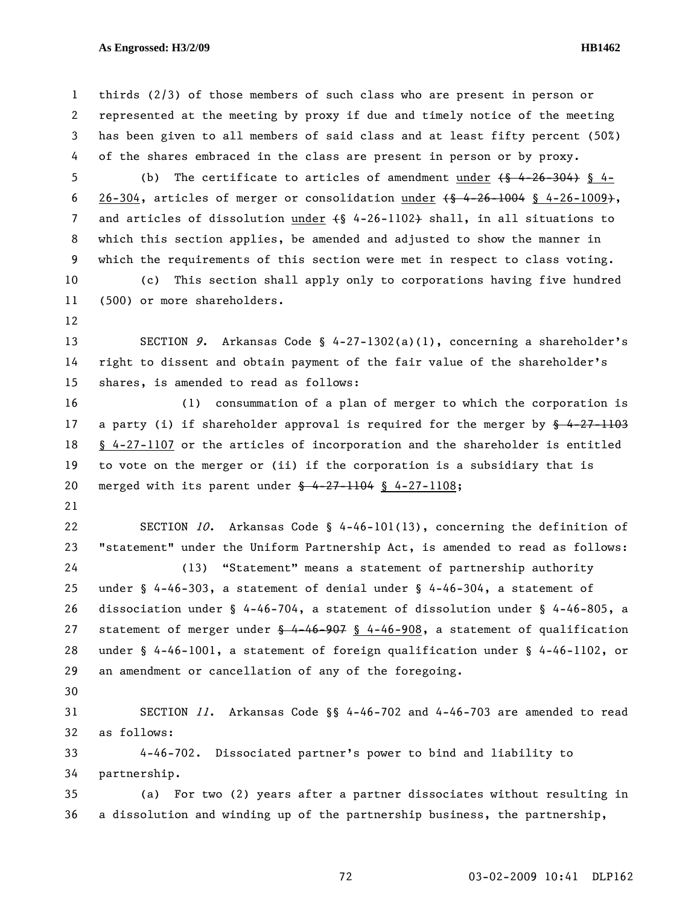thirds (2/3) of those members of such class who are present in person or represented at the meeting by proxy if due and timely notice of the meeting has been given to all members of said class and at least fifty percent (50%) of the shares embraced in the class are present in person or by proxy.

(b) The certificate to articles of amendment under ~~(§ 4-26-304)~~ § 4-26-304, articles of merger or consolidation under ~~(§ 4-26-1004~~ § 4-26-1009~~)~~, and articles of dissolution under ~~(~~§ 4-26-1102~~)~~ shall, in all situations to which this section applies, be amended and adjusted to show the manner in which the requirements of this section were met in respect to class voting.

(c) This section shall apply only to corporations having five hundred (500) or more shareholders.

SECTION *9*. Arkansas Code § 4-27-1302(a)(1), concerning a shareholder's right to dissent and obtain payment of the fair value of the shareholder's shares, is amended to read as follows:

(1) consummation of a plan of merger to which the corporation is a party (i) if shareholder approval is required for the merger by ~~§ 4-27-1103~~ § 4-27-1107 or the articles of incorporation and the shareholder is entitled to vote on the merger or (ii) if the corporation is a subsidiary that is merged with its parent under ~~§ 4-27-1104~~ § 4-27-1108;

SECTION *10*. Arkansas Code § 4-46-101(13), concerning the definition of "statement" under the Uniform Partnership Act, is amended to read as follows:

(13) "Statement" means a statement of partnership authority under § 4-46-303, a statement of denial under § 4-46-304, a statement of dissociation under § 4-46-704, a statement of dissolution under § 4-46-805, a statement of merger under ~~§ 4-46-907~~ § 4-46-908, a statement of qualification under § 4-46-1001, a statement of foreign qualification under § 4-46-1102, or an amendment or cancellation of any of the foregoing.

SECTION *11*. Arkansas Code §§ 4-46-702 and 4-46-703 are amended to read as follows:

4-46-702. Dissociated partner's power to bind and liability to partnership.

(a) For two (2) years after a partner dissociates without resulting in a dissolution and winding up of the partnership business, the partnership,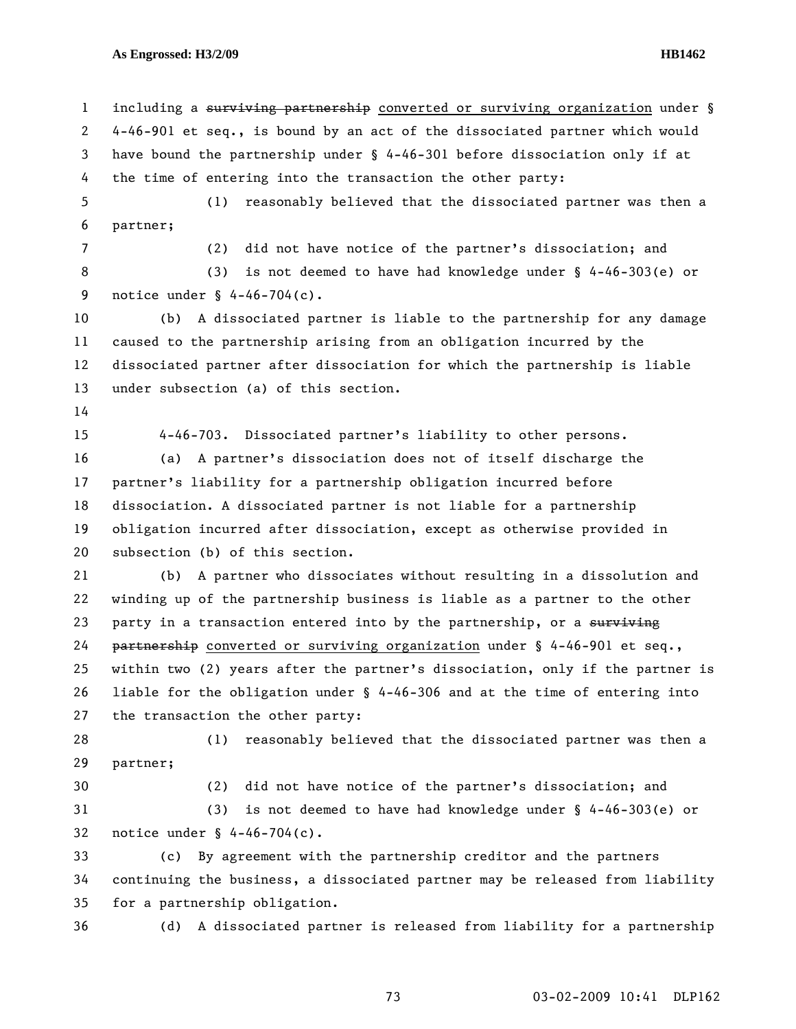including a ~~surviving partnership~~ converted or surviving organization under § 4-46-901 et seq., is bound by an act of the dissociated partner which would have bound the partnership under § 4-46-301 before dissociation only if at the time of entering into the transaction the other party:

(1) reasonably believed that the dissociated partner was then a partner;

(2) did not have notice of the partner's dissociation; and

(3) is not deemed to have had knowledge under § 4-46-303(e) or notice under § 4-46-704(c).

(b) A dissociated partner is liable to the partnership for any damage caused to the partnership arising from an obligation incurred by the dissociated partner after dissociation for which the partnership is liable under subsection (a) of this section.

4-46-703. Dissociated partner's liability to other persons.

(a) A partner's dissociation does not of itself discharge the partner's liability for a partnership obligation incurred before dissociation. A dissociated partner is not liable for a partnership obligation incurred after dissociation, except as otherwise provided in subsection (b) of this section.

(b) A partner who dissociates without resulting in a dissolution and winding up of the partnership business is liable as a partner to the other party in a transaction entered into by the partnership, or a ~~surviving partnership~~ converted or surviving organization under § 4-46-901 et seq., within two (2) years after the partner's dissociation, only if the partner is liable for the obligation under § 4-46-306 and at the time of entering into the transaction the other party:

(1) reasonably believed that the dissociated partner was then a partner;

(2) did not have notice of the partner's dissociation; and

(3) is not deemed to have had knowledge under § 4-46-303(e) or notice under § 4-46-704(c).

(c) By agreement with the partnership creditor and the partners continuing the business, a dissociated partner may be released from liability for a partnership obligation.

(d) A dissociated partner is released from liability for a partnership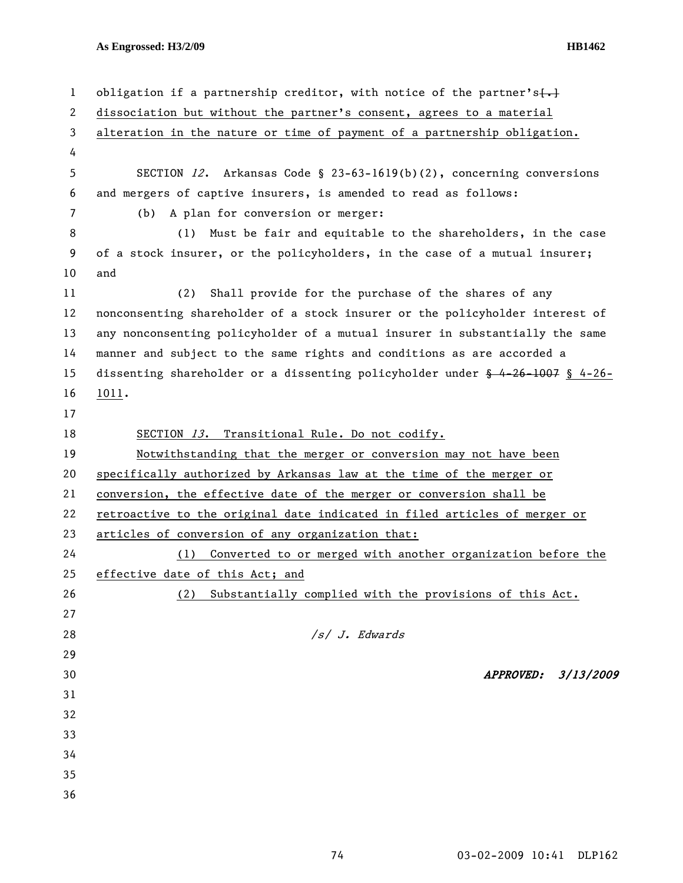obligation if a partnership creditor, with notice of the partner's~~[.]~~ dissociation but without the partner's consent, agrees to a material alteration in the nature or time of payment of a partnership obligation.

SECTION *12*. Arkansas Code § 23-63-1619(b)(2), concerning conversions and mergers of captive insurers, is amended to read as follows:

(b) A plan for conversion or merger:

(1) Must be fair and equitable to the shareholders, in the case of a stock insurer, or the policyholders, in the case of a mutual insurer; and

(2) Shall provide for the purchase of the shares of any nonconsenting shareholder of a stock insurer or the policyholder interest of any nonconsenting policyholder of a mutual insurer in substantially the same manner and subject to the same rights and conditions as are accorded a dissenting shareholder or a dissenting policyholder under ~~§ 4-26-1007~~ § 4-26-1011.

SECTION *13*. Transitional Rule. Do not codify.

Notwithstanding that the merger or conversion may not have been specifically authorized by Arkansas law at the time of the merger or conversion, the effective date of the merger or conversion shall be retroactive to the original date indicated in filed articles of merger or articles of conversion of any organization that:

(1) Converted to or merged with another organization before the effective date of this Act; and

(2) Substantially complied with the provisions of this Act.

*/s/ J. Edwards*

***APPROVED: 3/13/2009***